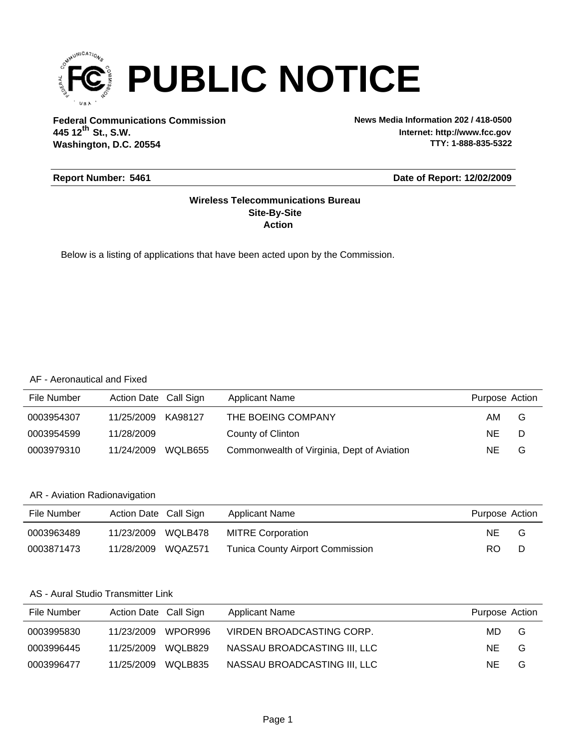# PUBLIC NOTICE

**Federal Communications Commission**
**445 12th St., S.W.**
**Washington, D.C. 20554**

**News Media Information 202 / 418-0500**
**Internet: http://www.fcc.gov**
**TTY: 1-888-835-5322**

**Report Number: 5461**

**Date of Report: 12/02/2009**

**Wireless Telecommunications Bureau**
**Site-By-Site**
**Action**

Below is a listing of applications that have been acted upon by the Commission.

AF - Aeronautical and Fixed

| File Number | Action Date | Call Sign | Applicant Name | Purpose | Action |
|---|---|---|---|---|---|
| 0003954307 | 11/25/2009 | KA98127 | THE BOEING COMPANY | AM | G |
| 0003954599 | 11/28/2009 | | County of Clinton | NE | D |
| 0003979310 | 11/24/2009 | WQLB655 | Commonwealth of Virginia, Dept of Aviation | NE | G |

AR - Aviation Radionavigation

| File Number | Action Date | Call Sign | Applicant Name | Purpose | Action |
|---|---|---|---|---|---|
| 0003963489 | 11/23/2009 | WQLB478 | MITRE Corporation | NE | G |
| 0003871473 | 11/28/2009 | WQAZ571 | Tunica County Airport Commission | RO | D |

AS - Aural Studio Transmitter Link

| File Number | Action Date | Call Sign | Applicant Name | Purpose | Action |
|---|---|---|---|---|---|
| 0003995830 | 11/23/2009 | WPOR996 | VIRDEN BROADCASTING CORP. | MD | G |
| 0003996445 | 11/25/2009 | WQLB829 | NASSAU BROADCASTING III, LLC | NE | G |
| 0003996477 | 11/25/2009 | WQLB835 | NASSAU BROADCASTING III, LLC | NE | G |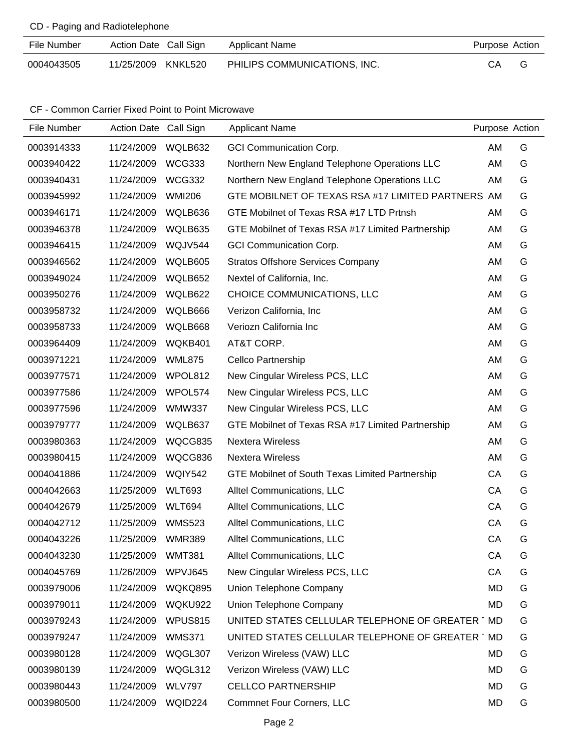## CD - Paging and Radiotelephone

| File Number | Action Date | Call Sign | Applicant Name | Purpose | Action |
|---|---|---|---|---|---|
| 0004043505 | 11/25/2009 | KNKL520 | PHILIPS COMMUNICATIONS, INC. | CA | G |

## CF - Common Carrier Fixed Point to Point Microwave

| File Number | Action Date | Call Sign | Applicant Name | Purpose | Action |
|---|---|---|---|---|---|
| 0003914333 | 11/24/2009 | WQLB632 | GCI Communication Corp. | AM | G |
| 0003940422 | 11/24/2009 | WCG333 | Northern New England Telephone Operations LLC | AM | G |
| 0003940431 | 11/24/2009 | WCG332 | Northern New England Telephone Operations LLC | AM | G |
| 0003945992 | 11/24/2009 | WMI206 | GTE MOBILNET OF TEXAS RSA #17 LIMITED PARTNERS | AM | G |
| 0003946171 | 11/24/2009 | WQLB636 | GTE Mobilnet of Texas RSA #17 LTD Prtnsh | AM | G |
| 0003946378 | 11/24/2009 | WQLB635 | GTE Mobilnet of Texas RSA #17 Limited Partnership | AM | G |
| 0003946415 | 11/24/2009 | WQJV544 | GCI Communication Corp. | AM | G |
| 0003946562 | 11/24/2009 | WQLB605 | Stratos Offshore Services Company | AM | G |
| 0003949024 | 11/24/2009 | WQLB652 | Nextel of California, Inc. | AM | G |
| 0003950276 | 11/24/2009 | WQLB622 | CHOICE COMMUNICATIONS, LLC | AM | G |
| 0003958732 | 11/24/2009 | WQLB666 | Verizon California, Inc | AM | G |
| 0003958733 | 11/24/2009 | WQLB668 | Veriozn California Inc | AM | G |
| 0003964409 | 11/24/2009 | WQKB401 | AT&T CORP. | AM | G |
| 0003971221 | 11/24/2009 | WML875 | Cellco Partnership | AM | G |
| 0003977571 | 11/24/2009 | WPOL812 | New Cingular Wireless PCS, LLC | AM | G |
| 0003977586 | 11/24/2009 | WPOL574 | New Cingular Wireless PCS, LLC | AM | G |
| 0003977596 | 11/24/2009 | WMW337 | New Cingular Wireless PCS, LLC | AM | G |
| 0003979777 | 11/24/2009 | WQLB637 | GTE Mobilnet of Texas RSA #17 Limited Partnership | AM | G |
| 0003980363 | 11/24/2009 | WQCG835 | Nextera Wireless | AM | G |
| 0003980415 | 11/24/2009 | WQCG836 | Nextera Wireless | AM | G |
| 0004041886 | 11/24/2009 | WQIY542 | GTE Mobilnet of South Texas Limited Partnership | CA | G |
| 0004042663 | 11/25/2009 | WLT693 | Alltel Communications, LLC | CA | G |
| 0004042679 | 11/25/2009 | WLT694 | Alltel Communications, LLC | CA | G |
| 0004042712 | 11/25/2009 | WMS523 | Alltel Communications, LLC | CA | G |
| 0004043226 | 11/25/2009 | WMR389 | Alltel Communications, LLC | CA | G |
| 0004043230 | 11/25/2009 | WMT381 | Alltel Communications, LLC | CA | G |
| 0004045769 | 11/26/2009 | WPVJ645 | New Cingular Wireless PCS, LLC | CA | G |
| 0003979006 | 11/24/2009 | WQKQ895 | Union Telephone Company | MD | G |
| 0003979011 | 11/24/2009 | WQKU922 | Union Telephone Company | MD | G |
| 0003979243 | 11/24/2009 | WPUS815 | UNITED STATES CELLULAR TELEPHONE OF GREATER T | MD | G |
| 0003979247 | 11/24/2009 | WMS371 | UNITED STATES CELLULAR TELEPHONE OF GREATER T | MD | G |
| 0003980128 | 11/24/2009 | WQGL307 | Verizon Wireless (VAW) LLC | MD | G |
| 0003980139 | 11/24/2009 | WQGL312 | Verizon Wireless (VAW) LLC | MD | G |
| 0003980443 | 11/24/2009 | WLV797 | CELLCO PARTNERSHIP | MD | G |
| 0003980500 | 11/24/2009 | WQID224 | Commnet Four Corners, LLC | MD | G |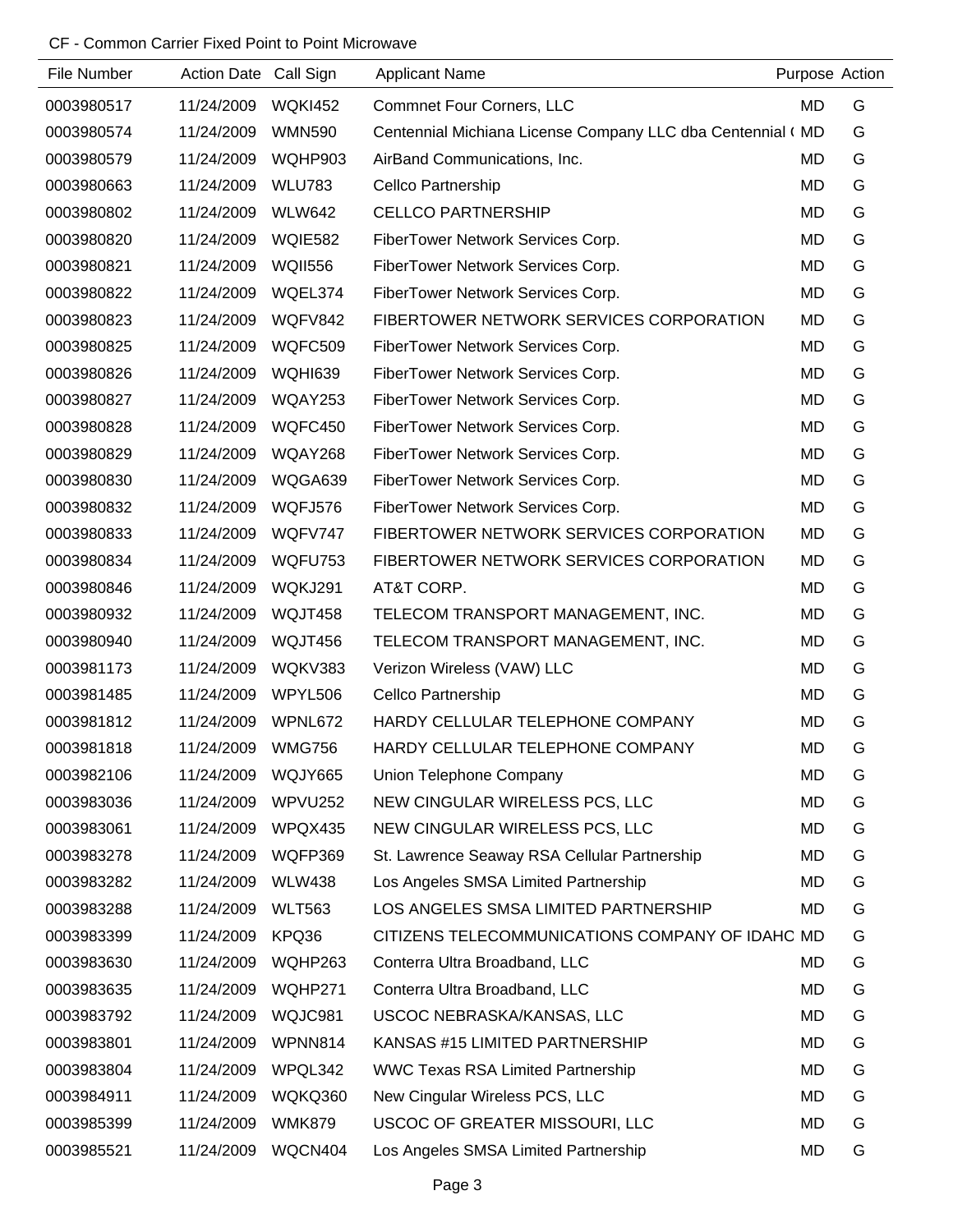CF - Common Carrier Fixed Point to Point Microwave

| File Number | Action Date | Call Sign | Applicant Name | Purpose | Action |
|---|---|---|---|---|---|
| 0003980517 | 11/24/2009 | WQKI452 | Commnet Four Corners, LLC | MD | G |
| 0003980574 | 11/24/2009 | WMN590 | Centennial Michiana License Company LLC dba Centennial ( | MD | G |
| 0003980579 | 11/24/2009 | WQHP903 | AirBand Communications, Inc. | MD | G |
| 0003980663 | 11/24/2009 | WLU783 | Cellco Partnership | MD | G |
| 0003980802 | 11/24/2009 | WLW642 | CELLCO PARTNERSHIP | MD | G |
| 0003980820 | 11/24/2009 | WQIE582 | FiberTower Network Services Corp. | MD | G |
| 0003980821 | 11/24/2009 | WQII556 | FiberTower Network Services Corp. | MD | G |
| 0003980822 | 11/24/2009 | WQEL374 | FiberTower Network Services Corp. | MD | G |
| 0003980823 | 11/24/2009 | WQFV842 | FIBERTOWER NETWORK SERVICES CORPORATION | MD | G |
| 0003980825 | 11/24/2009 | WQFC509 | FiberTower Network Services Corp. | MD | G |
| 0003980826 | 11/24/2009 | WQHI639 | FiberTower Network Services Corp. | MD | G |
| 0003980827 | 11/24/2009 | WQAY253 | FiberTower Network Services Corp. | MD | G |
| 0003980828 | 11/24/2009 | WQFC450 | FiberTower Network Services Corp. | MD | G |
| 0003980829 | 11/24/2009 | WQAY268 | FiberTower Network Services Corp. | MD | G |
| 0003980830 | 11/24/2009 | WQGA639 | FiberTower Network Services Corp. | MD | G |
| 0003980832 | 11/24/2009 | WQFJ576 | FiberTower Network Services Corp. | MD | G |
| 0003980833 | 11/24/2009 | WQFV747 | FIBERTOWER NETWORK SERVICES CORPORATION | MD | G |
| 0003980834 | 11/24/2009 | WQFU753 | FIBERTOWER NETWORK SERVICES CORPORATION | MD | G |
| 0003980846 | 11/24/2009 | WQKJ291 | AT&T CORP. | MD | G |
| 0003980932 | 11/24/2009 | WQJT458 | TELECOM TRANSPORT MANAGEMENT, INC. | MD | G |
| 0003980940 | 11/24/2009 | WQJT456 | TELECOM TRANSPORT MANAGEMENT, INC. | MD | G |
| 0003981173 | 11/24/2009 | WQKV383 | Verizon Wireless (VAW) LLC | MD | G |
| 0003981485 | 11/24/2009 | WPYL506 | Cellco Partnership | MD | G |
| 0003981812 | 11/24/2009 | WPNL672 | HARDY CELLULAR TELEPHONE COMPANY | MD | G |
| 0003981818 | 11/24/2009 | WMG756 | HARDY CELLULAR TELEPHONE COMPANY | MD | G |
| 0003982106 | 11/24/2009 | WQJY665 | Union Telephone Company | MD | G |
| 0003983036 | 11/24/2009 | WPVU252 | NEW CINGULAR WIRELESS PCS, LLC | MD | G |
| 0003983061 | 11/24/2009 | WPQX435 | NEW CINGULAR WIRELESS PCS, LLC | MD | G |
| 0003983278 | 11/24/2009 | WQFP369 | St. Lawrence Seaway RSA Cellular Partnership | MD | G |
| 0003983282 | 11/24/2009 | WLW438 | Los Angeles SMSA Limited Partnership | MD | G |
| 0003983288 | 11/24/2009 | WLT563 | LOS ANGELES SMSA LIMITED PARTNERSHIP | MD | G |
| 0003983399 | 11/24/2009 | KPQ36 | CITIZENS TELECOMMUNICATIONS COMPANY OF IDAHC | MD | G |
| 0003983630 | 11/24/2009 | WQHP263 | Conterra Ultra Broadband, LLC | MD | G |
| 0003983635 | 11/24/2009 | WQHP271 | Conterra Ultra Broadband, LLC | MD | G |
| 0003983792 | 11/24/2009 | WQJC981 | USCOC NEBRASKA/KANSAS, LLC | MD | G |
| 0003983801 | 11/24/2009 | WPNN814 | KANSAS #15 LIMITED PARTNERSHIP | MD | G |
| 0003983804 | 11/24/2009 | WPQL342 | WWC Texas RSA Limited Partnership | MD | G |
| 0003984911 | 11/24/2009 | WQKQ360 | New Cingular Wireless PCS, LLC | MD | G |
| 0003985399 | 11/24/2009 | WMK879 | USCOC OF GREATER MISSOURI, LLC | MD | G |
| 0003985521 | 11/24/2009 | WQCN404 | Los Angeles SMSA Limited Partnership | MD | G |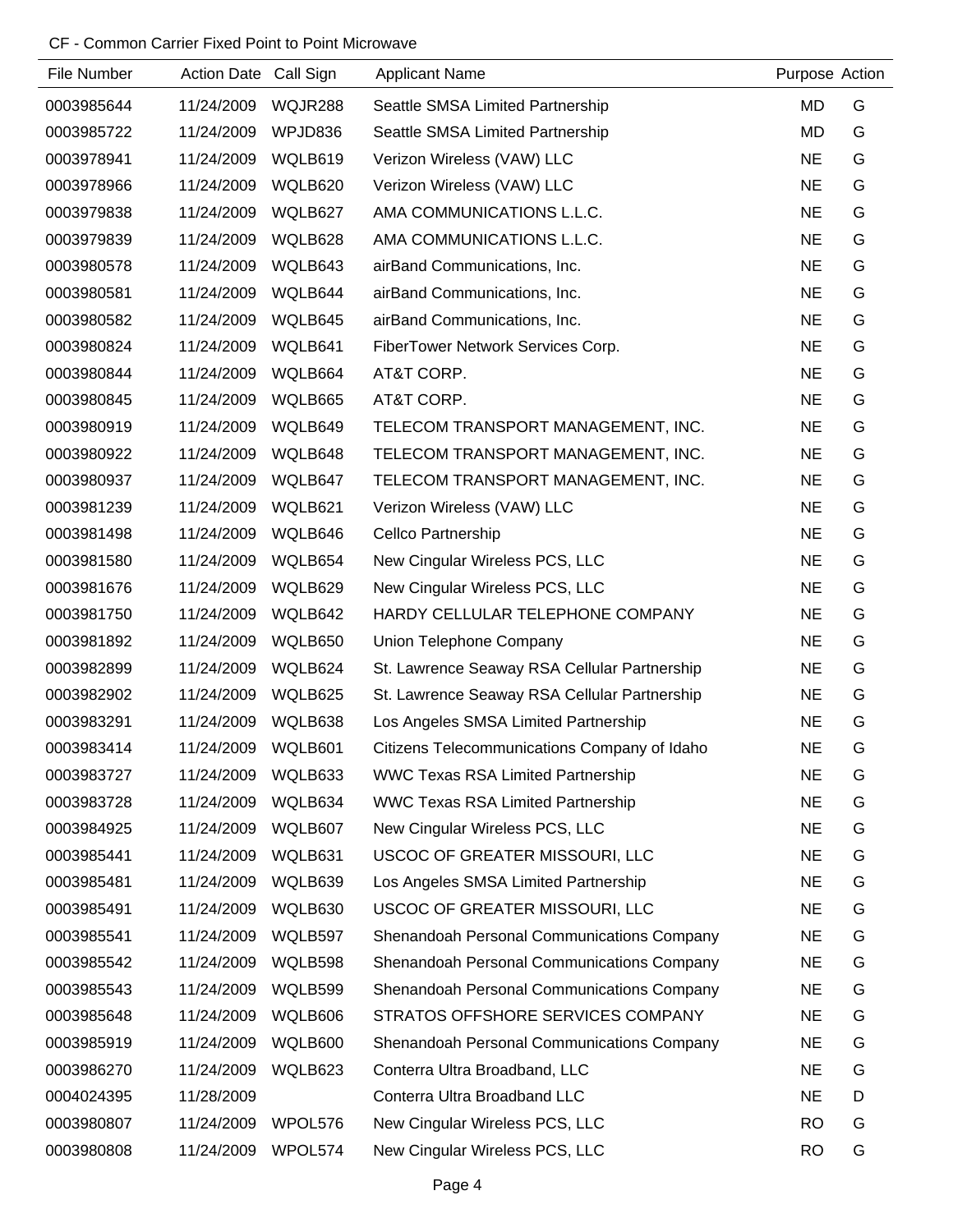CF - Common Carrier Fixed Point to Point Microwave

| File Number | Action Date | Call Sign | Applicant Name | Purpose | Action |
|---|---|---|---|---|---|
| 0003985644 | 11/24/2009 | WQJR288 | Seattle SMSA Limited Partnership | MD | G |
| 0003985722 | 11/24/2009 | WPJD836 | Seattle SMSA Limited Partnership | MD | G |
| 0003978941 | 11/24/2009 | WQLB619 | Verizon Wireless (VAW) LLC | NE | G |
| 0003978966 | 11/24/2009 | WQLB620 | Verizon Wireless (VAW) LLC | NE | G |
| 0003979838 | 11/24/2009 | WQLB627 | AMA COMMUNICATIONS L.L.C. | NE | G |
| 0003979839 | 11/24/2009 | WQLB628 | AMA COMMUNICATIONS L.L.C. | NE | G |
| 0003980578 | 11/24/2009 | WQLB643 | airBand Communications, Inc. | NE | G |
| 0003980581 | 11/24/2009 | WQLB644 | airBand Communications, Inc. | NE | G |
| 0003980582 | 11/24/2009 | WQLB645 | airBand Communications, Inc. | NE | G |
| 0003980824 | 11/24/2009 | WQLB641 | FiberTower Network Services Corp. | NE | G |
| 0003980844 | 11/24/2009 | WQLB664 | AT&T CORP. | NE | G |
| 0003980845 | 11/24/2009 | WQLB665 | AT&T CORP. | NE | G |
| 0003980919 | 11/24/2009 | WQLB649 | TELECOM TRANSPORT MANAGEMENT, INC. | NE | G |
| 0003980922 | 11/24/2009 | WQLB648 | TELECOM TRANSPORT MANAGEMENT, INC. | NE | G |
| 0003980937 | 11/24/2009 | WQLB647 | TELECOM TRANSPORT MANAGEMENT, INC. | NE | G |
| 0003981239 | 11/24/2009 | WQLB621 | Verizon Wireless (VAW) LLC | NE | G |
| 0003981498 | 11/24/2009 | WQLB646 | Cellco Partnership | NE | G |
| 0003981580 | 11/24/2009 | WQLB654 | New Cingular Wireless PCS, LLC | NE | G |
| 0003981676 | 11/24/2009 | WQLB629 | New Cingular Wireless PCS, LLC | NE | G |
| 0003981750 | 11/24/2009 | WQLB642 | HARDY CELLULAR TELEPHONE COMPANY | NE | G |
| 0003981892 | 11/24/2009 | WQLB650 | Union Telephone Company | NE | G |
| 0003982899 | 11/24/2009 | WQLB624 | St. Lawrence Seaway RSA Cellular Partnership | NE | G |
| 0003982902 | 11/24/2009 | WQLB625 | St. Lawrence Seaway RSA Cellular Partnership | NE | G |
| 0003983291 | 11/24/2009 | WQLB638 | Los Angeles SMSA Limited Partnership | NE | G |
| 0003983414 | 11/24/2009 | WQLB601 | Citizens Telecommunications Company of Idaho | NE | G |
| 0003983727 | 11/24/2009 | WQLB633 | WWC Texas RSA Limited Partnership | NE | G |
| 0003983728 | 11/24/2009 | WQLB634 | WWC Texas RSA Limited Partnership | NE | G |
| 0003984925 | 11/24/2009 | WQLB607 | New Cingular Wireless PCS, LLC | NE | G |
| 0003985441 | 11/24/2009 | WQLB631 | USCOC OF GREATER MISSOURI, LLC | NE | G |
| 0003985481 | 11/24/2009 | WQLB639 | Los Angeles SMSA Limited Partnership | NE | G |
| 0003985491 | 11/24/2009 | WQLB630 | USCOC OF GREATER MISSOURI, LLC | NE | G |
| 0003985541 | 11/24/2009 | WQLB597 | Shenandoah Personal Communications Company | NE | G |
| 0003985542 | 11/24/2009 | WQLB598 | Shenandoah Personal Communications Company | NE | G |
| 0003985543 | 11/24/2009 | WQLB599 | Shenandoah Personal Communications Company | NE | G |
| 0003985648 | 11/24/2009 | WQLB606 | STRATOS OFFSHORE SERVICES COMPANY | NE | G |
| 0003985919 | 11/24/2009 | WQLB600 | Shenandoah Personal Communications Company | NE | G |
| 0003986270 | 11/24/2009 | WQLB623 | Conterra Ultra Broadband, LLC | NE | G |
| 0004024395 | 11/28/2009 | | Conterra Ultra Broadband LLC | NE | D |
| 0003980807 | 11/24/2009 | WPOL576 | New Cingular Wireless PCS, LLC | RO | G |
| 0003980808 | 11/24/2009 | WPOL574 | New Cingular Wireless PCS, LLC | RO | G |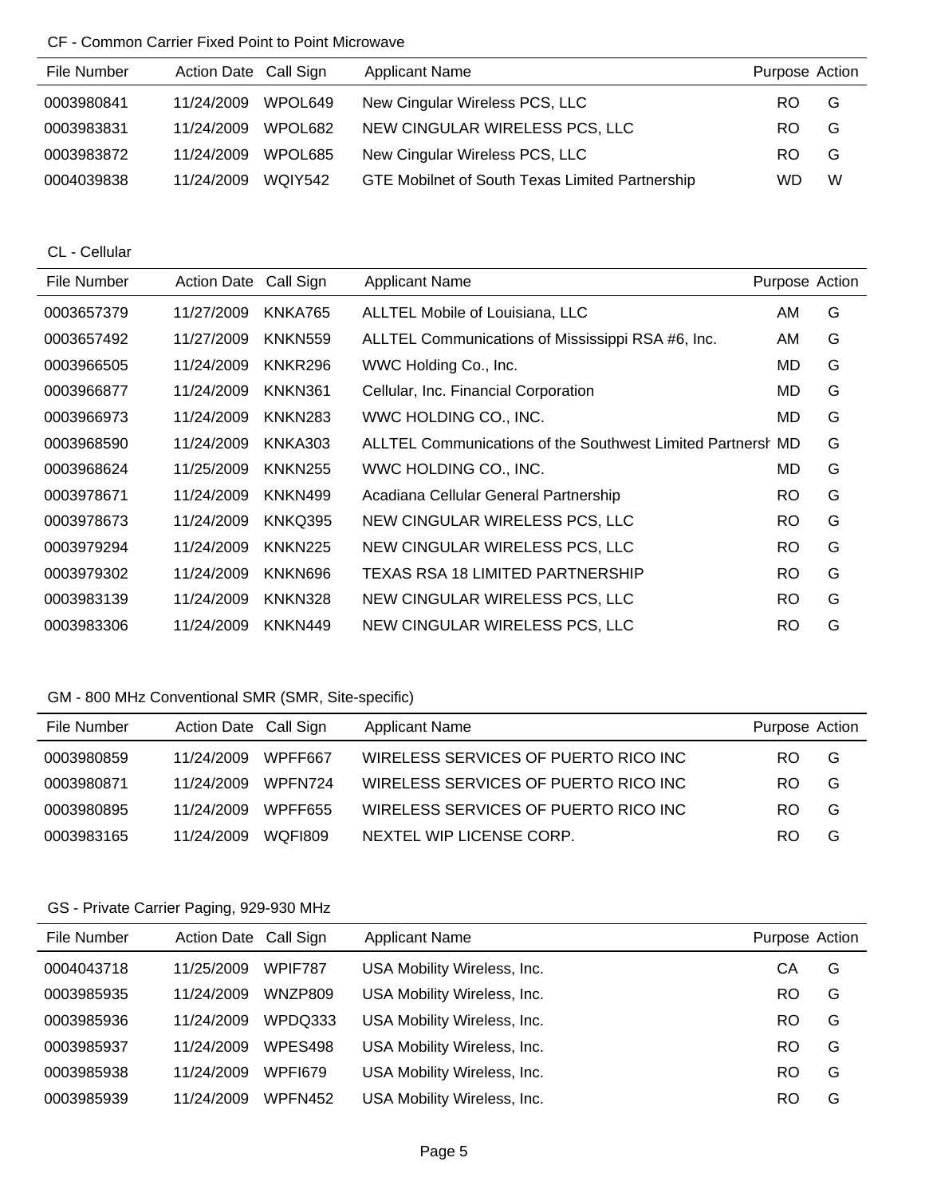CF - Common Carrier Fixed Point to Point Microwave

| File Number | Action Date | Call Sign | Applicant Name | Purpose | Action |
|---|---|---|---|---|---|
| 0003980841 | 11/24/2009 | WPOL649 | New Cingular Wireless PCS, LLC | RO | G |
| 0003983831 | 11/24/2009 | WPOL682 | NEW CINGULAR WIRELESS PCS, LLC | RO | G |
| 0003983872 | 11/24/2009 | WPOL685 | New Cingular Wireless PCS, LLC | RO | G |
| 0004039838 | 11/24/2009 | WQIY542 | GTE Mobilnet of South Texas Limited Partnership | WD | W |

CL - Cellular

| File Number | Action Date | Call Sign | Applicant Name | Purpose | Action |
|---|---|---|---|---|---|
| 0003657379 | 11/27/2009 | KNKA765 | ALLTEL Mobile of Louisiana, LLC | AM | G |
| 0003657492 | 11/27/2009 | KNKN559 | ALLTEL Communications of Mississippi RSA #6, Inc. | AM | G |
| 0003966505 | 11/24/2009 | KNKR296 | WWC Holding Co., Inc. | MD | G |
| 0003966877 | 11/24/2009 | KNKN361 | Cellular, Inc. Financial Corporation | MD | G |
| 0003966973 | 11/24/2009 | KNKN283 | WWC HOLDING CO., INC. | MD | G |
| 0003968590 | 11/24/2009 | KNKA303 | ALLTEL Communications of the Southwest Limited Partnersh | MD | G |
| 0003968624 | 11/25/2009 | KNKN255 | WWC HOLDING CO., INC. | MD | G |
| 0003978671 | 11/24/2009 | KNKN499 | Acadiana Cellular General Partnership | RO | G |
| 0003978673 | 11/24/2009 | KNKQ395 | NEW CINGULAR WIRELESS PCS, LLC | RO | G |
| 0003979294 | 11/24/2009 | KNKN225 | NEW CINGULAR WIRELESS PCS, LLC | RO | G |
| 0003979302 | 11/24/2009 | KNKN696 | TEXAS RSA 18 LIMITED PARTNERSHIP | RO | G |
| 0003983139 | 11/24/2009 | KNKN328 | NEW CINGULAR WIRELESS PCS, LLC | RO | G |
| 0003983306 | 11/24/2009 | KNKN449 | NEW CINGULAR WIRELESS PCS, LLC | RO | G |

GM - 800 MHz Conventional SMR (SMR, Site-specific)

| File Number | Action Date | Call Sign | Applicant Name | Purpose | Action |
|---|---|---|---|---|---|
| 0003980859 | 11/24/2009 | WPFF667 | WIRELESS SERVICES OF PUERTO RICO INC | RO | G |
| 0003980871 | 11/24/2009 | WPFN724 | WIRELESS SERVICES OF PUERTO RICO INC | RO | G |
| 0003980895 | 11/24/2009 | WPFF655 | WIRELESS SERVICES OF PUERTO RICO INC | RO | G |
| 0003983165 | 11/24/2009 | WQFI809 | NEXTEL WIP LICENSE CORP. | RO | G |

GS - Private Carrier Paging, 929-930 MHz

| File Number | Action Date | Call Sign | Applicant Name | Purpose | Action |
|---|---|---|---|---|---|
| 0004043718 | 11/25/2009 | WPIF787 | USA Mobility Wireless, Inc. | CA | G |
| 0003985935 | 11/24/2009 | WNZP809 | USA Mobility Wireless, Inc. | RO | G |
| 0003985936 | 11/24/2009 | WPDQ333 | USA Mobility Wireless, Inc. | RO | G |
| 0003985937 | 11/24/2009 | WPES498 | USA Mobility Wireless, Inc. | RO | G |
| 0003985938 | 11/24/2009 | WPFI679 | USA Mobility Wireless, Inc. | RO | G |
| 0003985939 | 11/24/2009 | WPFN452 | USA Mobility Wireless, Inc. | RO | G |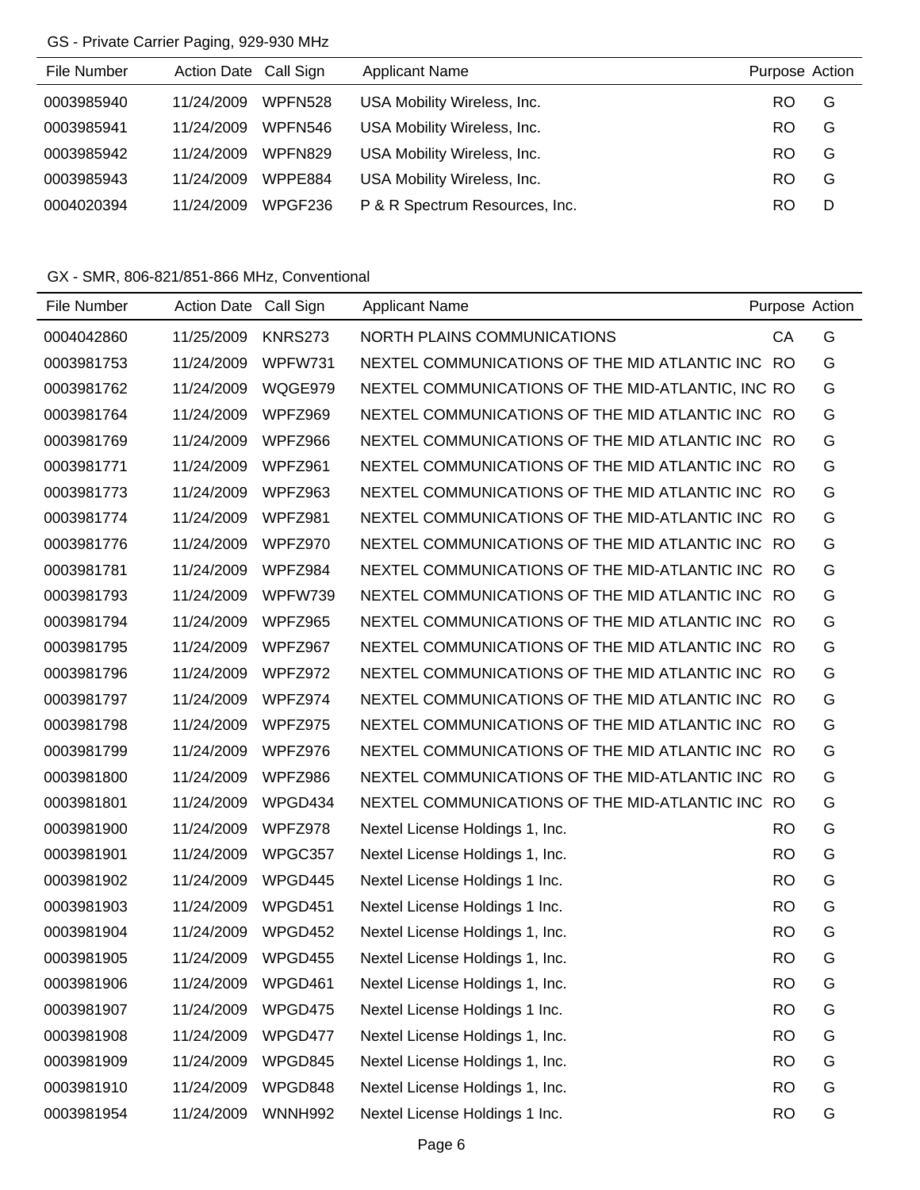GS - Private Carrier Paging, 929-930 MHz

| File Number | Action Date | Call Sign | Applicant Name | Purpose | Action |
|---|---|---|---|---|---|
| 0003985940 | 11/24/2009 | WPFN528 | USA Mobility Wireless, Inc. | RO | G |
| 0003985941 | 11/24/2009 | WPFN546 | USA Mobility Wireless, Inc. | RO | G |
| 0003985942 | 11/24/2009 | WPFN829 | USA Mobility Wireless, Inc. | RO | G |
| 0003985943 | 11/24/2009 | WPPE884 | USA Mobility Wireless, Inc. | RO | G |
| 0004020394 | 11/24/2009 | WPGF236 | P & R Spectrum Resources, Inc. | RO | D |

GX - SMR, 806-821/851-866 MHz, Conventional

| File Number | Action Date | Call Sign | Applicant Name | Purpose | Action |
|---|---|---|---|---|---|
| 0004042860 | 11/25/2009 | KNRS273 | NORTH PLAINS COMMUNICATIONS | CA | G |
| 0003981753 | 11/24/2009 | WPFW731 | NEXTEL COMMUNICATIONS OF THE MID ATLANTIC INC | RO | G |
| 0003981762 | 11/24/2009 | WQGE979 | NEXTEL COMMUNICATIONS OF THE MID-ATLANTIC, INC | RO | G |
| 0003981764 | 11/24/2009 | WPFZ969 | NEXTEL COMMUNICATIONS OF THE MID ATLANTIC INC | RO | G |
| 0003981769 | 11/24/2009 | WPFZ966 | NEXTEL COMMUNICATIONS OF THE MID ATLANTIC INC | RO | G |
| 0003981771 | 11/24/2009 | WPFZ961 | NEXTEL COMMUNICATIONS OF THE MID ATLANTIC INC | RO | G |
| 0003981773 | 11/24/2009 | WPFZ963 | NEXTEL COMMUNICATIONS OF THE MID ATLANTIC INC | RO | G |
| 0003981774 | 11/24/2009 | WPFZ981 | NEXTEL COMMUNICATIONS OF THE MID-ATLANTIC INC | RO | G |
| 0003981776 | 11/24/2009 | WPFZ970 | NEXTEL COMMUNICATIONS OF THE MID ATLANTIC INC | RO | G |
| 0003981781 | 11/24/2009 | WPFZ984 | NEXTEL COMMUNICATIONS OF THE MID-ATLANTIC INC | RO | G |
| 0003981793 | 11/24/2009 | WPFW739 | NEXTEL COMMUNICATIONS OF THE MID ATLANTIC INC | RO | G |
| 0003981794 | 11/24/2009 | WPFZ965 | NEXTEL COMMUNICATIONS OF THE MID ATLANTIC INC | RO | G |
| 0003981795 | 11/24/2009 | WPFZ967 | NEXTEL COMMUNICATIONS OF THE MID ATLANTIC INC | RO | G |
| 0003981796 | 11/24/2009 | WPFZ972 | NEXTEL COMMUNICATIONS OF THE MID ATLANTIC INC | RO | G |
| 0003981797 | 11/24/2009 | WPFZ974 | NEXTEL COMMUNICATIONS OF THE MID ATLANTIC INC | RO | G |
| 0003981798 | 11/24/2009 | WPFZ975 | NEXTEL COMMUNICATIONS OF THE MID ATLANTIC INC | RO | G |
| 0003981799 | 11/24/2009 | WPFZ976 | NEXTEL COMMUNICATIONS OF THE MID ATLANTIC INC | RO | G |
| 0003981800 | 11/24/2009 | WPFZ986 | NEXTEL COMMUNICATIONS OF THE MID-ATLANTIC INC | RO | G |
| 0003981801 | 11/24/2009 | WPGD434 | NEXTEL COMMUNICATIONS OF THE MID-ATLANTIC INC | RO | G |
| 0003981900 | 11/24/2009 | WPFZ978 | Nextel License Holdings 1, Inc. | RO | G |
| 0003981901 | 11/24/2009 | WPGC357 | Nextel License Holdings 1, Inc. | RO | G |
| 0003981902 | 11/24/2009 | WPGD445 | Nextel License Holdings 1 Inc. | RO | G |
| 0003981903 | 11/24/2009 | WPGD451 | Nextel License Holdings 1 Inc. | RO | G |
| 0003981904 | 11/24/2009 | WPGD452 | Nextel License Holdings 1, Inc. | RO | G |
| 0003981905 | 11/24/2009 | WPGD455 | Nextel License Holdings 1, Inc. | RO | G |
| 0003981906 | 11/24/2009 | WPGD461 | Nextel License Holdings 1, Inc. | RO | G |
| 0003981907 | 11/24/2009 | WPGD475 | Nextel License Holdings 1 Inc. | RO | G |
| 0003981908 | 11/24/2009 | WPGD477 | Nextel License Holdings 1, Inc. | RO | G |
| 0003981909 | 11/24/2009 | WPGD845 | Nextel License Holdings 1, Inc. | RO | G |
| 0003981910 | 11/24/2009 | WPGD848 | Nextel License Holdings 1, Inc. | RO | G |
| 0003981954 | 11/24/2009 | WNNH992 | Nextel License Holdings 1 Inc. | RO | G |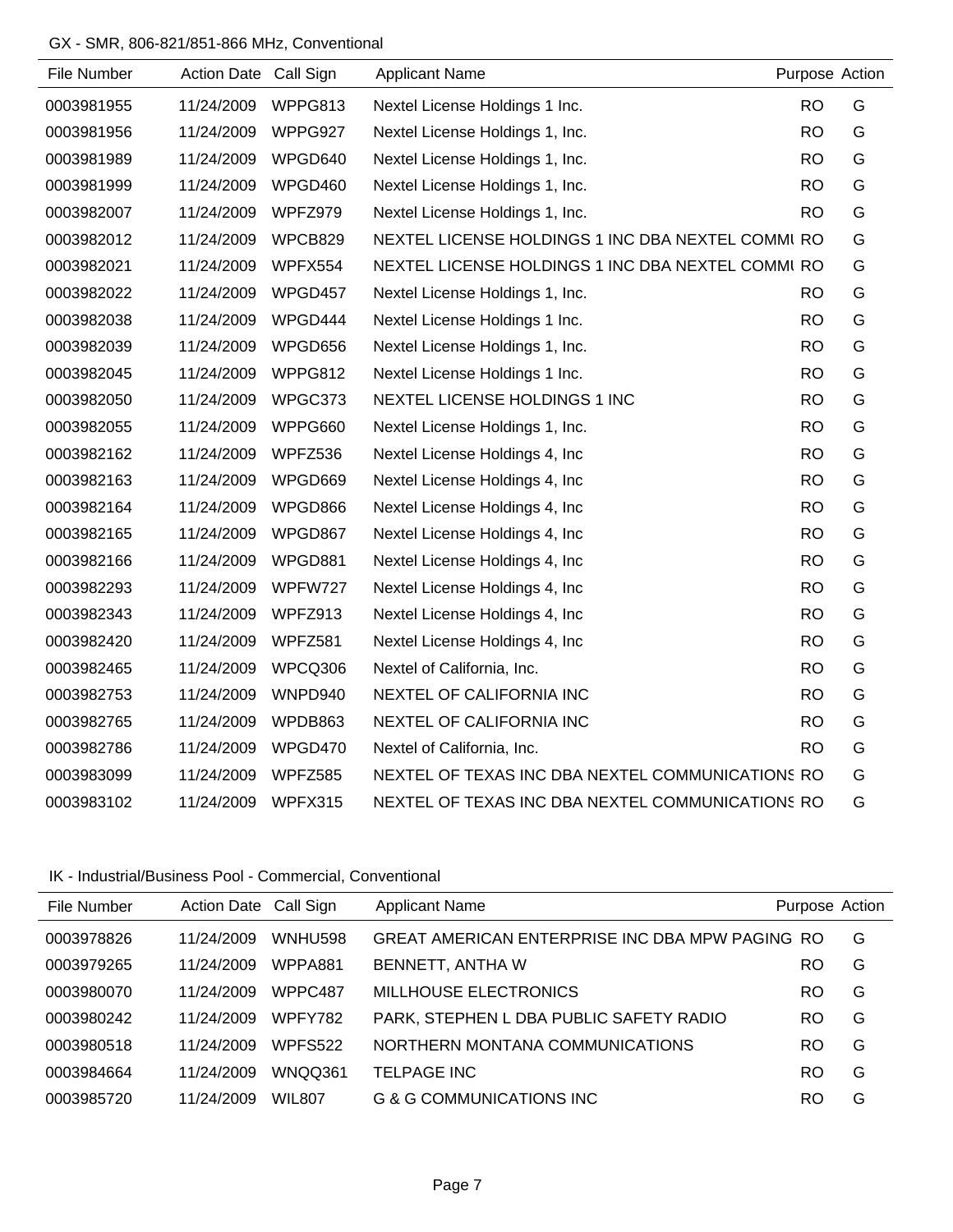GX - SMR, 806-821/851-866 MHz, Conventional

| File Number | Action Date | Call Sign | Applicant Name | Purpose | Action |
|---|---|---|---|---|---|
| 0003981955 | 11/24/2009 | WPPG813 | Nextel License Holdings 1 Inc. | RO | G |
| 0003981956 | 11/24/2009 | WPPG927 | Nextel License Holdings 1, Inc. | RO | G |
| 0003981989 | 11/24/2009 | WPGD640 | Nextel License Holdings 1, Inc. | RO | G |
| 0003981999 | 11/24/2009 | WPGD460 | Nextel License Holdings 1, Inc. | RO | G |
| 0003982007 | 11/24/2009 | WPFZ979 | Nextel License Holdings 1, Inc. | RO | G |
| 0003982012 | 11/24/2009 | WPCB829 | NEXTEL LICENSE HOLDINGS 1 INC DBA NEXTEL COMMU | RO | G |
| 0003982021 | 11/24/2009 | WPFX554 | NEXTEL LICENSE HOLDINGS 1 INC DBA NEXTEL COMMU | RO | G |
| 0003982022 | 11/24/2009 | WPGD457 | Nextel License Holdings 1, Inc. | RO | G |
| 0003982038 | 11/24/2009 | WPGD444 | Nextel License Holdings 1 Inc. | RO | G |
| 0003982039 | 11/24/2009 | WPGD656 | Nextel License Holdings 1, Inc. | RO | G |
| 0003982045 | 11/24/2009 | WPPG812 | Nextel License Holdings 1 Inc. | RO | G |
| 0003982050 | 11/24/2009 | WPGC373 | NEXTEL LICENSE HOLDINGS 1 INC | RO | G |
| 0003982055 | 11/24/2009 | WPPG660 | Nextel License Holdings 1, Inc. | RO | G |
| 0003982162 | 11/24/2009 | WPFZ536 | Nextel License Holdings 4, Inc | RO | G |
| 0003982163 | 11/24/2009 | WPGD669 | Nextel License Holdings 4, Inc | RO | G |
| 0003982164 | 11/24/2009 | WPGD866 | Nextel License Holdings 4, Inc | RO | G |
| 0003982165 | 11/24/2009 | WPGD867 | Nextel License Holdings 4, Inc | RO | G |
| 0003982166 | 11/24/2009 | WPGD881 | Nextel License Holdings 4, Inc | RO | G |
| 0003982293 | 11/24/2009 | WPFW727 | Nextel License Holdings 4, Inc | RO | G |
| 0003982343 | 11/24/2009 | WPFZ913 | Nextel License Holdings 4, Inc | RO | G |
| 0003982420 | 11/24/2009 | WPFZ581 | Nextel License Holdings 4, Inc | RO | G |
| 0003982465 | 11/24/2009 | WPCQ306 | Nextel of California, Inc. | RO | G |
| 0003982753 | 11/24/2009 | WNPD940 | NEXTEL OF CALIFORNIA INC | RO | G |
| 0003982765 | 11/24/2009 | WPDB863 | NEXTEL OF CALIFORNIA INC | RO | G |
| 0003982786 | 11/24/2009 | WPGD470 | Nextel of California, Inc. | RO | G |
| 0003983099 | 11/24/2009 | WPFZ585 | NEXTEL OF TEXAS INC DBA NEXTEL COMMUNICATIONS | RO | G |
| 0003983102 | 11/24/2009 | WPFX315 | NEXTEL OF TEXAS INC DBA NEXTEL COMMUNICATIONS | RO | G |

IK - Industrial/Business Pool - Commercial, Conventional

| File Number | Action Date | Call Sign | Applicant Name | Purpose | Action |
|---|---|---|---|---|---|
| 0003978826 | 11/24/2009 | WNHU598 | GREAT AMERICAN ENTERPRISE INC DBA MPW PAGING | RO | G |
| 0003979265 | 11/24/2009 | WPPA881 | BENNETT, ANTHA W | RO | G |
| 0003980070 | 11/24/2009 | WPPC487 | MILLHOUSE ELECTRONICS | RO | G |
| 0003980242 | 11/24/2009 | WPFY782 | PARK, STEPHEN L DBA PUBLIC SAFETY RADIO | RO | G |
| 0003980518 | 11/24/2009 | WPFS522 | NORTHERN MONTANA COMMUNICATIONS | RO | G |
| 0003984664 | 11/24/2009 | WNQQ361 | TELPAGE INC | RO | G |
| 0003985720 | 11/24/2009 | WIL807 | G & G COMMUNICATIONS INC | RO | G |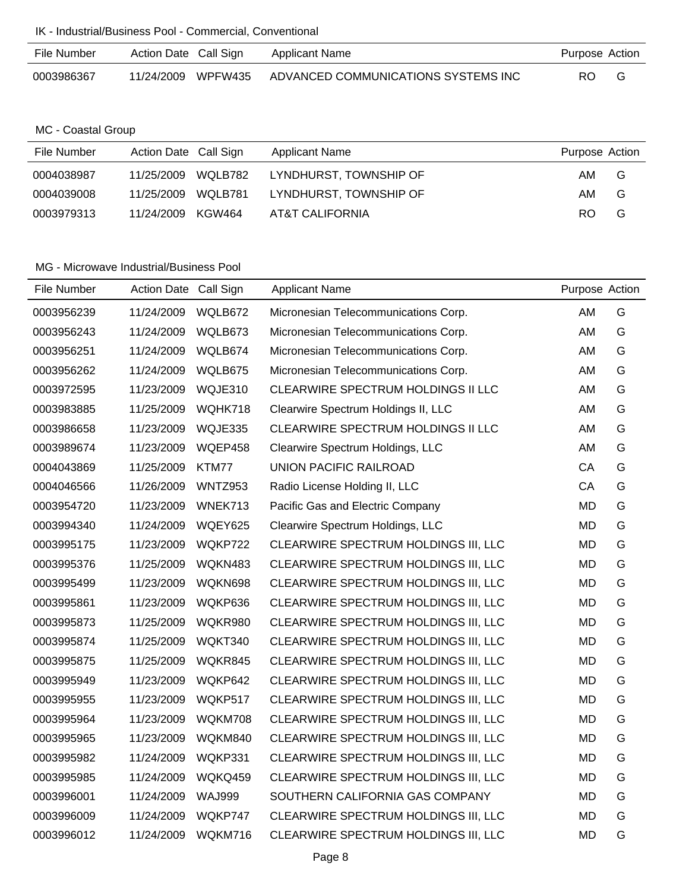IK - Industrial/Business Pool - Commercial, Conventional

| File Number | Action Date | Call Sign | Applicant Name | Purpose | Action |
|---|---|---|---|---|---|
| 0003986367 | 11/24/2009 | WPFW435 | ADVANCED COMMUNICATIONS SYSTEMS INC | RO | G |

MC - Coastal Group

| File Number | Action Date | Call Sign | Applicant Name | Purpose | Action |
|---|---|---|---|---|---|
| 0004038987 | 11/25/2009 | WQLB782 | LYNDHURST, TOWNSHIP OF | AM | G |
| 0004039008 | 11/25/2009 | WQLB781 | LYNDHURST, TOWNSHIP OF | AM | G |
| 0003979313 | 11/24/2009 | KGW464 | AT&T CALIFORNIA | RO | G |

MG - Microwave Industrial/Business Pool

| File Number | Action Date | Call Sign | Applicant Name | Purpose | Action |
|---|---|---|---|---|---|
| 0003956239 | 11/24/2009 | WQLB672 | Micronesian Telecommunications Corp. | AM | G |
| 0003956243 | 11/24/2009 | WQLB673 | Micronesian Telecommunications Corp. | AM | G |
| 0003956251 | 11/24/2009 | WQLB674 | Micronesian Telecommunications Corp. | AM | G |
| 0003956262 | 11/24/2009 | WQLB675 | Micronesian Telecommunications Corp. | AM | G |
| 0003972595 | 11/23/2009 | WQJE310 | CLEARWIRE SPECTRUM HOLDINGS II LLC | AM | G |
| 0003983885 | 11/25/2009 | WQHK718 | Clearwire Spectrum Holdings II, LLC | AM | G |
| 0003986658 | 11/23/2009 | WQJE335 | CLEARWIRE SPECTRUM HOLDINGS II LLC | AM | G |
| 0003989674 | 11/23/2009 | WQEP458 | Clearwire Spectrum Holdings, LLC | AM | G |
| 0004043869 | 11/25/2009 | KTM77 | UNION PACIFIC RAILROAD | CA | G |
| 0004046566 | 11/26/2009 | WNTZ953 | Radio License Holding II, LLC | CA | G |
| 0003954720 | 11/23/2009 | WNEK713 | Pacific Gas and Electric Company | MD | G |
| 0003994340 | 11/24/2009 | WQEY625 | Clearwire Spectrum Holdings, LLC | MD | G |
| 0003995175 | 11/23/2009 | WQKP722 | CLEARWIRE SPECTRUM HOLDINGS III, LLC | MD | G |
| 0003995376 | 11/25/2009 | WQKN483 | CLEARWIRE SPECTRUM HOLDINGS III, LLC | MD | G |
| 0003995499 | 11/23/2009 | WQKN698 | CLEARWIRE SPECTRUM HOLDINGS III, LLC | MD | G |
| 0003995861 | 11/23/2009 | WQKP636 | CLEARWIRE SPECTRUM HOLDINGS III, LLC | MD | G |
| 0003995873 | 11/25/2009 | WQKR980 | CLEARWIRE SPECTRUM HOLDINGS III, LLC | MD | G |
| 0003995874 | 11/25/2009 | WQKT340 | CLEARWIRE SPECTRUM HOLDINGS III, LLC | MD | G |
| 0003995875 | 11/25/2009 | WQKR845 | CLEARWIRE SPECTRUM HOLDINGS III, LLC | MD | G |
| 0003995949 | 11/23/2009 | WQKP642 | CLEARWIRE SPECTRUM HOLDINGS III, LLC | MD | G |
| 0003995955 | 11/23/2009 | WQKP517 | CLEARWIRE SPECTRUM HOLDINGS III, LLC | MD | G |
| 0003995964 | 11/23/2009 | WQKM708 | CLEARWIRE SPECTRUM HOLDINGS III, LLC | MD | G |
| 0003995965 | 11/23/2009 | WQKM840 | CLEARWIRE SPECTRUM HOLDINGS III, LLC | MD | G |
| 0003995982 | 11/24/2009 | WQKP331 | CLEARWIRE SPECTRUM HOLDINGS III, LLC | MD | G |
| 0003995985 | 11/24/2009 | WQKQ459 | CLEARWIRE SPECTRUM HOLDINGS III, LLC | MD | G |
| 0003996001 | 11/24/2009 | WAJ999 | SOUTHERN CALIFORNIA GAS COMPANY | MD | G |
| 0003996009 | 11/24/2009 | WQKP747 | CLEARWIRE SPECTRUM HOLDINGS III, LLC | MD | G |
| 0003996012 | 11/24/2009 | WQKM716 | CLEARWIRE SPECTRUM HOLDINGS III, LLC | MD | G |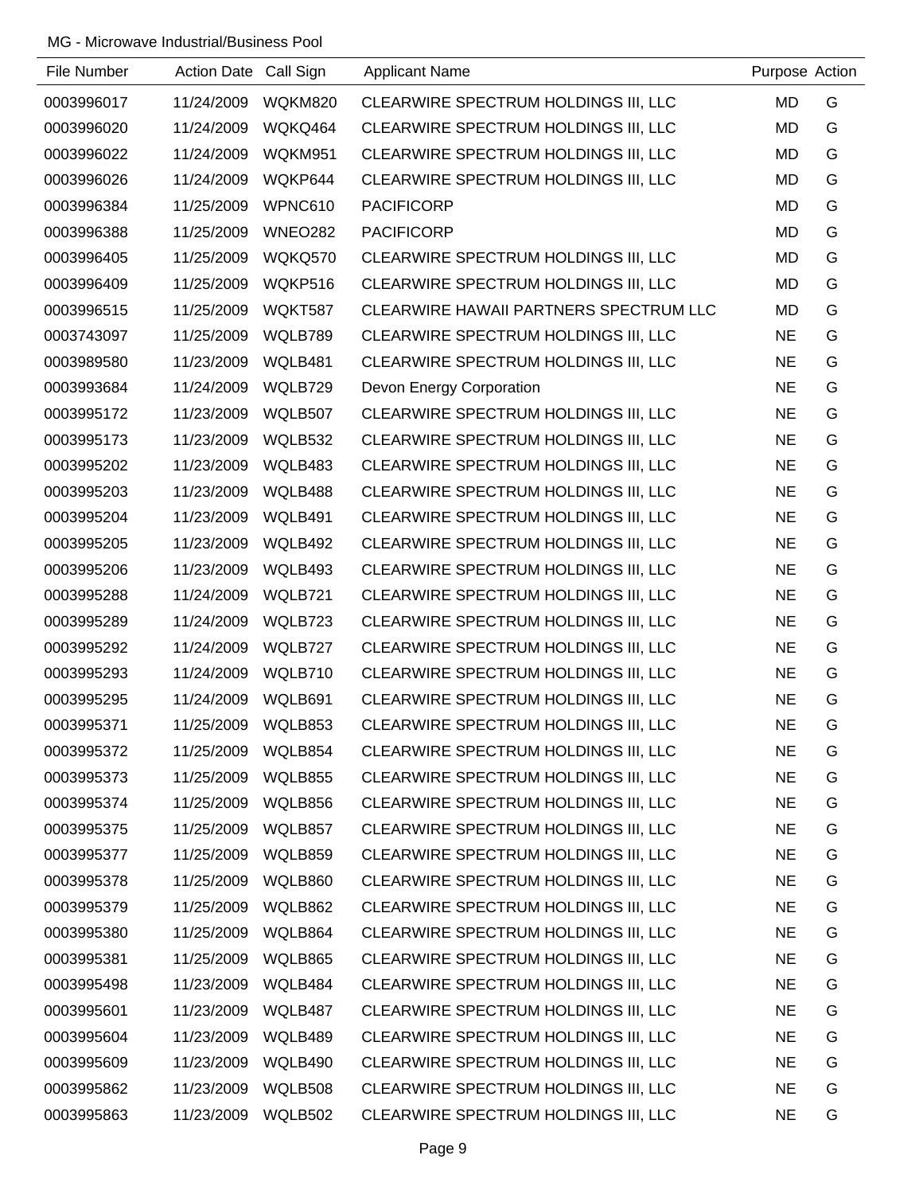MG - Microwave Industrial/Business Pool

| File Number | Action Date | Call Sign | Applicant Name | Purpose | Action |
|---|---|---|---|---|---|
| 0003996017 | 11/24/2009 | WQKM820 | CLEARWIRE SPECTRUM HOLDINGS III, LLC | MD | G |
| 0003996020 | 11/24/2009 | WQKQ464 | CLEARWIRE SPECTRUM HOLDINGS III, LLC | MD | G |
| 0003996022 | 11/24/2009 | WQKM951 | CLEARWIRE SPECTRUM HOLDINGS III, LLC | MD | G |
| 0003996026 | 11/24/2009 | WQKP644 | CLEARWIRE SPECTRUM HOLDINGS III, LLC | MD | G |
| 0003996384 | 11/25/2009 | WPNC610 | PACIFICORP | MD | G |
| 0003996388 | 11/25/2009 | WNEO282 | PACIFICORP | MD | G |
| 0003996405 | 11/25/2009 | WQKQ570 | CLEARWIRE SPECTRUM HOLDINGS III, LLC | MD | G |
| 0003996409 | 11/25/2009 | WQKP516 | CLEARWIRE SPECTRUM HOLDINGS III, LLC | MD | G |
| 0003996515 | 11/25/2009 | WQKT587 | CLEARWIRE HAWAII PARTNERS SPECTRUM LLC | MD | G |
| 0003743097 | 11/25/2009 | WQLB789 | CLEARWIRE SPECTRUM HOLDINGS III, LLC | NE | G |
| 0003989580 | 11/23/2009 | WQLB481 | CLEARWIRE SPECTRUM HOLDINGS III, LLC | NE | G |
| 0003993684 | 11/24/2009 | WQLB729 | Devon Energy Corporation | NE | G |
| 0003995172 | 11/23/2009 | WQLB507 | CLEARWIRE SPECTRUM HOLDINGS III, LLC | NE | G |
| 0003995173 | 11/23/2009 | WQLB532 | CLEARWIRE SPECTRUM HOLDINGS III, LLC | NE | G |
| 0003995202 | 11/23/2009 | WQLB483 | CLEARWIRE SPECTRUM HOLDINGS III, LLC | NE | G |
| 0003995203 | 11/23/2009 | WQLB488 | CLEARWIRE SPECTRUM HOLDINGS III, LLC | NE | G |
| 0003995204 | 11/23/2009 | WQLB491 | CLEARWIRE SPECTRUM HOLDINGS III, LLC | NE | G |
| 0003995205 | 11/23/2009 | WQLB492 | CLEARWIRE SPECTRUM HOLDINGS III, LLC | NE | G |
| 0003995206 | 11/23/2009 | WQLB493 | CLEARWIRE SPECTRUM HOLDINGS III, LLC | NE | G |
| 0003995288 | 11/24/2009 | WQLB721 | CLEARWIRE SPECTRUM HOLDINGS III, LLC | NE | G |
| 0003995289 | 11/24/2009 | WQLB723 | CLEARWIRE SPECTRUM HOLDINGS III, LLC | NE | G |
| 0003995292 | 11/24/2009 | WQLB727 | CLEARWIRE SPECTRUM HOLDINGS III, LLC | NE | G |
| 0003995293 | 11/24/2009 | WQLB710 | CLEARWIRE SPECTRUM HOLDINGS III, LLC | NE | G |
| 0003995295 | 11/24/2009 | WQLB691 | CLEARWIRE SPECTRUM HOLDINGS III, LLC | NE | G |
| 0003995371 | 11/25/2009 | WQLB853 | CLEARWIRE SPECTRUM HOLDINGS III, LLC | NE | G |
| 0003995372 | 11/25/2009 | WQLB854 | CLEARWIRE SPECTRUM HOLDINGS III, LLC | NE | G |
| 0003995373 | 11/25/2009 | WQLB855 | CLEARWIRE SPECTRUM HOLDINGS III, LLC | NE | G |
| 0003995374 | 11/25/2009 | WQLB856 | CLEARWIRE SPECTRUM HOLDINGS III, LLC | NE | G |
| 0003995375 | 11/25/2009 | WQLB857 | CLEARWIRE SPECTRUM HOLDINGS III, LLC | NE | G |
| 0003995377 | 11/25/2009 | WQLB859 | CLEARWIRE SPECTRUM HOLDINGS III, LLC | NE | G |
| 0003995378 | 11/25/2009 | WQLB860 | CLEARWIRE SPECTRUM HOLDINGS III, LLC | NE | G |
| 0003995379 | 11/25/2009 | WQLB862 | CLEARWIRE SPECTRUM HOLDINGS III, LLC | NE | G |
| 0003995380 | 11/25/2009 | WQLB864 | CLEARWIRE SPECTRUM HOLDINGS III, LLC | NE | G |
| 0003995381 | 11/25/2009 | WQLB865 | CLEARWIRE SPECTRUM HOLDINGS III, LLC | NE | G |
| 0003995498 | 11/23/2009 | WQLB484 | CLEARWIRE SPECTRUM HOLDINGS III, LLC | NE | G |
| 0003995601 | 11/23/2009 | WQLB487 | CLEARWIRE SPECTRUM HOLDINGS III, LLC | NE | G |
| 0003995604 | 11/23/2009 | WQLB489 | CLEARWIRE SPECTRUM HOLDINGS III, LLC | NE | G |
| 0003995609 | 11/23/2009 | WQLB490 | CLEARWIRE SPECTRUM HOLDINGS III, LLC | NE | G |
| 0003995862 | 11/23/2009 | WQLB508 | CLEARWIRE SPECTRUM HOLDINGS III, LLC | NE | G |
| 0003995863 | 11/23/2009 | WQLB502 | CLEARWIRE SPECTRUM HOLDINGS III, LLC | NE | G |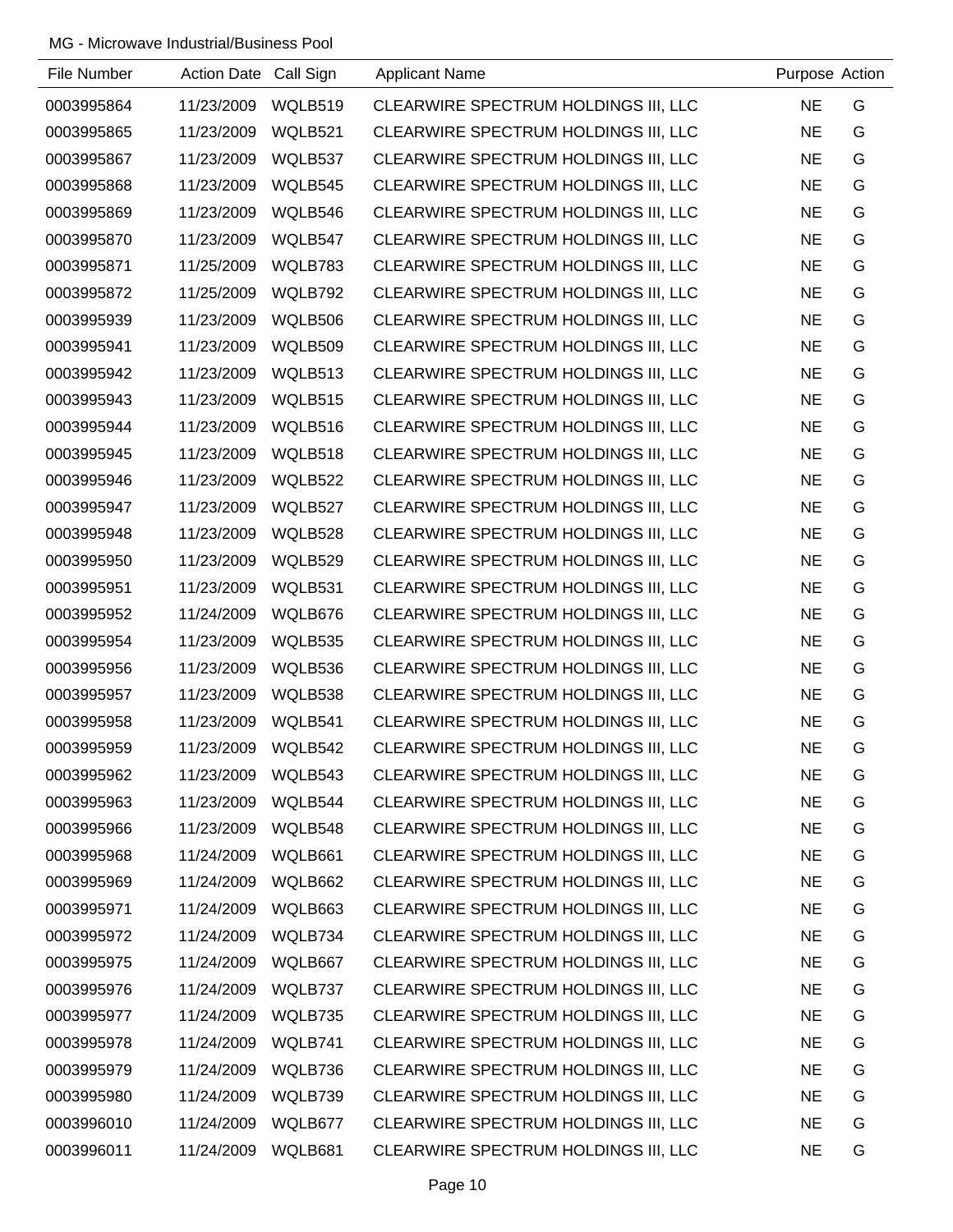MG - Microwave Industrial/Business Pool

| File Number | Action Date | Call Sign | Applicant Name | Purpose | Action |
|---|---|---|---|---|---|
| 0003995864 | 11/23/2009 | WQLB519 | CLEARWIRE SPECTRUM HOLDINGS III, LLC | NE | G |
| 0003995865 | 11/23/2009 | WQLB521 | CLEARWIRE SPECTRUM HOLDINGS III, LLC | NE | G |
| 0003995867 | 11/23/2009 | WQLB537 | CLEARWIRE SPECTRUM HOLDINGS III, LLC | NE | G |
| 0003995868 | 11/23/2009 | WQLB545 | CLEARWIRE SPECTRUM HOLDINGS III, LLC | NE | G |
| 0003995869 | 11/23/2009 | WQLB546 | CLEARWIRE SPECTRUM HOLDINGS III, LLC | NE | G |
| 0003995870 | 11/23/2009 | WQLB547 | CLEARWIRE SPECTRUM HOLDINGS III, LLC | NE | G |
| 0003995871 | 11/25/2009 | WQLB783 | CLEARWIRE SPECTRUM HOLDINGS III, LLC | NE | G |
| 0003995872 | 11/25/2009 | WQLB792 | CLEARWIRE SPECTRUM HOLDINGS III, LLC | NE | G |
| 0003995939 | 11/23/2009 | WQLB506 | CLEARWIRE SPECTRUM HOLDINGS III, LLC | NE | G |
| 0003995941 | 11/23/2009 | WQLB509 | CLEARWIRE SPECTRUM HOLDINGS III, LLC | NE | G |
| 0003995942 | 11/23/2009 | WQLB513 | CLEARWIRE SPECTRUM HOLDINGS III, LLC | NE | G |
| 0003995943 | 11/23/2009 | WQLB515 | CLEARWIRE SPECTRUM HOLDINGS III, LLC | NE | G |
| 0003995944 | 11/23/2009 | WQLB516 | CLEARWIRE SPECTRUM HOLDINGS III, LLC | NE | G |
| 0003995945 | 11/23/2009 | WQLB518 | CLEARWIRE SPECTRUM HOLDINGS III, LLC | NE | G |
| 0003995946 | 11/23/2009 | WQLB522 | CLEARWIRE SPECTRUM HOLDINGS III, LLC | NE | G |
| 0003995947 | 11/23/2009 | WQLB527 | CLEARWIRE SPECTRUM HOLDINGS III, LLC | NE | G |
| 0003995948 | 11/23/2009 | WQLB528 | CLEARWIRE SPECTRUM HOLDINGS III, LLC | NE | G |
| 0003995950 | 11/23/2009 | WQLB529 | CLEARWIRE SPECTRUM HOLDINGS III, LLC | NE | G |
| 0003995951 | 11/23/2009 | WQLB531 | CLEARWIRE SPECTRUM HOLDINGS III, LLC | NE | G |
| 0003995952 | 11/24/2009 | WQLB676 | CLEARWIRE SPECTRUM HOLDINGS III, LLC | NE | G |
| 0003995954 | 11/23/2009 | WQLB535 | CLEARWIRE SPECTRUM HOLDINGS III, LLC | NE | G |
| 0003995956 | 11/23/2009 | WQLB536 | CLEARWIRE SPECTRUM HOLDINGS III, LLC | NE | G |
| 0003995957 | 11/23/2009 | WQLB538 | CLEARWIRE SPECTRUM HOLDINGS III, LLC | NE | G |
| 0003995958 | 11/23/2009 | WQLB541 | CLEARWIRE SPECTRUM HOLDINGS III, LLC | NE | G |
| 0003995959 | 11/23/2009 | WQLB542 | CLEARWIRE SPECTRUM HOLDINGS III, LLC | NE | G |
| 0003995962 | 11/23/2009 | WQLB543 | CLEARWIRE SPECTRUM HOLDINGS III, LLC | NE | G |
| 0003995963 | 11/23/2009 | WQLB544 | CLEARWIRE SPECTRUM HOLDINGS III, LLC | NE | G |
| 0003995966 | 11/23/2009 | WQLB548 | CLEARWIRE SPECTRUM HOLDINGS III, LLC | NE | G |
| 0003995968 | 11/24/2009 | WQLB661 | CLEARWIRE SPECTRUM HOLDINGS III, LLC | NE | G |
| 0003995969 | 11/24/2009 | WQLB662 | CLEARWIRE SPECTRUM HOLDINGS III, LLC | NE | G |
| 0003995971 | 11/24/2009 | WQLB663 | CLEARWIRE SPECTRUM HOLDINGS III, LLC | NE | G |
| 0003995972 | 11/24/2009 | WQLB734 | CLEARWIRE SPECTRUM HOLDINGS III, LLC | NE | G |
| 0003995975 | 11/24/2009 | WQLB667 | CLEARWIRE SPECTRUM HOLDINGS III, LLC | NE | G |
| 0003995976 | 11/24/2009 | WQLB737 | CLEARWIRE SPECTRUM HOLDINGS III, LLC | NE | G |
| 0003995977 | 11/24/2009 | WQLB735 | CLEARWIRE SPECTRUM HOLDINGS III, LLC | NE | G |
| 0003995978 | 11/24/2009 | WQLB741 | CLEARWIRE SPECTRUM HOLDINGS III, LLC | NE | G |
| 0003995979 | 11/24/2009 | WQLB736 | CLEARWIRE SPECTRUM HOLDINGS III, LLC | NE | G |
| 0003995980 | 11/24/2009 | WQLB739 | CLEARWIRE SPECTRUM HOLDINGS III, LLC | NE | G |
| 0003996010 | 11/24/2009 | WQLB677 | CLEARWIRE SPECTRUM HOLDINGS III, LLC | NE | G |
| 0003996011 | 11/24/2009 | WQLB681 | CLEARWIRE SPECTRUM HOLDINGS III, LLC | NE | G |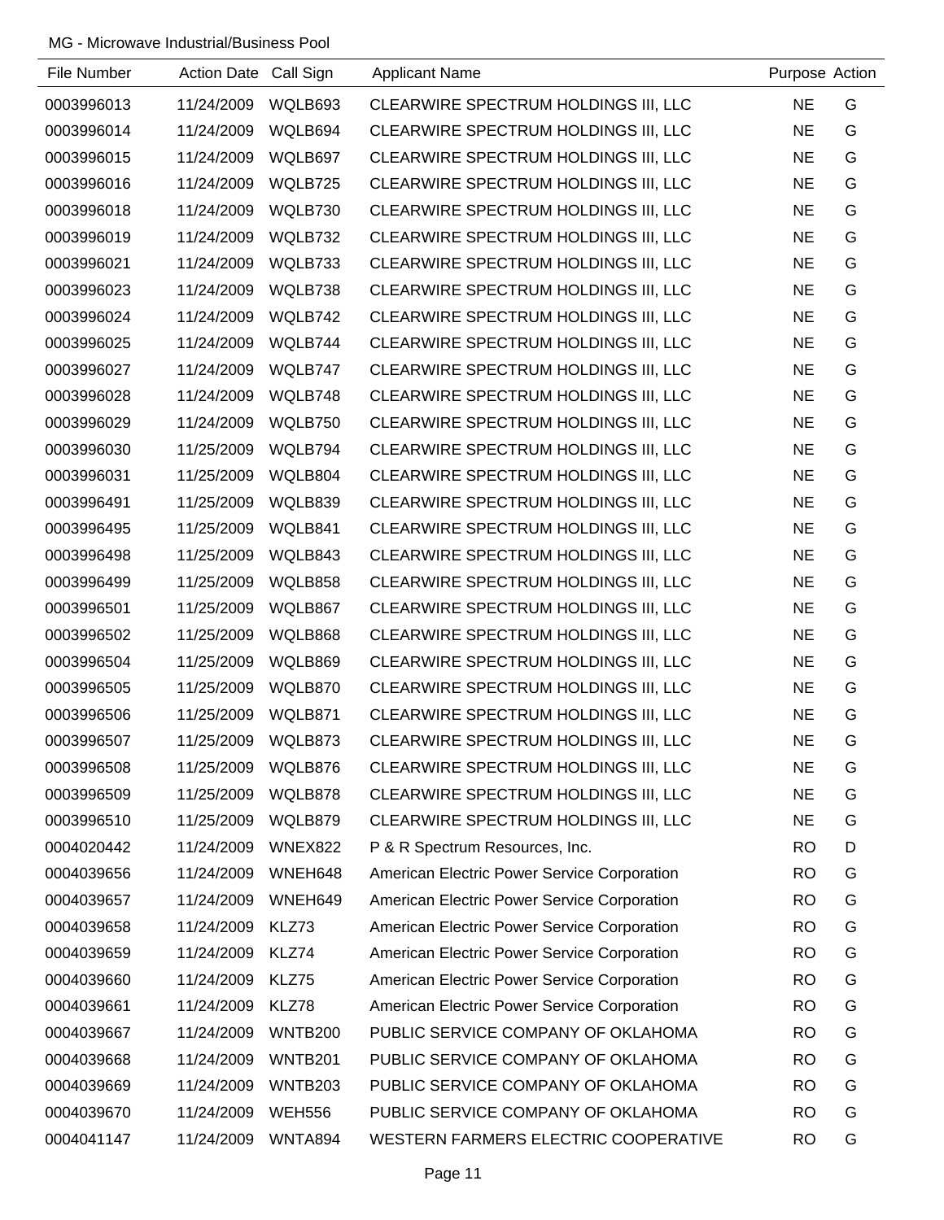MG - Microwave Industrial/Business Pool

| File Number | Action Date | Call Sign | Applicant Name | Purpose | Action |
|---|---|---|---|---|---|
| 0003996013 | 11/24/2009 | WQLB693 | CLEARWIRE SPECTRUM HOLDINGS III, LLC | NE | G |
| 0003996014 | 11/24/2009 | WQLB694 | CLEARWIRE SPECTRUM HOLDINGS III, LLC | NE | G |
| 0003996015 | 11/24/2009 | WQLB697 | CLEARWIRE SPECTRUM HOLDINGS III, LLC | NE | G |
| 0003996016 | 11/24/2009 | WQLB725 | CLEARWIRE SPECTRUM HOLDINGS III, LLC | NE | G |
| 0003996018 | 11/24/2009 | WQLB730 | CLEARWIRE SPECTRUM HOLDINGS III, LLC | NE | G |
| 0003996019 | 11/24/2009 | WQLB732 | CLEARWIRE SPECTRUM HOLDINGS III, LLC | NE | G |
| 0003996021 | 11/24/2009 | WQLB733 | CLEARWIRE SPECTRUM HOLDINGS III, LLC | NE | G |
| 0003996023 | 11/24/2009 | WQLB738 | CLEARWIRE SPECTRUM HOLDINGS III, LLC | NE | G |
| 0003996024 | 11/24/2009 | WQLB742 | CLEARWIRE SPECTRUM HOLDINGS III, LLC | NE | G |
| 0003996025 | 11/24/2009 | WQLB744 | CLEARWIRE SPECTRUM HOLDINGS III, LLC | NE | G |
| 0003996027 | 11/24/2009 | WQLB747 | CLEARWIRE SPECTRUM HOLDINGS III, LLC | NE | G |
| 0003996028 | 11/24/2009 | WQLB748 | CLEARWIRE SPECTRUM HOLDINGS III, LLC | NE | G |
| 0003996029 | 11/24/2009 | WQLB750 | CLEARWIRE SPECTRUM HOLDINGS III, LLC | NE | G |
| 0003996030 | 11/25/2009 | WQLB794 | CLEARWIRE SPECTRUM HOLDINGS III, LLC | NE | G |
| 0003996031 | 11/25/2009 | WQLB804 | CLEARWIRE SPECTRUM HOLDINGS III, LLC | NE | G |
| 0003996491 | 11/25/2009 | WQLB839 | CLEARWIRE SPECTRUM HOLDINGS III, LLC | NE | G |
| 0003996495 | 11/25/2009 | WQLB841 | CLEARWIRE SPECTRUM HOLDINGS III, LLC | NE | G |
| 0003996498 | 11/25/2009 | WQLB843 | CLEARWIRE SPECTRUM HOLDINGS III, LLC | NE | G |
| 0003996499 | 11/25/2009 | WQLB858 | CLEARWIRE SPECTRUM HOLDINGS III, LLC | NE | G |
| 0003996501 | 11/25/2009 | WQLB867 | CLEARWIRE SPECTRUM HOLDINGS III, LLC | NE | G |
| 0003996502 | 11/25/2009 | WQLB868 | CLEARWIRE SPECTRUM HOLDINGS III, LLC | NE | G |
| 0003996504 | 11/25/2009 | WQLB869 | CLEARWIRE SPECTRUM HOLDINGS III, LLC | NE | G |
| 0003996505 | 11/25/2009 | WQLB870 | CLEARWIRE SPECTRUM HOLDINGS III, LLC | NE | G |
| 0003996506 | 11/25/2009 | WQLB871 | CLEARWIRE SPECTRUM HOLDINGS III, LLC | NE | G |
| 0003996507 | 11/25/2009 | WQLB873 | CLEARWIRE SPECTRUM HOLDINGS III, LLC | NE | G |
| 0003996508 | 11/25/2009 | WQLB876 | CLEARWIRE SPECTRUM HOLDINGS III, LLC | NE | G |
| 0003996509 | 11/25/2009 | WQLB878 | CLEARWIRE SPECTRUM HOLDINGS III, LLC | NE | G |
| 0003996510 | 11/25/2009 | WQLB879 | CLEARWIRE SPECTRUM HOLDINGS III, LLC | NE | G |
| 0004020442 | 11/24/2009 | WNEX822 | P & R Spectrum Resources, Inc. | RO | D |
| 0004039656 | 11/24/2009 | WNEH648 | American Electric Power Service Corporation | RO | G |
| 0004039657 | 11/24/2009 | WNEH649 | American Electric Power Service Corporation | RO | G |
| 0004039658 | 11/24/2009 | KLZ73 | American Electric Power Service Corporation | RO | G |
| 0004039659 | 11/24/2009 | KLZ74 | American Electric Power Service Corporation | RO | G |
| 0004039660 | 11/24/2009 | KLZ75 | American Electric Power Service Corporation | RO | G |
| 0004039661 | 11/24/2009 | KLZ78 | American Electric Power Service Corporation | RO | G |
| 0004039667 | 11/24/2009 | WNTB200 | PUBLIC SERVICE COMPANY OF OKLAHOMA | RO | G |
| 0004039668 | 11/24/2009 | WNTB201 | PUBLIC SERVICE COMPANY OF OKLAHOMA | RO | G |
| 0004039669 | 11/24/2009 | WNTB203 | PUBLIC SERVICE COMPANY OF OKLAHOMA | RO | G |
| 0004039670 | 11/24/2009 | WEH556 | PUBLIC SERVICE COMPANY OF OKLAHOMA | RO | G |
| 0004041147 | 11/24/2009 | WNTA894 | WESTERN FARMERS ELECTRIC COOPERATIVE | RO | G |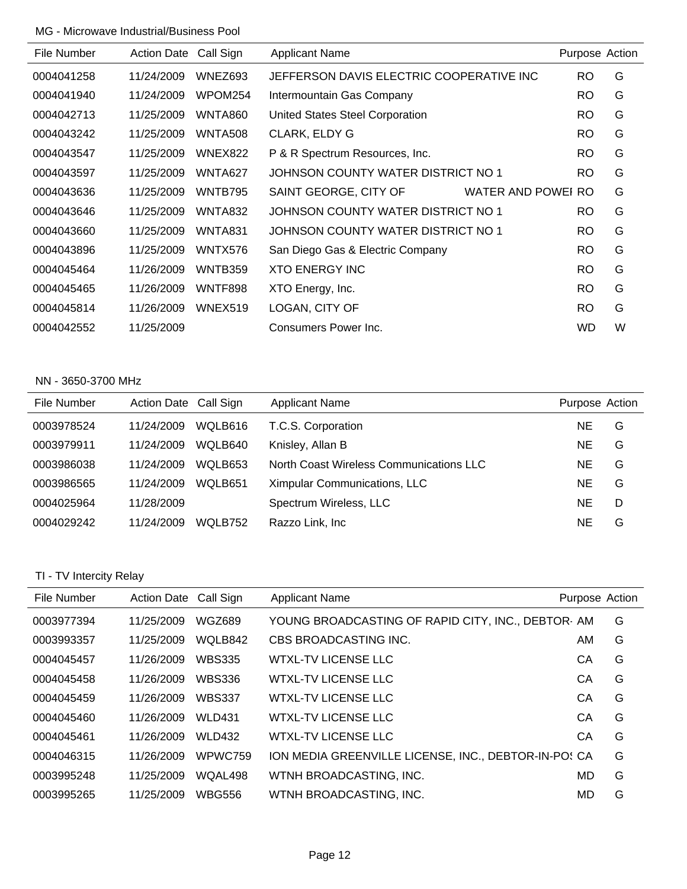MG - Microwave Industrial/Business Pool

| File Number | Action Date | Call Sign | Applicant Name | Purpose | Action |
|---|---|---|---|---|---|
| 0004041258 | 11/24/2009 | WNEZ693 | JEFFERSON DAVIS ELECTRIC COOPERATIVE INC | RO | G |
| 0004041940 | 11/24/2009 | WPOM254 | Intermountain Gas Company | RO | G |
| 0004042713 | 11/25/2009 | WNTA860 | United States Steel Corporation | RO | G |
| 0004043242 | 11/25/2009 | WNTA508 | CLARK, ELDY G | RO | G |
| 0004043547 | 11/25/2009 | WNEX822 | P & R Spectrum Resources, Inc. | RO | G |
| 0004043597 | 11/25/2009 | WNTA627 | JOHNSON COUNTY WATER DISTRICT NO 1 | RO | G |
| 0004043636 | 11/25/2009 | WNTB795 | SAINT GEORGE, CITY OF WATER AND POWEI | RO | G |
| 0004043646 | 11/25/2009 | WNTA832 | JOHNSON COUNTY WATER DISTRICT NO 1 | RO | G |
| 0004043660 | 11/25/2009 | WNTA831 | JOHNSON COUNTY WATER DISTRICT NO 1 | RO | G |
| 0004043896 | 11/25/2009 | WNTX576 | San Diego Gas & Electric Company | RO | G |
| 0004045464 | 11/26/2009 | WNTB359 | XTO ENERGY INC | RO | G |
| 0004045465 | 11/26/2009 | WNTF898 | XTO Energy, Inc. | RO | G |
| 0004045814 | 11/26/2009 | WNEX519 | LOGAN, CITY OF | RO | G |
| 0004042552 | 11/25/2009 | | Consumers Power Inc. | WD | W |

NN - 3650-3700 MHz

| File Number | Action Date | Call Sign | Applicant Name | Purpose | Action |
|---|---|---|---|---|---|
| 0003978524 | 11/24/2009 | WQLB616 | T.C.S. Corporation | NE | G |
| 0003979911 | 11/24/2009 | WQLB640 | Knisley, Allan B | NE | G |
| 0003986038 | 11/24/2009 | WQLB653 | North Coast Wireless Communications LLC | NE | G |
| 0003986565 | 11/24/2009 | WQLB651 | Ximpular Communications, LLC | NE | G |
| 0004025964 | 11/28/2009 | | Spectrum Wireless, LLC | NE | D |
| 0004029242 | 11/24/2009 | WQLB752 | Razzo Link, Inc | NE | G |

TI - TV Intercity Relay

| File Number | Action Date | Call Sign | Applicant Name | Purpose | Action |
|---|---|---|---|---|---|
| 0003977394 | 11/25/2009 | WGZ689 | YOUNG BROADCASTING OF RAPID CITY, INC., DEBTOR- | AM | G |
| 0003993357 | 11/25/2009 | WQLB842 | CBS BROADCASTING INC. | AM | G |
| 0004045457 | 11/26/2009 | WBS335 | WTXL-TV LICENSE LLC | CA | G |
| 0004045458 | 11/26/2009 | WBS336 | WTXL-TV LICENSE LLC | CA | G |
| 0004045459 | 11/26/2009 | WBS337 | WTXL-TV LICENSE LLC | CA | G |
| 0004045460 | 11/26/2009 | WLD431 | WTXL-TV LICENSE LLC | CA | G |
| 0004045461 | 11/26/2009 | WLD432 | WTXL-TV LICENSE LLC | CA | G |
| 0004046315 | 11/26/2009 | WPWC759 | ION MEDIA GREENVILLE LICENSE, INC., DEBTOR-IN-PO: | CA | G |
| 0003995248 | 11/25/2009 | WQAL498 | WTNH BROADCASTING, INC. | MD | G |
| 0003995265 | 11/25/2009 | WBG556 | WTNH BROADCASTING, INC. | MD | G |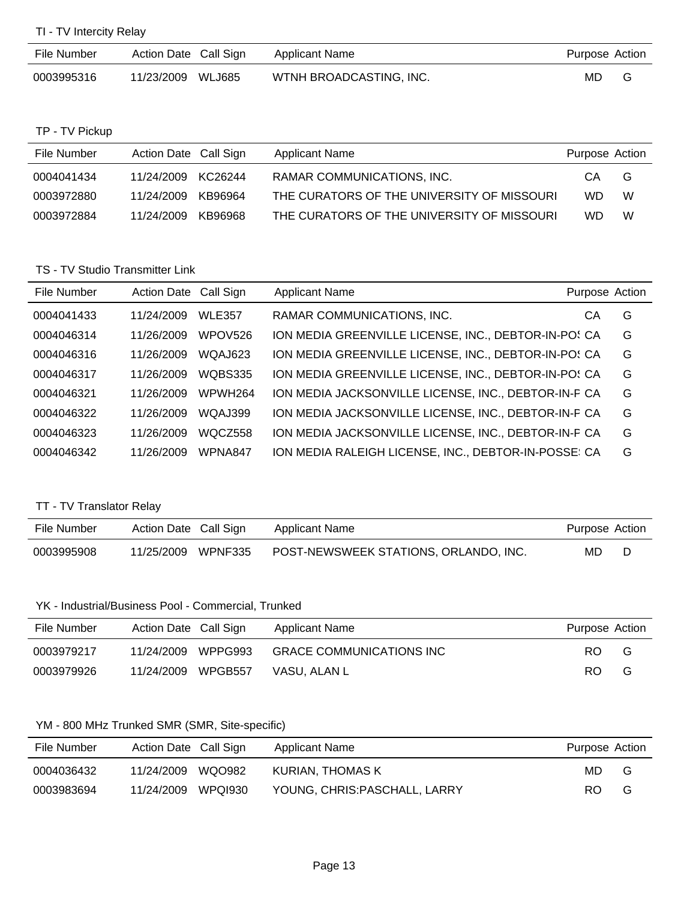TI - TV Intercity Relay

| File Number | Action Date | Call Sign | Applicant Name | Purpose | Action |
|---|---|---|---|---|---|
| 0003995316 | 11/23/2009 | WLJ685 | WTNH BROADCASTING, INC. | MD | G |

TP - TV Pickup

| File Number | Action Date | Call Sign | Applicant Name | Purpose | Action |
|---|---|---|---|---|---|
| 0004041434 | 11/24/2009 | KC26244 | RAMAR COMMUNICATIONS, INC. | CA | G |
| 0003972880 | 11/24/2009 | KB96964 | THE CURATORS OF THE UNIVERSITY OF MISSOURI | WD | W |
| 0003972884 | 11/24/2009 | KB96968 | THE CURATORS OF THE UNIVERSITY OF MISSOURI | WD | W |

TS - TV Studio Transmitter Link

| File Number | Action Date | Call Sign | Applicant Name | Purpose | Action |
|---|---|---|---|---|---|
| 0004041433 | 11/24/2009 | WLE357 | RAMAR COMMUNICATIONS, INC. | CA | G |
| 0004046314 | 11/26/2009 | WPOV526 | ION MEDIA GREENVILLE LICENSE, INC., DEBTOR-IN-POS | CA | G |
| 0004046316 | 11/26/2009 | WQAJ623 | ION MEDIA GREENVILLE LICENSE, INC., DEBTOR-IN-POS | CA | G |
| 0004046317 | 11/26/2009 | WQBS335 | ION MEDIA GREENVILLE LICENSE, INC., DEBTOR-IN-POS | CA | G |
| 0004046321 | 11/26/2009 | WPWH264 | ION MEDIA JACKSONVILLE LICENSE, INC., DEBTOR-IN-P | CA | G |
| 0004046322 | 11/26/2009 | WQAJ399 | ION MEDIA JACKSONVILLE LICENSE, INC., DEBTOR-IN-P | CA | G |
| 0004046323 | 11/26/2009 | WQCZ558 | ION MEDIA JACKSONVILLE LICENSE, INC., DEBTOR-IN-P | CA | G |
| 0004046342 | 11/26/2009 | WPNA847 | ION MEDIA RALEIGH LICENSE, INC., DEBTOR-IN-POSSE | CA | G |

TT - TV Translator Relay

| File Number | Action Date | Call Sign | Applicant Name | Purpose | Action |
|---|---|---|---|---|---|
| 0003995908 | 11/25/2009 | WPNF335 | POST-NEWSWEEK STATIONS, ORLANDO, INC. | MD | D |

YK - Industrial/Business Pool - Commercial, Trunked

| File Number | Action Date | Call Sign | Applicant Name | Purpose | Action |
|---|---|---|---|---|---|
| 0003979217 | 11/24/2009 | WPPG993 | GRACE COMMUNICATIONS INC | RO | G |
| 0003979926 | 11/24/2009 | WPGB557 | VASU, ALAN L | RO | G |

YM - 800 MHz Trunked SMR (SMR, Site-specific)

| File Number | Action Date | Call Sign | Applicant Name | Purpose | Action |
|---|---|---|---|---|---|
| 0004036432 | 11/24/2009 | WQO982 | KURIAN, THOMAS K | MD | G |
| 0003983694 | 11/24/2009 | WPQI930 | YOUNG, CHRIS:PASCHALL, LARRY | RO | G |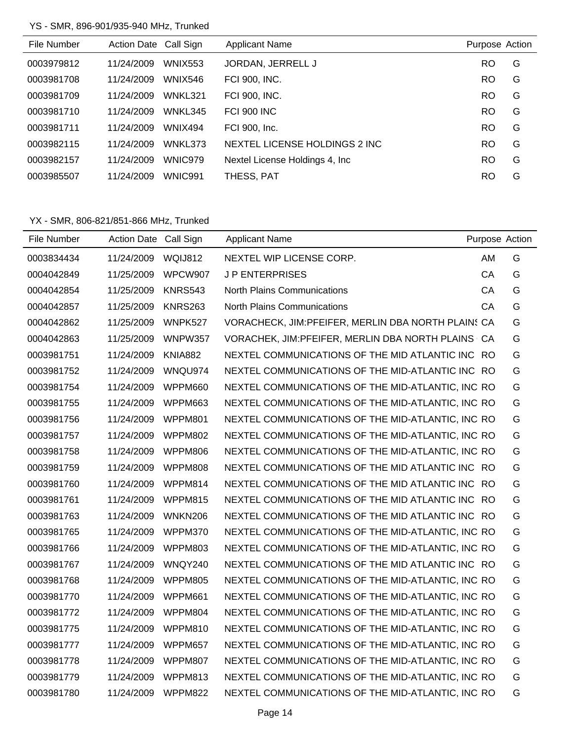YS - SMR, 896-901/935-940 MHz, Trunked

| File Number | Action Date | Call Sign | Applicant Name | Purpose | Action |
|---|---|---|---|---|---|
| 0003979812 | 11/24/2009 | WNIX553 | JORDAN, JERRELL J | RO | G |
| 0003981708 | 11/24/2009 | WNIX546 | FCI 900, INC. | RO | G |
| 0003981709 | 11/24/2009 | WNKL321 | FCI 900, INC. | RO | G |
| 0003981710 | 11/24/2009 | WNKL345 | FCI 900 INC | RO | G |
| 0003981711 | 11/24/2009 | WNIX494 | FCI 900, Inc. | RO | G |
| 0003982115 | 11/24/2009 | WNKL373 | NEXTEL LICENSE HOLDINGS 2 INC | RO | G |
| 0003982157 | 11/24/2009 | WNIC979 | Nextel License Holdings 4, Inc | RO | G |
| 0003985507 | 11/24/2009 | WNIC991 | THESS, PAT | RO | G |

YX - SMR, 806-821/851-866 MHz, Trunked

| File Number | Action Date | Call Sign | Applicant Name | Purpose | Action |
|---|---|---|---|---|---|
| 0003834434 | 11/24/2009 | WQIJ812 | NEXTEL WIP LICENSE CORP. | AM | G |
| 0004042849 | 11/25/2009 | WPCW907 | J P ENTERPRISES | CA | G |
| 0004042854 | 11/25/2009 | KNRS543 | North Plains Communications | CA | G |
| 0004042857 | 11/25/2009 | KNRS263 | North Plains Communications | CA | G |
| 0004042862 | 11/25/2009 | WNPK527 | VORACHECK, JIM:PFEIFER, MERLIN DBA NORTH PLAINS | CA | G |
| 0004042863 | 11/25/2009 | WNPW357 | VORACHEK, JIM:PFEIFER, MERLIN DBA NORTH PLAINS | CA | G |
| 0003981751 | 11/24/2009 | KNIA882 | NEXTEL COMMUNICATIONS OF THE MID ATLANTIC INC | RO | G |
| 0003981752 | 11/24/2009 | WNQU974 | NEXTEL COMMUNICATIONS OF THE MID-ATLANTIC INC | RO | G |
| 0003981754 | 11/24/2009 | WPPM660 | NEXTEL COMMUNICATIONS OF THE MID-ATLANTIC, INC | RO | G |
| 0003981755 | 11/24/2009 | WPPM663 | NEXTEL COMMUNICATIONS OF THE MID-ATLANTIC, INC | RO | G |
| 0003981756 | 11/24/2009 | WPPM801 | NEXTEL COMMUNICATIONS OF THE MID-ATLANTIC, INC | RO | G |
| 0003981757 | 11/24/2009 | WPPM802 | NEXTEL COMMUNICATIONS OF THE MID-ATLANTIC, INC | RO | G |
| 0003981758 | 11/24/2009 | WPPM806 | NEXTEL COMMUNICATIONS OF THE MID-ATLANTIC, INC | RO | G |
| 0003981759 | 11/24/2009 | WPPM808 | NEXTEL COMMUNICATIONS OF THE MID ATLANTIC INC | RO | G |
| 0003981760 | 11/24/2009 | WPPM814 | NEXTEL COMMUNICATIONS OF THE MID ATLANTIC INC | RO | G |
| 0003981761 | 11/24/2009 | WPPM815 | NEXTEL COMMUNICATIONS OF THE MID ATLANTIC INC | RO | G |
| 0003981763 | 11/24/2009 | WNKN206 | NEXTEL COMMUNICATIONS OF THE MID ATLANTIC INC | RO | G |
| 0003981765 | 11/24/2009 | WPPM370 | NEXTEL COMMUNICATIONS OF THE MID-ATLANTIC, INC | RO | G |
| 0003981766 | 11/24/2009 | WPPM803 | NEXTEL COMMUNICATIONS OF THE MID-ATLANTIC, INC | RO | G |
| 0003981767 | 11/24/2009 | WNQY240 | NEXTEL COMMUNICATIONS OF THE MID ATLANTIC INC | RO | G |
| 0003981768 | 11/24/2009 | WPPM805 | NEXTEL COMMUNICATIONS OF THE MID-ATLANTIC, INC | RO | G |
| 0003981770 | 11/24/2009 | WPPM661 | NEXTEL COMMUNICATIONS OF THE MID-ATLANTIC, INC | RO | G |
| 0003981772 | 11/24/2009 | WPPM804 | NEXTEL COMMUNICATIONS OF THE MID-ATLANTIC, INC | RO | G |
| 0003981775 | 11/24/2009 | WPPM810 | NEXTEL COMMUNICATIONS OF THE MID-ATLANTIC, INC | RO | G |
| 0003981777 | 11/24/2009 | WPPM657 | NEXTEL COMMUNICATIONS OF THE MID-ATLANTIC, INC | RO | G |
| 0003981778 | 11/24/2009 | WPPM807 | NEXTEL COMMUNICATIONS OF THE MID-ATLANTIC, INC | RO | G |
| 0003981779 | 11/24/2009 | WPPM813 | NEXTEL COMMUNICATIONS OF THE MID-ATLANTIC, INC | RO | G |
| 0003981780 | 11/24/2009 | WPPM822 | NEXTEL COMMUNICATIONS OF THE MID-ATLANTIC, INC | RO | G |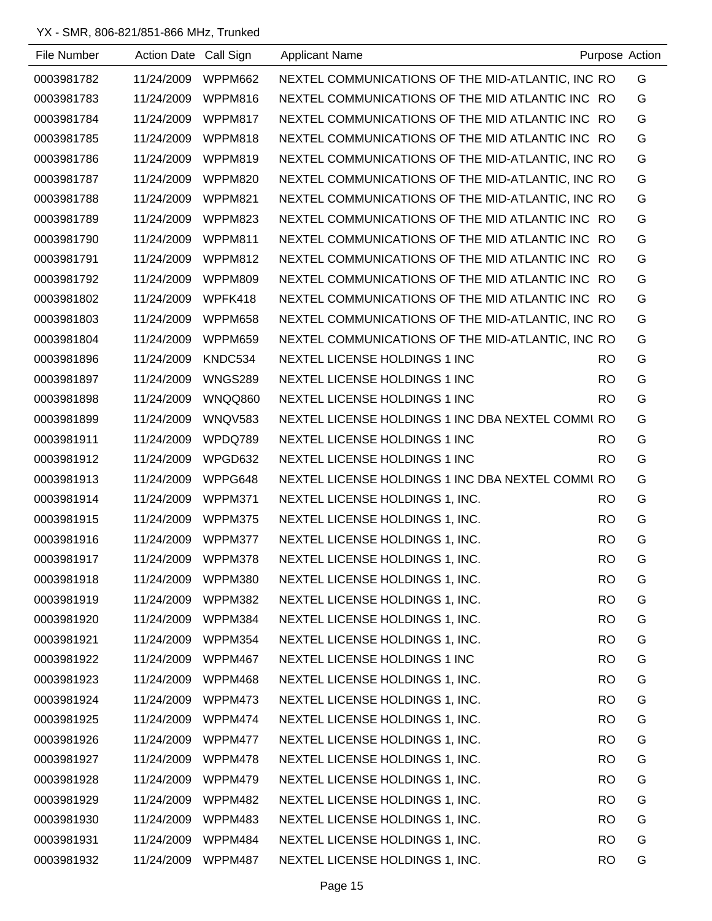YX - SMR, 806-821/851-866 MHz, Trunked

| File Number | Action Date | Call Sign | Applicant Name | Purpose | Action |
|---|---|---|---|---|---|
| 0003981782 | 11/24/2009 | WPPM662 | NEXTEL COMMUNICATIONS OF THE MID-ATLANTIC, INC | RO | G |
| 0003981783 | 11/24/2009 | WPPM816 | NEXTEL COMMUNICATIONS OF THE MID ATLANTIC INC | RO | G |
| 0003981784 | 11/24/2009 | WPPM817 | NEXTEL COMMUNICATIONS OF THE MID ATLANTIC INC | RO | G |
| 0003981785 | 11/24/2009 | WPPM818 | NEXTEL COMMUNICATIONS OF THE MID ATLANTIC INC | RO | G |
| 0003981786 | 11/24/2009 | WPPM819 | NEXTEL COMMUNICATIONS OF THE MID-ATLANTIC, INC | RO | G |
| 0003981787 | 11/24/2009 | WPPM820 | NEXTEL COMMUNICATIONS OF THE MID-ATLANTIC, INC | RO | G |
| 0003981788 | 11/24/2009 | WPPM821 | NEXTEL COMMUNICATIONS OF THE MID-ATLANTIC, INC | RO | G |
| 0003981789 | 11/24/2009 | WPPM823 | NEXTEL COMMUNICATIONS OF THE MID ATLANTIC INC | RO | G |
| 0003981790 | 11/24/2009 | WPPM811 | NEXTEL COMMUNICATIONS OF THE MID ATLANTIC INC | RO | G |
| 0003981791 | 11/24/2009 | WPPM812 | NEXTEL COMMUNICATIONS OF THE MID ATLANTIC INC | RO | G |
| 0003981792 | 11/24/2009 | WPPM809 | NEXTEL COMMUNICATIONS OF THE MID ATLANTIC INC | RO | G |
| 0003981802 | 11/24/2009 | WPFK418 | NEXTEL COMMUNICATIONS OF THE MID ATLANTIC INC | RO | G |
| 0003981803 | 11/24/2009 | WPPM658 | NEXTEL COMMUNICATIONS OF THE MID-ATLANTIC, INC | RO | G |
| 0003981804 | 11/24/2009 | WPPM659 | NEXTEL COMMUNICATIONS OF THE MID-ATLANTIC, INC | RO | G |
| 0003981896 | 11/24/2009 | KNDC534 | NEXTEL LICENSE HOLDINGS 1 INC | RO | G |
| 0003981897 | 11/24/2009 | WNGS289 | NEXTEL LICENSE HOLDINGS 1 INC | RO | G |
| 0003981898 | 11/24/2009 | WNQQ860 | NEXTEL LICENSE HOLDINGS 1 INC | RO | G |
| 0003981899 | 11/24/2009 | WNQV583 | NEXTEL LICENSE HOLDINGS 1 INC DBA NEXTEL COMMU | RO | G |
| 0003981911 | 11/24/2009 | WPDQ789 | NEXTEL LICENSE HOLDINGS 1 INC | RO | G |
| 0003981912 | 11/24/2009 | WPGD632 | NEXTEL LICENSE HOLDINGS 1 INC | RO | G |
| 0003981913 | 11/24/2009 | WPPG648 | NEXTEL LICENSE HOLDINGS 1 INC DBA NEXTEL COMMU | RO | G |
| 0003981914 | 11/24/2009 | WPPM371 | NEXTEL LICENSE HOLDINGS 1, INC. | RO | G |
| 0003981915 | 11/24/2009 | WPPM375 | NEXTEL LICENSE HOLDINGS 1, INC. | RO | G |
| 0003981916 | 11/24/2009 | WPPM377 | NEXTEL LICENSE HOLDINGS 1, INC. | RO | G |
| 0003981917 | 11/24/2009 | WPPM378 | NEXTEL LICENSE HOLDINGS 1, INC. | RO | G |
| 0003981918 | 11/24/2009 | WPPM380 | NEXTEL LICENSE HOLDINGS 1, INC. | RO | G |
| 0003981919 | 11/24/2009 | WPPM382 | NEXTEL LICENSE HOLDINGS 1, INC. | RO | G |
| 0003981920 | 11/24/2009 | WPPM384 | NEXTEL LICENSE HOLDINGS 1, INC. | RO | G |
| 0003981921 | 11/24/2009 | WPPM354 | NEXTEL LICENSE HOLDINGS 1, INC. | RO | G |
| 0003981922 | 11/24/2009 | WPPM467 | NEXTEL LICENSE HOLDINGS 1 INC | RO | G |
| 0003981923 | 11/24/2009 | WPPM468 | NEXTEL LICENSE HOLDINGS 1, INC. | RO | G |
| 0003981924 | 11/24/2009 | WPPM473 | NEXTEL LICENSE HOLDINGS 1, INC. | RO | G |
| 0003981925 | 11/24/2009 | WPPM474 | NEXTEL LICENSE HOLDINGS 1, INC. | RO | G |
| 0003981926 | 11/24/2009 | WPPM477 | NEXTEL LICENSE HOLDINGS 1, INC. | RO | G |
| 0003981927 | 11/24/2009 | WPPM478 | NEXTEL LICENSE HOLDINGS 1, INC. | RO | G |
| 0003981928 | 11/24/2009 | WPPM479 | NEXTEL LICENSE HOLDINGS 1, INC. | RO | G |
| 0003981929 | 11/24/2009 | WPPM482 | NEXTEL LICENSE HOLDINGS 1, INC. | RO | G |
| 0003981930 | 11/24/2009 | WPPM483 | NEXTEL LICENSE HOLDINGS 1, INC. | RO | G |
| 0003981931 | 11/24/2009 | WPPM484 | NEXTEL LICENSE HOLDINGS 1, INC. | RO | G |
| 0003981932 | 11/24/2009 | WPPM487 | NEXTEL LICENSE HOLDINGS 1, INC. | RO | G |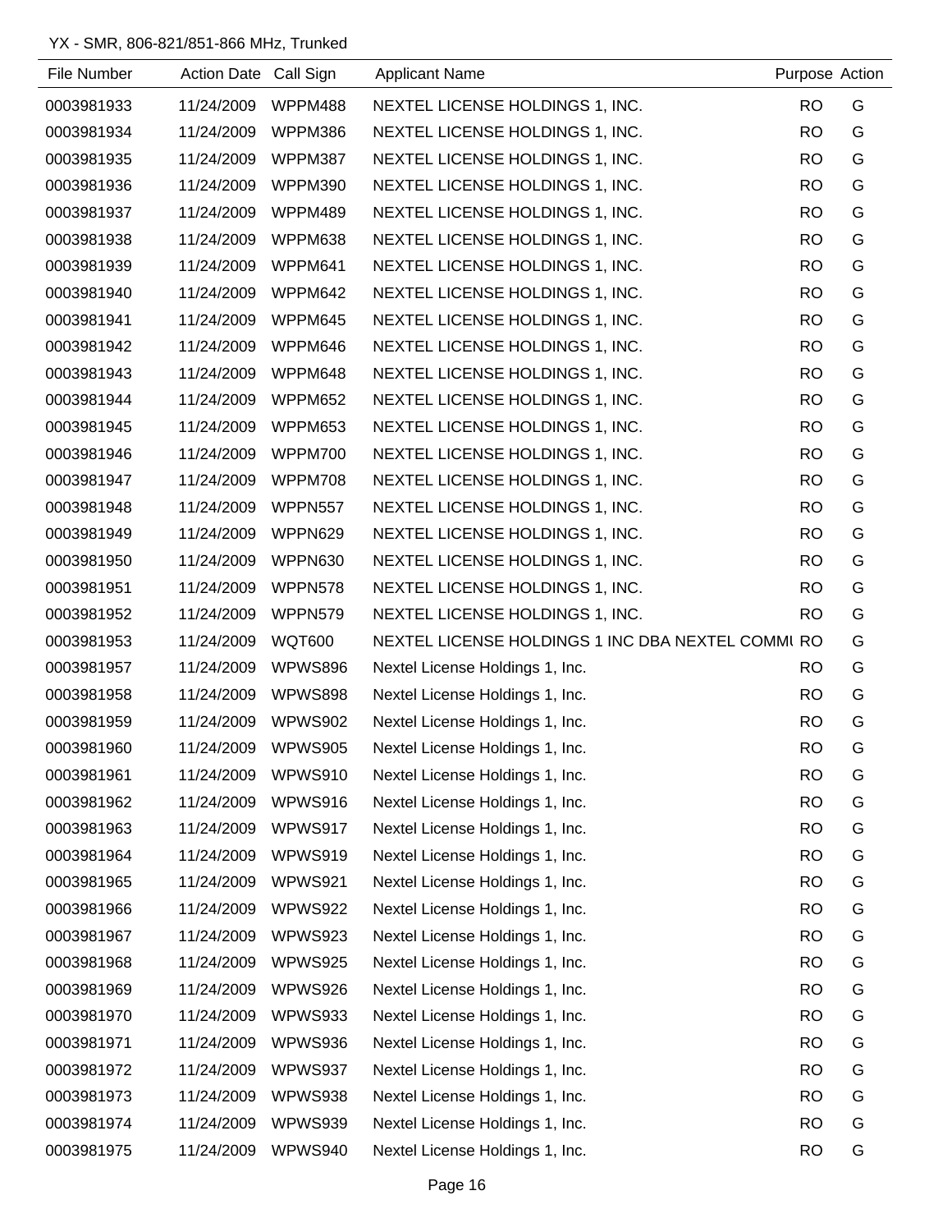YX - SMR, 806-821/851-866 MHz, Trunked

| File Number | Action Date | Call Sign | Applicant Name | Purpose | Action |
|---|---|---|---|---|---|
| 0003981933 | 11/24/2009 | WPPM488 | NEXTEL LICENSE HOLDINGS 1, INC. | RO | G |
| 0003981934 | 11/24/2009 | WPPM386 | NEXTEL LICENSE HOLDINGS 1, INC. | RO | G |
| 0003981935 | 11/24/2009 | WPPM387 | NEXTEL LICENSE HOLDINGS 1, INC. | RO | G |
| 0003981936 | 11/24/2009 | WPPM390 | NEXTEL LICENSE HOLDINGS 1, INC. | RO | G |
| 0003981937 | 11/24/2009 | WPPM489 | NEXTEL LICENSE HOLDINGS 1, INC. | RO | G |
| 0003981938 | 11/24/2009 | WPPM638 | NEXTEL LICENSE HOLDINGS 1, INC. | RO | G |
| 0003981939 | 11/24/2009 | WPPM641 | NEXTEL LICENSE HOLDINGS 1, INC. | RO | G |
| 0003981940 | 11/24/2009 | WPPM642 | NEXTEL LICENSE HOLDINGS 1, INC. | RO | G |
| 0003981941 | 11/24/2009 | WPPM645 | NEXTEL LICENSE HOLDINGS 1, INC. | RO | G |
| 0003981942 | 11/24/2009 | WPPM646 | NEXTEL LICENSE HOLDINGS 1, INC. | RO | G |
| 0003981943 | 11/24/2009 | WPPM648 | NEXTEL LICENSE HOLDINGS 1, INC. | RO | G |
| 0003981944 | 11/24/2009 | WPPM652 | NEXTEL LICENSE HOLDINGS 1, INC. | RO | G |
| 0003981945 | 11/24/2009 | WPPM653 | NEXTEL LICENSE HOLDINGS 1, INC. | RO | G |
| 0003981946 | 11/24/2009 | WPPM700 | NEXTEL LICENSE HOLDINGS 1, INC. | RO | G |
| 0003981947 | 11/24/2009 | WPPM708 | NEXTEL LICENSE HOLDINGS 1, INC. | RO | G |
| 0003981948 | 11/24/2009 | WPPN557 | NEXTEL LICENSE HOLDINGS 1, INC. | RO | G |
| 0003981949 | 11/24/2009 | WPPN629 | NEXTEL LICENSE HOLDINGS 1, INC. | RO | G |
| 0003981950 | 11/24/2009 | WPPN630 | NEXTEL LICENSE HOLDINGS 1, INC. | RO | G |
| 0003981951 | 11/24/2009 | WPPN578 | NEXTEL LICENSE HOLDINGS 1, INC. | RO | G |
| 0003981952 | 11/24/2009 | WPPN579 | NEXTEL LICENSE HOLDINGS 1, INC. | RO | G |
| 0003981953 | 11/24/2009 | WQT600 | NEXTEL LICENSE HOLDINGS 1 INC DBA NEXTEL COMMU | RO | G |
| 0003981957 | 11/24/2009 | WPWS896 | Nextel License Holdings 1, Inc. | RO | G |
| 0003981958 | 11/24/2009 | WPWS898 | Nextel License Holdings 1, Inc. | RO | G |
| 0003981959 | 11/24/2009 | WPWS902 | Nextel License Holdings 1, Inc. | RO | G |
| 0003981960 | 11/24/2009 | WPWS905 | Nextel License Holdings 1, Inc. | RO | G |
| 0003981961 | 11/24/2009 | WPWS910 | Nextel License Holdings 1, Inc. | RO | G |
| 0003981962 | 11/24/2009 | WPWS916 | Nextel License Holdings 1, Inc. | RO | G |
| 0003981963 | 11/24/2009 | WPWS917 | Nextel License Holdings 1, Inc. | RO | G |
| 0003981964 | 11/24/2009 | WPWS919 | Nextel License Holdings 1, Inc. | RO | G |
| 0003981965 | 11/24/2009 | WPWS921 | Nextel License Holdings 1, Inc. | RO | G |
| 0003981966 | 11/24/2009 | WPWS922 | Nextel License Holdings 1, Inc. | RO | G |
| 0003981967 | 11/24/2009 | WPWS923 | Nextel License Holdings 1, Inc. | RO | G |
| 0003981968 | 11/24/2009 | WPWS925 | Nextel License Holdings 1, Inc. | RO | G |
| 0003981969 | 11/24/2009 | WPWS926 | Nextel License Holdings 1, Inc. | RO | G |
| 0003981970 | 11/24/2009 | WPWS933 | Nextel License Holdings 1, Inc. | RO | G |
| 0003981971 | 11/24/2009 | WPWS936 | Nextel License Holdings 1, Inc. | RO | G |
| 0003981972 | 11/24/2009 | WPWS937 | Nextel License Holdings 1, Inc. | RO | G |
| 0003981973 | 11/24/2009 | WPWS938 | Nextel License Holdings 1, Inc. | RO | G |
| 0003981974 | 11/24/2009 | WPWS939 | Nextel License Holdings 1, Inc. | RO | G |
| 0003981975 | 11/24/2009 | WPWS940 | Nextel License Holdings 1, Inc. | RO | G |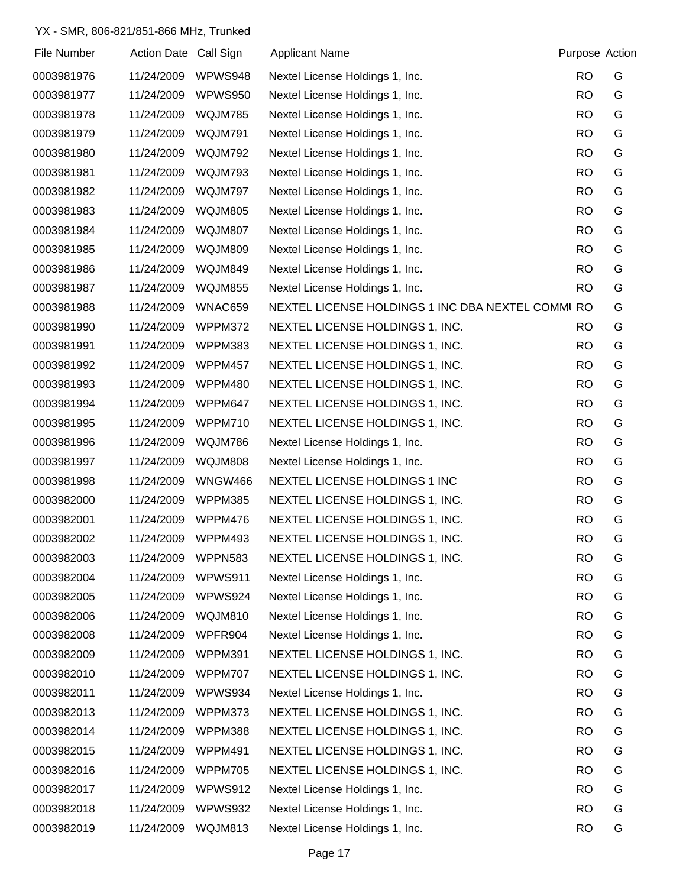YX - SMR, 806-821/851-866 MHz, Trunked

| File Number | Action Date | Call Sign | Applicant Name | Purpose | Action |
|---|---|---|---|---|---|
| 0003981976 | 11/24/2009 | WPWS948 | Nextel License Holdings 1, Inc. | RO | G |
| 0003981977 | 11/24/2009 | WPWS950 | Nextel License Holdings 1, Inc. | RO | G |
| 0003981978 | 11/24/2009 | WQJM785 | Nextel License Holdings 1, Inc. | RO | G |
| 0003981979 | 11/24/2009 | WQJM791 | Nextel License Holdings 1, Inc. | RO | G |
| 0003981980 | 11/24/2009 | WQJM792 | Nextel License Holdings 1, Inc. | RO | G |
| 0003981981 | 11/24/2009 | WQJM793 | Nextel License Holdings 1, Inc. | RO | G |
| 0003981982 | 11/24/2009 | WQJM797 | Nextel License Holdings 1, Inc. | RO | G |
| 0003981983 | 11/24/2009 | WQJM805 | Nextel License Holdings 1, Inc. | RO | G |
| 0003981984 | 11/24/2009 | WQJM807 | Nextel License Holdings 1, Inc. | RO | G |
| 0003981985 | 11/24/2009 | WQJM809 | Nextel License Holdings 1, Inc. | RO | G |
| 0003981986 | 11/24/2009 | WQJM849 | Nextel License Holdings 1, Inc. | RO | G |
| 0003981987 | 11/24/2009 | WQJM855 | Nextel License Holdings 1, Inc. | RO | G |
| 0003981988 | 11/24/2009 | WNAC659 | NEXTEL LICENSE HOLDINGS 1 INC DBA NEXTEL COMMU | RO | G |
| 0003981990 | 11/24/2009 | WPPM372 | NEXTEL LICENSE HOLDINGS 1, INC. | RO | G |
| 0003981991 | 11/24/2009 | WPPM383 | NEXTEL LICENSE HOLDINGS 1, INC. | RO | G |
| 0003981992 | 11/24/2009 | WPPM457 | NEXTEL LICENSE HOLDINGS 1, INC. | RO | G |
| 0003981993 | 11/24/2009 | WPPM480 | NEXTEL LICENSE HOLDINGS 1, INC. | RO | G |
| 0003981994 | 11/24/2009 | WPPM647 | NEXTEL LICENSE HOLDINGS 1, INC. | RO | G |
| 0003981995 | 11/24/2009 | WPPM710 | NEXTEL LICENSE HOLDINGS 1, INC. | RO | G |
| 0003981996 | 11/24/2009 | WQJM786 | Nextel License Holdings 1, Inc. | RO | G |
| 0003981997 | 11/24/2009 | WQJM808 | Nextel License Holdings 1, Inc. | RO | G |
| 0003981998 | 11/24/2009 | WNGW466 | NEXTEL LICENSE HOLDINGS 1 INC | RO | G |
| 0003982000 | 11/24/2009 | WPPM385 | NEXTEL LICENSE HOLDINGS 1, INC. | RO | G |
| 0003982001 | 11/24/2009 | WPPM476 | NEXTEL LICENSE HOLDINGS 1, INC. | RO | G |
| 0003982002 | 11/24/2009 | WPPM493 | NEXTEL LICENSE HOLDINGS 1, INC. | RO | G |
| 0003982003 | 11/24/2009 | WPPN583 | NEXTEL LICENSE HOLDINGS 1, INC. | RO | G |
| 0003982004 | 11/24/2009 | WPWS911 | Nextel License Holdings 1, Inc. | RO | G |
| 0003982005 | 11/24/2009 | WPWS924 | Nextel License Holdings 1, Inc. | RO | G |
| 0003982006 | 11/24/2009 | WQJM810 | Nextel License Holdings 1, Inc. | RO | G |
| 0003982008 | 11/24/2009 | WPFR904 | Nextel License Holdings 1, Inc. | RO | G |
| 0003982009 | 11/24/2009 | WPPM391 | NEXTEL LICENSE HOLDINGS 1, INC. | RO | G |
| 0003982010 | 11/24/2009 | WPPM707 | NEXTEL LICENSE HOLDINGS 1, INC. | RO | G |
| 0003982011 | 11/24/2009 | WPWS934 | Nextel License Holdings 1, Inc. | RO | G |
| 0003982013 | 11/24/2009 | WPPM373 | NEXTEL LICENSE HOLDINGS 1, INC. | RO | G |
| 0003982014 | 11/24/2009 | WPPM388 | NEXTEL LICENSE HOLDINGS 1, INC. | RO | G |
| 0003982015 | 11/24/2009 | WPPM491 | NEXTEL LICENSE HOLDINGS 1, INC. | RO | G |
| 0003982016 | 11/24/2009 | WPPM705 | NEXTEL LICENSE HOLDINGS 1, INC. | RO | G |
| 0003982017 | 11/24/2009 | WPWS912 | Nextel License Holdings 1, Inc. | RO | G |
| 0003982018 | 11/24/2009 | WPWS932 | Nextel License Holdings 1, Inc. | RO | G |
| 0003982019 | 11/24/2009 | WQJM813 | Nextel License Holdings 1, Inc. | RO | G |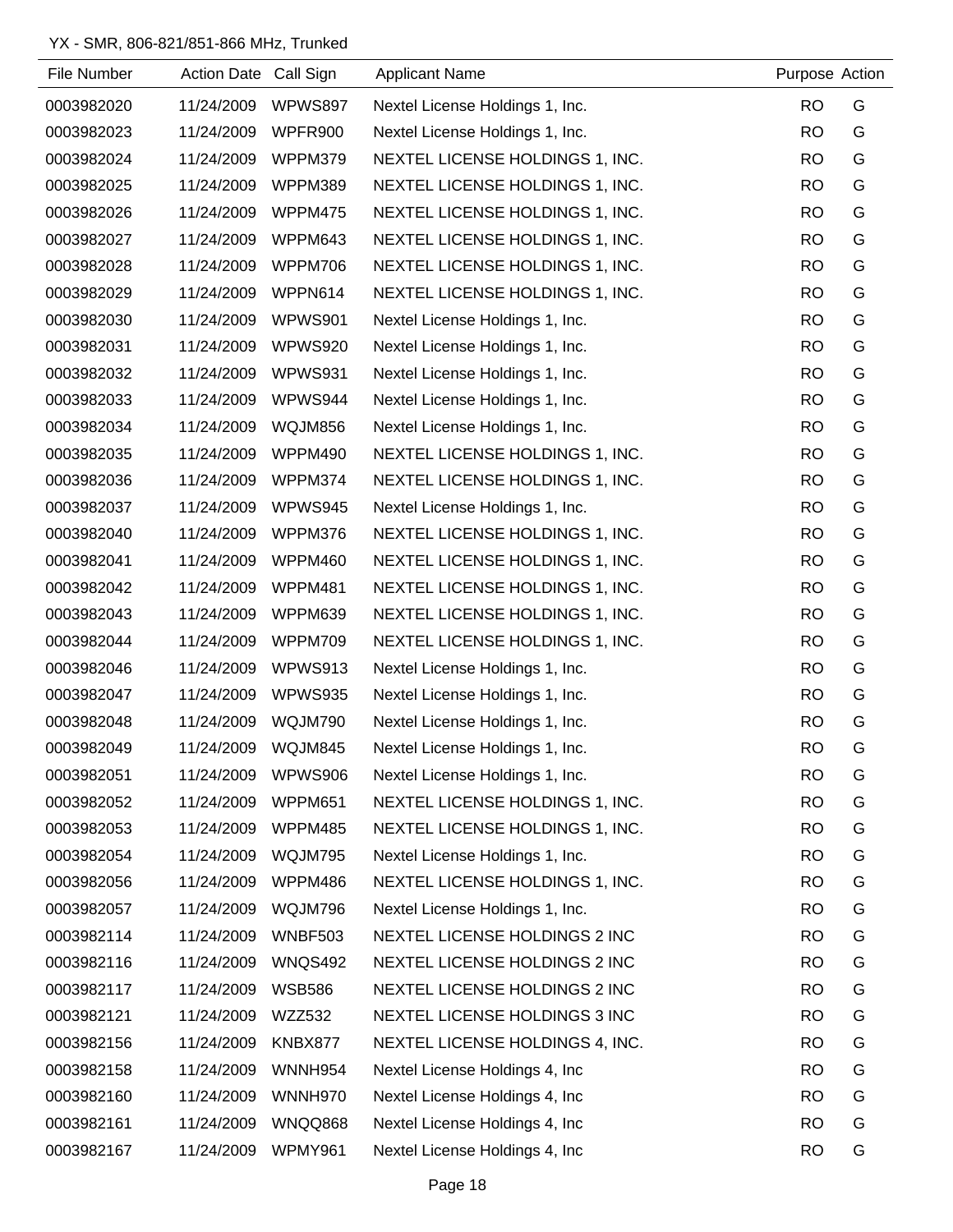YX - SMR, 806-821/851-866 MHz, Trunked

| File Number | Action Date | Call Sign | Applicant Name | Purpose | Action |
|---|---|---|---|---|---|
| 0003982020 | 11/24/2009 | WPWS897 | Nextel License Holdings 1, Inc. | RO | G |
| 0003982023 | 11/24/2009 | WPFR900 | Nextel License Holdings 1, Inc. | RO | G |
| 0003982024 | 11/24/2009 | WPPM379 | NEXTEL LICENSE HOLDINGS 1, INC. | RO | G |
| 0003982025 | 11/24/2009 | WPPM389 | NEXTEL LICENSE HOLDINGS 1, INC. | RO | G |
| 0003982026 | 11/24/2009 | WPPM475 | NEXTEL LICENSE HOLDINGS 1, INC. | RO | G |
| 0003982027 | 11/24/2009 | WPPM643 | NEXTEL LICENSE HOLDINGS 1, INC. | RO | G |
| 0003982028 | 11/24/2009 | WPPM706 | NEXTEL LICENSE HOLDINGS 1, INC. | RO | G |
| 0003982029 | 11/24/2009 | WPPN614 | NEXTEL LICENSE HOLDINGS 1, INC. | RO | G |
| 0003982030 | 11/24/2009 | WPWS901 | Nextel License Holdings 1, Inc. | RO | G |
| 0003982031 | 11/24/2009 | WPWS920 | Nextel License Holdings 1, Inc. | RO | G |
| 0003982032 | 11/24/2009 | WPWS931 | Nextel License Holdings 1, Inc. | RO | G |
| 0003982033 | 11/24/2009 | WPWS944 | Nextel License Holdings 1, Inc. | RO | G |
| 0003982034 | 11/24/2009 | WQJM856 | Nextel License Holdings 1, Inc. | RO | G |
| 0003982035 | 11/24/2009 | WPPM490 | NEXTEL LICENSE HOLDINGS 1, INC. | RO | G |
| 0003982036 | 11/24/2009 | WPPM374 | NEXTEL LICENSE HOLDINGS 1, INC. | RO | G |
| 0003982037 | 11/24/2009 | WPWS945 | Nextel License Holdings 1, Inc. | RO | G |
| 0003982040 | 11/24/2009 | WPPM376 | NEXTEL LICENSE HOLDINGS 1, INC. | RO | G |
| 0003982041 | 11/24/2009 | WPPM460 | NEXTEL LICENSE HOLDINGS 1, INC. | RO | G |
| 0003982042 | 11/24/2009 | WPPM481 | NEXTEL LICENSE HOLDINGS 1, INC. | RO | G |
| 0003982043 | 11/24/2009 | WPPM639 | NEXTEL LICENSE HOLDINGS 1, INC. | RO | G |
| 0003982044 | 11/24/2009 | WPPM709 | NEXTEL LICENSE HOLDINGS 1, INC. | RO | G |
| 0003982046 | 11/24/2009 | WPWS913 | Nextel License Holdings 1, Inc. | RO | G |
| 0003982047 | 11/24/2009 | WPWS935 | Nextel License Holdings 1, Inc. | RO | G |
| 0003982048 | 11/24/2009 | WQJM790 | Nextel License Holdings 1, Inc. | RO | G |
| 0003982049 | 11/24/2009 | WQJM845 | Nextel License Holdings 1, Inc. | RO | G |
| 0003982051 | 11/24/2009 | WPWS906 | Nextel License Holdings 1, Inc. | RO | G |
| 0003982052 | 11/24/2009 | WPPM651 | NEXTEL LICENSE HOLDINGS 1, INC. | RO | G |
| 0003982053 | 11/24/2009 | WPPM485 | NEXTEL LICENSE HOLDINGS 1, INC. | RO | G |
| 0003982054 | 11/24/2009 | WQJM795 | Nextel License Holdings 1, Inc. | RO | G |
| 0003982056 | 11/24/2009 | WPPM486 | NEXTEL LICENSE HOLDINGS 1, INC. | RO | G |
| 0003982057 | 11/24/2009 | WQJM796 | Nextel License Holdings 1, Inc. | RO | G |
| 0003982114 | 11/24/2009 | WNBF503 | NEXTEL LICENSE HOLDINGS 2 INC | RO | G |
| 0003982116 | 11/24/2009 | WNQS492 | NEXTEL LICENSE HOLDINGS 2 INC | RO | G |
| 0003982117 | 11/24/2009 | WSB586 | NEXTEL LICENSE HOLDINGS 2 INC | RO | G |
| 0003982121 | 11/24/2009 | WZZ532 | NEXTEL LICENSE HOLDINGS 3 INC | RO | G |
| 0003982156 | 11/24/2009 | KNBX877 | NEXTEL LICENSE HOLDINGS 4, INC. | RO | G |
| 0003982158 | 11/24/2009 | WNNH954 | Nextel License Holdings 4, Inc | RO | G |
| 0003982160 | 11/24/2009 | WNNH970 | Nextel License Holdings 4, Inc | RO | G |
| 0003982161 | 11/24/2009 | WNQQ868 | Nextel License Holdings 4, Inc | RO | G |
| 0003982167 | 11/24/2009 | WPMY961 | Nextel License Holdings 4, Inc | RO | G |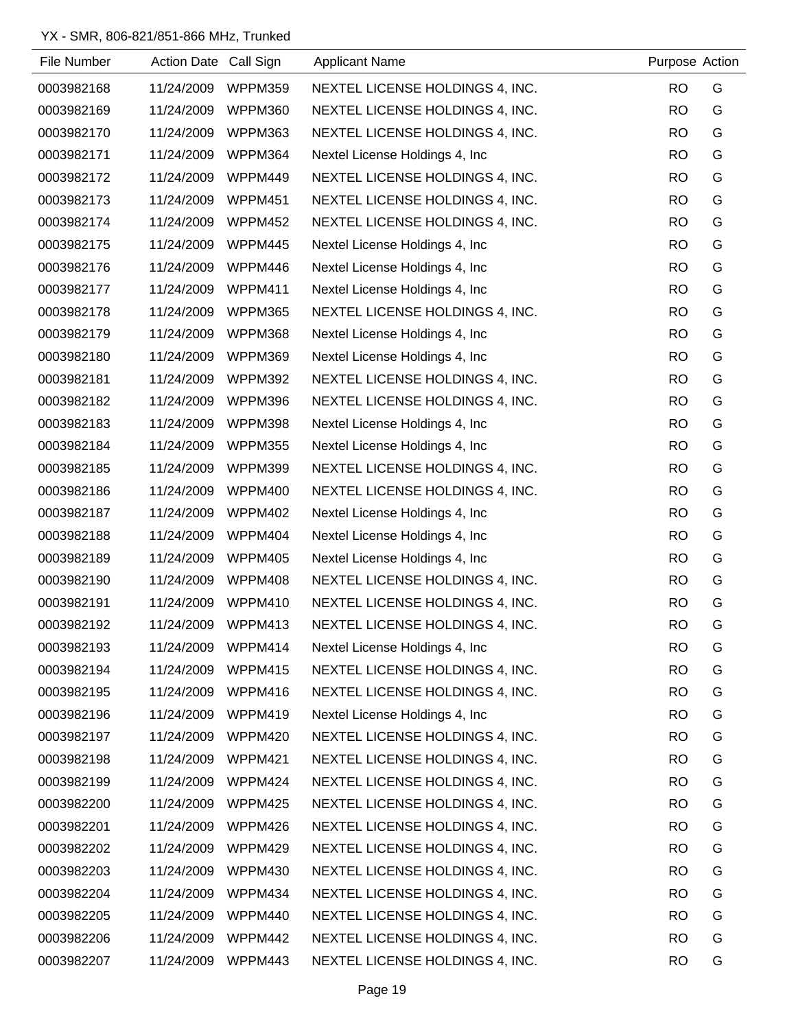YX - SMR, 806-821/851-866 MHz, Trunked

| File Number | Action Date | Call Sign | Applicant Name | Purpose | Action |
|---|---|---|---|---|---|
| 0003982168 | 11/24/2009 | WPPM359 | NEXTEL LICENSE HOLDINGS 4, INC. | RO | G |
| 0003982169 | 11/24/2009 | WPPM360 | NEXTEL LICENSE HOLDINGS 4, INC. | RO | G |
| 0003982170 | 11/24/2009 | WPPM363 | NEXTEL LICENSE HOLDINGS 4, INC. | RO | G |
| 0003982171 | 11/24/2009 | WPPM364 | Nextel License Holdings 4, Inc | RO | G |
| 0003982172 | 11/24/2009 | WPPM449 | NEXTEL LICENSE HOLDINGS 4, INC. | RO | G |
| 0003982173 | 11/24/2009 | WPPM451 | NEXTEL LICENSE HOLDINGS 4, INC. | RO | G |
| 0003982174 | 11/24/2009 | WPPM452 | NEXTEL LICENSE HOLDINGS 4, INC. | RO | G |
| 0003982175 | 11/24/2009 | WPPM445 | Nextel License Holdings 4, Inc | RO | G |
| 0003982176 | 11/24/2009 | WPPM446 | Nextel License Holdings 4, Inc | RO | G |
| 0003982177 | 11/24/2009 | WPPM411 | Nextel License Holdings 4, Inc | RO | G |
| 0003982178 | 11/24/2009 | WPPM365 | NEXTEL LICENSE HOLDINGS 4, INC. | RO | G |
| 0003982179 | 11/24/2009 | WPPM368 | Nextel License Holdings 4, Inc | RO | G |
| 0003982180 | 11/24/2009 | WPPM369 | Nextel License Holdings 4, Inc | RO | G |
| 0003982181 | 11/24/2009 | WPPM392 | NEXTEL LICENSE HOLDINGS 4, INC. | RO | G |
| 0003982182 | 11/24/2009 | WPPM396 | NEXTEL LICENSE HOLDINGS 4, INC. | RO | G |
| 0003982183 | 11/24/2009 | WPPM398 | Nextel License Holdings 4, Inc | RO | G |
| 0003982184 | 11/24/2009 | WPPM355 | Nextel License Holdings 4, Inc | RO | G |
| 0003982185 | 11/24/2009 | WPPM399 | NEXTEL LICENSE HOLDINGS 4, INC. | RO | G |
| 0003982186 | 11/24/2009 | WPPM400 | NEXTEL LICENSE HOLDINGS 4, INC. | RO | G |
| 0003982187 | 11/24/2009 | WPPM402 | Nextel License Holdings 4, Inc | RO | G |
| 0003982188 | 11/24/2009 | WPPM404 | Nextel License Holdings 4, Inc | RO | G |
| 0003982189 | 11/24/2009 | WPPM405 | Nextel License Holdings 4, Inc | RO | G |
| 0003982190 | 11/24/2009 | WPPM408 | NEXTEL LICENSE HOLDINGS 4, INC. | RO | G |
| 0003982191 | 11/24/2009 | WPPM410 | NEXTEL LICENSE HOLDINGS 4, INC. | RO | G |
| 0003982192 | 11/24/2009 | WPPM413 | NEXTEL LICENSE HOLDINGS 4, INC. | RO | G |
| 0003982193 | 11/24/2009 | WPPM414 | Nextel License Holdings 4, Inc | RO | G |
| 0003982194 | 11/24/2009 | WPPM415 | NEXTEL LICENSE HOLDINGS 4, INC. | RO | G |
| 0003982195 | 11/24/2009 | WPPM416 | NEXTEL LICENSE HOLDINGS 4, INC. | RO | G |
| 0003982196 | 11/24/2009 | WPPM419 | Nextel License Holdings 4, Inc | RO | G |
| 0003982197 | 11/24/2009 | WPPM420 | NEXTEL LICENSE HOLDINGS 4, INC. | RO | G |
| 0003982198 | 11/24/2009 | WPPM421 | NEXTEL LICENSE HOLDINGS 4, INC. | RO | G |
| 0003982199 | 11/24/2009 | WPPM424 | NEXTEL LICENSE HOLDINGS 4, INC. | RO | G |
| 0003982200 | 11/24/2009 | WPPM425 | NEXTEL LICENSE HOLDINGS 4, INC. | RO | G |
| 0003982201 | 11/24/2009 | WPPM426 | NEXTEL LICENSE HOLDINGS 4, INC. | RO | G |
| 0003982202 | 11/24/2009 | WPPM429 | NEXTEL LICENSE HOLDINGS 4, INC. | RO | G |
| 0003982203 | 11/24/2009 | WPPM430 | NEXTEL LICENSE HOLDINGS 4, INC. | RO | G |
| 0003982204 | 11/24/2009 | WPPM434 | NEXTEL LICENSE HOLDINGS 4, INC. | RO | G |
| 0003982205 | 11/24/2009 | WPPM440 | NEXTEL LICENSE HOLDINGS 4, INC. | RO | G |
| 0003982206 | 11/24/2009 | WPPM442 | NEXTEL LICENSE HOLDINGS 4, INC. | RO | G |
| 0003982207 | 11/24/2009 | WPPM443 | NEXTEL LICENSE HOLDINGS 4, INC. | RO | G |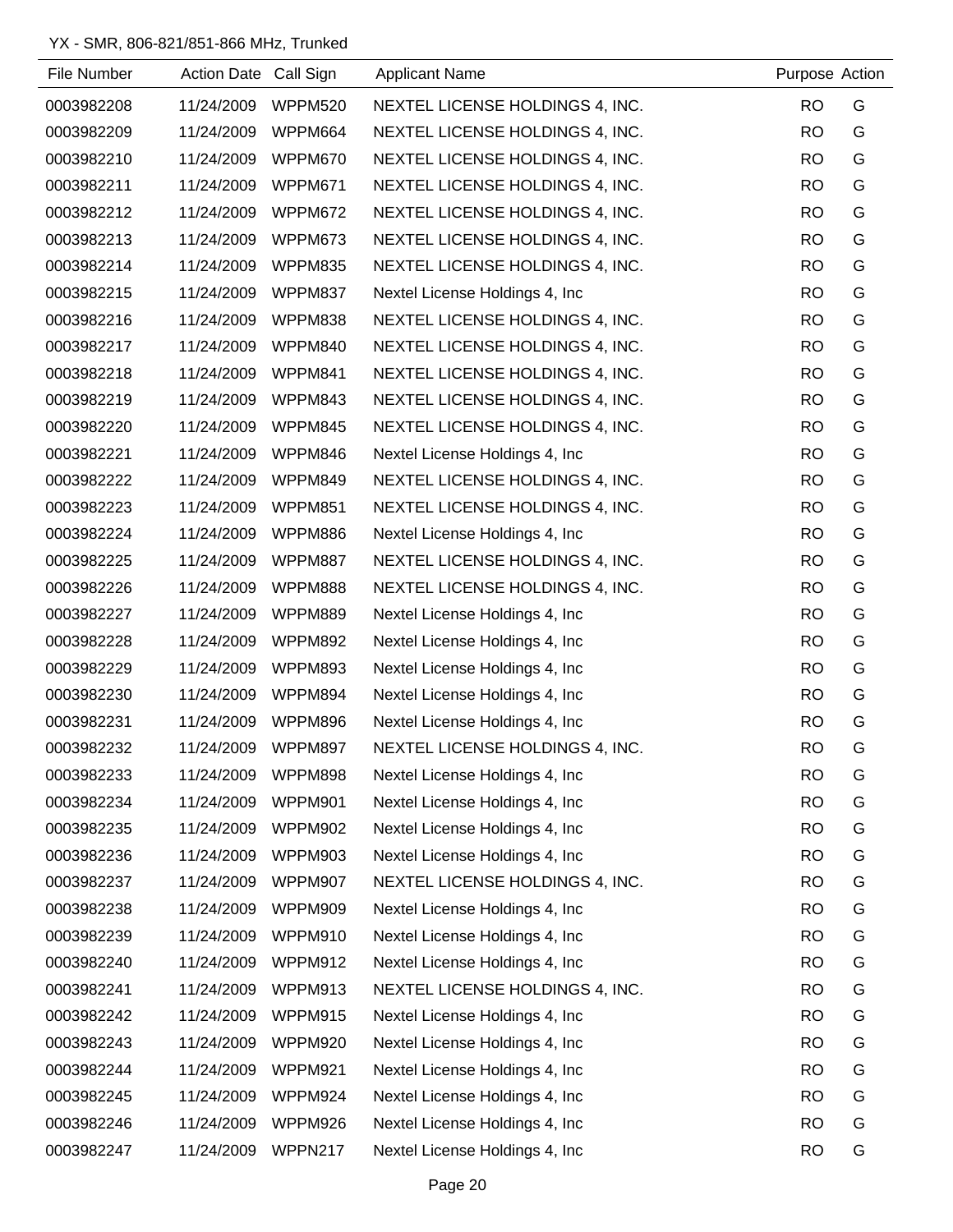YX - SMR, 806-821/851-866 MHz, Trunked

| File Number | Action Date | Call Sign | Applicant Name | Purpose | Action |
|---|---|---|---|---|---|
| 0003982208 | 11/24/2009 | WPPM520 | NEXTEL LICENSE HOLDINGS 4, INC. | RO | G |
| 0003982209 | 11/24/2009 | WPPM664 | NEXTEL LICENSE HOLDINGS 4, INC. | RO | G |
| 0003982210 | 11/24/2009 | WPPM670 | NEXTEL LICENSE HOLDINGS 4, INC. | RO | G |
| 0003982211 | 11/24/2009 | WPPM671 | NEXTEL LICENSE HOLDINGS 4, INC. | RO | G |
| 0003982212 | 11/24/2009 | WPPM672 | NEXTEL LICENSE HOLDINGS 4, INC. | RO | G |
| 0003982213 | 11/24/2009 | WPPM673 | NEXTEL LICENSE HOLDINGS 4, INC. | RO | G |
| 0003982214 | 11/24/2009 | WPPM835 | NEXTEL LICENSE HOLDINGS 4, INC. | RO | G |
| 0003982215 | 11/24/2009 | WPPM837 | Nextel License Holdings 4, Inc | RO | G |
| 0003982216 | 11/24/2009 | WPPM838 | NEXTEL LICENSE HOLDINGS 4, INC. | RO | G |
| 0003982217 | 11/24/2009 | WPPM840 | NEXTEL LICENSE HOLDINGS 4, INC. | RO | G |
| 0003982218 | 11/24/2009 | WPPM841 | NEXTEL LICENSE HOLDINGS 4, INC. | RO | G |
| 0003982219 | 11/24/2009 | WPPM843 | NEXTEL LICENSE HOLDINGS 4, INC. | RO | G |
| 0003982220 | 11/24/2009 | WPPM845 | NEXTEL LICENSE HOLDINGS 4, INC. | RO | G |
| 0003982221 | 11/24/2009 | WPPM846 | Nextel License Holdings 4, Inc | RO | G |
| 0003982222 | 11/24/2009 | WPPM849 | NEXTEL LICENSE HOLDINGS 4, INC. | RO | G |
| 0003982223 | 11/24/2009 | WPPM851 | NEXTEL LICENSE HOLDINGS 4, INC. | RO | G |
| 0003982224 | 11/24/2009 | WPPM886 | Nextel License Holdings 4, Inc | RO | G |
| 0003982225 | 11/24/2009 | WPPM887 | NEXTEL LICENSE HOLDINGS 4, INC. | RO | G |
| 0003982226 | 11/24/2009 | WPPM888 | NEXTEL LICENSE HOLDINGS 4, INC. | RO | G |
| 0003982227 | 11/24/2009 | WPPM889 | Nextel License Holdings 4, Inc | RO | G |
| 0003982228 | 11/24/2009 | WPPM892 | Nextel License Holdings 4, Inc | RO | G |
| 0003982229 | 11/24/2009 | WPPM893 | Nextel License Holdings 4, Inc | RO | G |
| 0003982230 | 11/24/2009 | WPPM894 | Nextel License Holdings 4, Inc | RO | G |
| 0003982231 | 11/24/2009 | WPPM896 | Nextel License Holdings 4, Inc | RO | G |
| 0003982232 | 11/24/2009 | WPPM897 | NEXTEL LICENSE HOLDINGS 4, INC. | RO | G |
| 0003982233 | 11/24/2009 | WPPM898 | Nextel License Holdings 4, Inc | RO | G |
| 0003982234 | 11/24/2009 | WPPM901 | Nextel License Holdings 4, Inc | RO | G |
| 0003982235 | 11/24/2009 | WPPM902 | Nextel License Holdings 4, Inc | RO | G |
| 0003982236 | 11/24/2009 | WPPM903 | Nextel License Holdings 4, Inc | RO | G |
| 0003982237 | 11/24/2009 | WPPM907 | NEXTEL LICENSE HOLDINGS 4, INC. | RO | G |
| 0003982238 | 11/24/2009 | WPPM909 | Nextel License Holdings 4, Inc | RO | G |
| 0003982239 | 11/24/2009 | WPPM910 | Nextel License Holdings 4, Inc | RO | G |
| 0003982240 | 11/24/2009 | WPPM912 | Nextel License Holdings 4, Inc | RO | G |
| 0003982241 | 11/24/2009 | WPPM913 | NEXTEL LICENSE HOLDINGS 4, INC. | RO | G |
| 0003982242 | 11/24/2009 | WPPM915 | Nextel License Holdings 4, Inc | RO | G |
| 0003982243 | 11/24/2009 | WPPM920 | Nextel License Holdings 4, Inc | RO | G |
| 0003982244 | 11/24/2009 | WPPM921 | Nextel License Holdings 4, Inc | RO | G |
| 0003982245 | 11/24/2009 | WPPM924 | Nextel License Holdings 4, Inc | RO | G |
| 0003982246 | 11/24/2009 | WPPM926 | Nextel License Holdings 4, Inc | RO | G |
| 0003982247 | 11/24/2009 | WPPN217 | Nextel License Holdings 4, Inc | RO | G |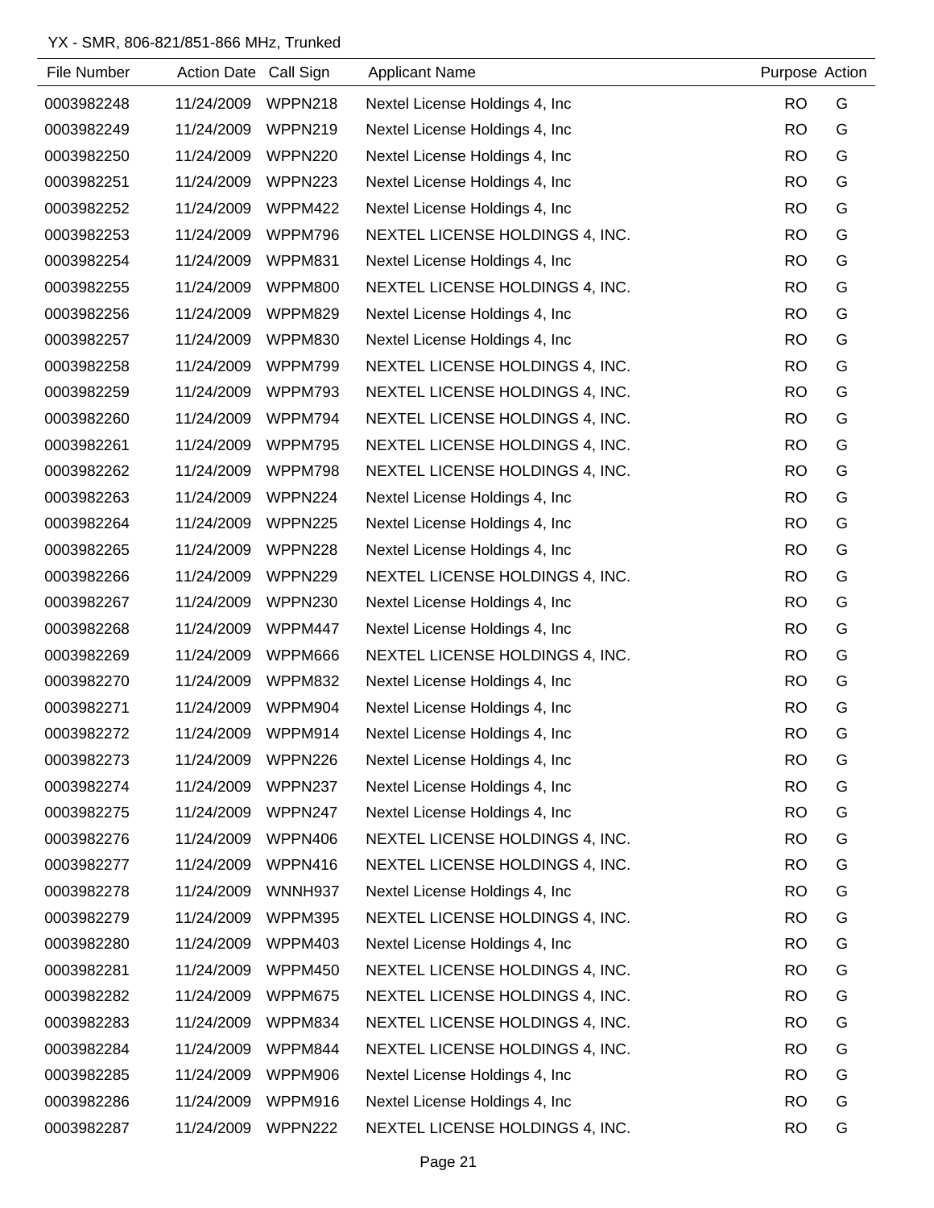YX - SMR, 806-821/851-866 MHz, Trunked

| File Number | Action Date | Call Sign | Applicant Name | Purpose | Action |
|---|---|---|---|---|---|
| 0003982248 | 11/24/2009 | WPPN218 | Nextel License Holdings 4, Inc | RO | G |
| 0003982249 | 11/24/2009 | WPPN219 | Nextel License Holdings 4, Inc | RO | G |
| 0003982250 | 11/24/2009 | WPPN220 | Nextel License Holdings 4, Inc | RO | G |
| 0003982251 | 11/24/2009 | WPPN223 | Nextel License Holdings 4, Inc | RO | G |
| 0003982252 | 11/24/2009 | WPPM422 | Nextel License Holdings 4, Inc | RO | G |
| 0003982253 | 11/24/2009 | WPPM796 | NEXTEL LICENSE HOLDINGS 4, INC. | RO | G |
| 0003982254 | 11/24/2009 | WPPM831 | Nextel License Holdings 4, Inc | RO | G |
| 0003982255 | 11/24/2009 | WPPM800 | NEXTEL LICENSE HOLDINGS 4, INC. | RO | G |
| 0003982256 | 11/24/2009 | WPPM829 | Nextel License Holdings 4, Inc | RO | G |
| 0003982257 | 11/24/2009 | WPPM830 | Nextel License Holdings 4, Inc | RO | G |
| 0003982258 | 11/24/2009 | WPPM799 | NEXTEL LICENSE HOLDINGS 4, INC. | RO | G |
| 0003982259 | 11/24/2009 | WPPM793 | NEXTEL LICENSE HOLDINGS 4, INC. | RO | G |
| 0003982260 | 11/24/2009 | WPPM794 | NEXTEL LICENSE HOLDINGS 4, INC. | RO | G |
| 0003982261 | 11/24/2009 | WPPM795 | NEXTEL LICENSE HOLDINGS 4, INC. | RO | G |
| 0003982262 | 11/24/2009 | WPPM798 | NEXTEL LICENSE HOLDINGS 4, INC. | RO | G |
| 0003982263 | 11/24/2009 | WPPN224 | Nextel License Holdings 4, Inc | RO | G |
| 0003982264 | 11/24/2009 | WPPN225 | Nextel License Holdings 4, Inc | RO | G |
| 0003982265 | 11/24/2009 | WPPN228 | Nextel License Holdings 4, Inc | RO | G |
| 0003982266 | 11/24/2009 | WPPN229 | NEXTEL LICENSE HOLDINGS 4, INC. | RO | G |
| 0003982267 | 11/24/2009 | WPPN230 | Nextel License Holdings 4, Inc | RO | G |
| 0003982268 | 11/24/2009 | WPPM447 | Nextel License Holdings 4, Inc | RO | G |
| 0003982269 | 11/24/2009 | WPPM666 | NEXTEL LICENSE HOLDINGS 4, INC. | RO | G |
| 0003982270 | 11/24/2009 | WPPM832 | Nextel License Holdings 4, Inc | RO | G |
| 0003982271 | 11/24/2009 | WPPM904 | Nextel License Holdings 4, Inc | RO | G |
| 0003982272 | 11/24/2009 | WPPM914 | Nextel License Holdings 4, Inc | RO | G |
| 0003982273 | 11/24/2009 | WPPN226 | Nextel License Holdings 4, Inc | RO | G |
| 0003982274 | 11/24/2009 | WPPN237 | Nextel License Holdings 4, Inc | RO | G |
| 0003982275 | 11/24/2009 | WPPN247 | Nextel License Holdings 4, Inc | RO | G |
| 0003982276 | 11/24/2009 | WPPN406 | NEXTEL LICENSE HOLDINGS 4, INC. | RO | G |
| 0003982277 | 11/24/2009 | WPPN416 | NEXTEL LICENSE HOLDINGS 4, INC. | RO | G |
| 0003982278 | 11/24/2009 | WNNH937 | Nextel License Holdings 4, Inc | RO | G |
| 0003982279 | 11/24/2009 | WPPM395 | NEXTEL LICENSE HOLDINGS 4, INC. | RO | G |
| 0003982280 | 11/24/2009 | WPPM403 | Nextel License Holdings 4, Inc | RO | G |
| 0003982281 | 11/24/2009 | WPPM450 | NEXTEL LICENSE HOLDINGS 4, INC. | RO | G |
| 0003982282 | 11/24/2009 | WPPM675 | NEXTEL LICENSE HOLDINGS 4, INC. | RO | G |
| 0003982283 | 11/24/2009 | WPPM834 | NEXTEL LICENSE HOLDINGS 4, INC. | RO | G |
| 0003982284 | 11/24/2009 | WPPM844 | NEXTEL LICENSE HOLDINGS 4, INC. | RO | G |
| 0003982285 | 11/24/2009 | WPPM906 | Nextel License Holdings 4, Inc | RO | G |
| 0003982286 | 11/24/2009 | WPPM916 | Nextel License Holdings 4, Inc | RO | G |
| 0003982287 | 11/24/2009 | WPPN222 | NEXTEL LICENSE HOLDINGS 4, INC. | RO | G |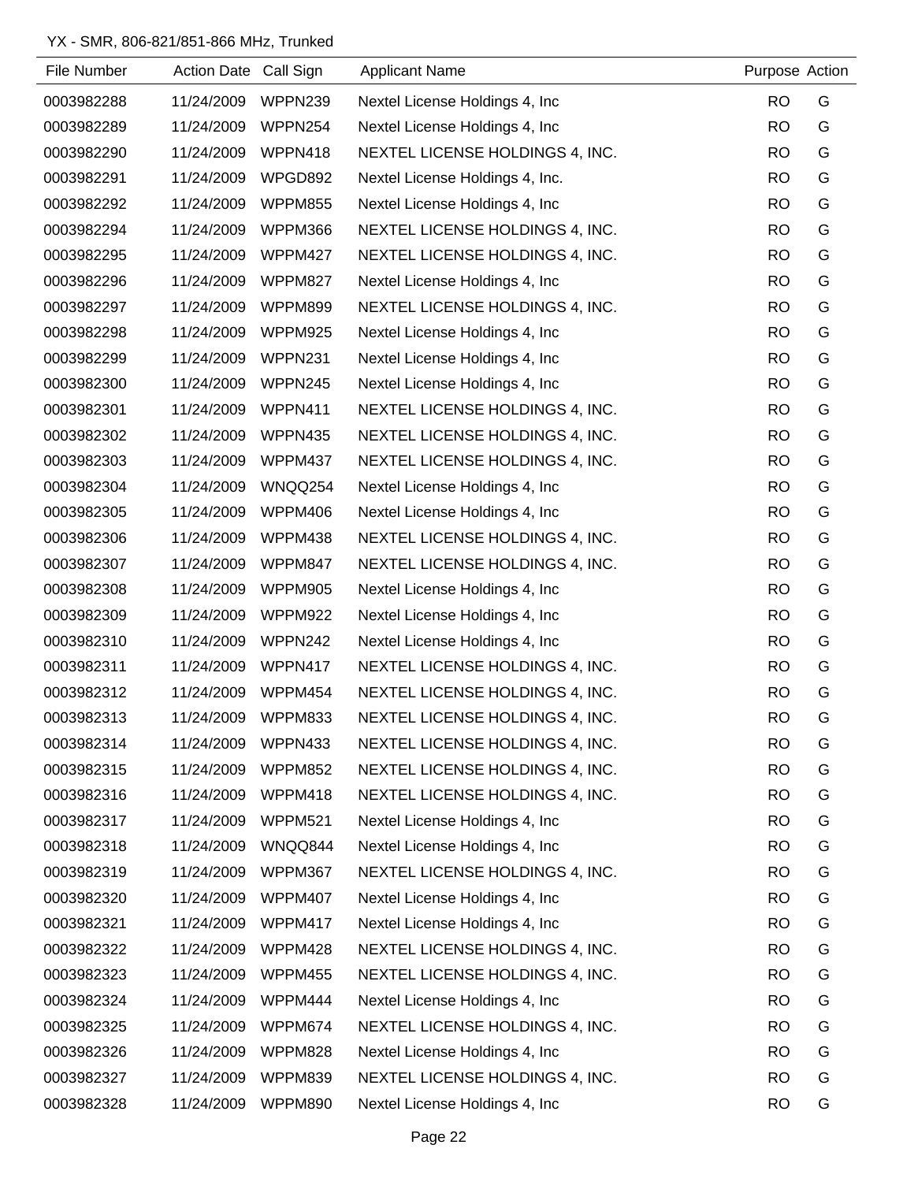YX - SMR, 806-821/851-866 MHz, Trunked

| File Number | Action Date | Call Sign | Applicant Name | Purpose | Action |
|---|---|---|---|---|---|
| 0003982288 | 11/24/2009 | WPPN239 | Nextel License Holdings 4, Inc | RO | G |
| 0003982289 | 11/24/2009 | WPPN254 | Nextel License Holdings 4, Inc | RO | G |
| 0003982290 | 11/24/2009 | WPPN418 | NEXTEL LICENSE HOLDINGS 4, INC. | RO | G |
| 0003982291 | 11/24/2009 | WPGD892 | Nextel License Holdings 4, Inc. | RO | G |
| 0003982292 | 11/24/2009 | WPPM855 | Nextel License Holdings 4, Inc | RO | G |
| 0003982294 | 11/24/2009 | WPPM366 | NEXTEL LICENSE HOLDINGS 4, INC. | RO | G |
| 0003982295 | 11/24/2009 | WPPM427 | NEXTEL LICENSE HOLDINGS 4, INC. | RO | G |
| 0003982296 | 11/24/2009 | WPPM827 | Nextel License Holdings 4, Inc | RO | G |
| 0003982297 | 11/24/2009 | WPPM899 | NEXTEL LICENSE HOLDINGS 4, INC. | RO | G |
| 0003982298 | 11/24/2009 | WPPM925 | Nextel License Holdings 4, Inc | RO | G |
| 0003982299 | 11/24/2009 | WPPN231 | Nextel License Holdings 4, Inc | RO | G |
| 0003982300 | 11/24/2009 | WPPN245 | Nextel License Holdings 4, Inc | RO | G |
| 0003982301 | 11/24/2009 | WPPN411 | NEXTEL LICENSE HOLDINGS 4, INC. | RO | G |
| 0003982302 | 11/24/2009 | WPPN435 | NEXTEL LICENSE HOLDINGS 4, INC. | RO | G |
| 0003982303 | 11/24/2009 | WPPM437 | NEXTEL LICENSE HOLDINGS 4, INC. | RO | G |
| 0003982304 | 11/24/2009 | WNQQ254 | Nextel License Holdings 4, Inc | RO | G |
| 0003982305 | 11/24/2009 | WPPM406 | Nextel License Holdings 4, Inc | RO | G |
| 0003982306 | 11/24/2009 | WPPM438 | NEXTEL LICENSE HOLDINGS 4, INC. | RO | G |
| 0003982307 | 11/24/2009 | WPPM847 | NEXTEL LICENSE HOLDINGS 4, INC. | RO | G |
| 0003982308 | 11/24/2009 | WPPM905 | Nextel License Holdings 4, Inc | RO | G |
| 0003982309 | 11/24/2009 | WPPM922 | Nextel License Holdings 4, Inc | RO | G |
| 0003982310 | 11/24/2009 | WPPN242 | Nextel License Holdings 4, Inc | RO | G |
| 0003982311 | 11/24/2009 | WPPN417 | NEXTEL LICENSE HOLDINGS 4, INC. | RO | G |
| 0003982312 | 11/24/2009 | WPPM454 | NEXTEL LICENSE HOLDINGS 4, INC. | RO | G |
| 0003982313 | 11/24/2009 | WPPM833 | NEXTEL LICENSE HOLDINGS 4, INC. | RO | G |
| 0003982314 | 11/24/2009 | WPPN433 | NEXTEL LICENSE HOLDINGS 4, INC. | RO | G |
| 0003982315 | 11/24/2009 | WPPM852 | NEXTEL LICENSE HOLDINGS 4, INC. | RO | G |
| 0003982316 | 11/24/2009 | WPPM418 | NEXTEL LICENSE HOLDINGS 4, INC. | RO | G |
| 0003982317 | 11/24/2009 | WPPM521 | Nextel License Holdings 4, Inc | RO | G |
| 0003982318 | 11/24/2009 | WNQQ844 | Nextel License Holdings 4, Inc | RO | G |
| 0003982319 | 11/24/2009 | WPPM367 | NEXTEL LICENSE HOLDINGS 4, INC. | RO | G |
| 0003982320 | 11/24/2009 | WPPM407 | Nextel License Holdings 4, Inc | RO | G |
| 0003982321 | 11/24/2009 | WPPM417 | Nextel License Holdings 4, Inc | RO | G |
| 0003982322 | 11/24/2009 | WPPM428 | NEXTEL LICENSE HOLDINGS 4, INC. | RO | G |
| 0003982323 | 11/24/2009 | WPPM455 | NEXTEL LICENSE HOLDINGS 4, INC. | RO | G |
| 0003982324 | 11/24/2009 | WPPM444 | Nextel License Holdings 4, Inc | RO | G |
| 0003982325 | 11/24/2009 | WPPM674 | NEXTEL LICENSE HOLDINGS 4, INC. | RO | G |
| 0003982326 | 11/24/2009 | WPPM828 | Nextel License Holdings 4, Inc | RO | G |
| 0003982327 | 11/24/2009 | WPPM839 | NEXTEL LICENSE HOLDINGS 4, INC. | RO | G |
| 0003982328 | 11/24/2009 | WPPM890 | Nextel License Holdings 4, Inc | RO | G |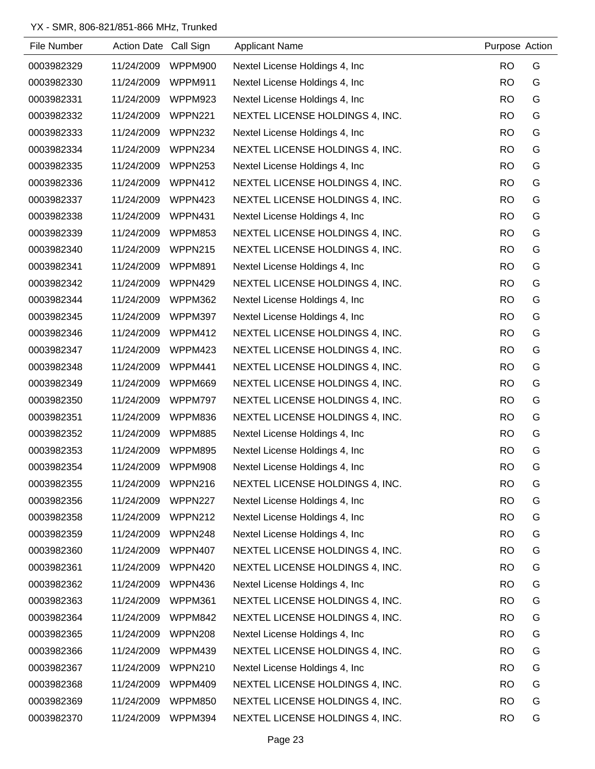YX - SMR, 806-821/851-866 MHz, Trunked

| File Number | Action Date | Call Sign | Applicant Name | Purpose | Action |
|---|---|---|---|---|---|
| 0003982329 | 11/24/2009 | WPPM900 | Nextel License Holdings 4, Inc | RO | G |
| 0003982330 | 11/24/2009 | WPPM911 | Nextel License Holdings 4, Inc | RO | G |
| 0003982331 | 11/24/2009 | WPPM923 | Nextel License Holdings 4, Inc | RO | G |
| 0003982332 | 11/24/2009 | WPPN221 | NEXTEL LICENSE HOLDINGS 4, INC. | RO | G |
| 0003982333 | 11/24/2009 | WPPN232 | Nextel License Holdings 4, Inc | RO | G |
| 0003982334 | 11/24/2009 | WPPN234 | NEXTEL LICENSE HOLDINGS 4, INC. | RO | G |
| 0003982335 | 11/24/2009 | WPPN253 | Nextel License Holdings 4, Inc | RO | G |
| 0003982336 | 11/24/2009 | WPPN412 | NEXTEL LICENSE HOLDINGS 4, INC. | RO | G |
| 0003982337 | 11/24/2009 | WPPN423 | NEXTEL LICENSE HOLDINGS 4, INC. | RO | G |
| 0003982338 | 11/24/2009 | WPPN431 | Nextel License Holdings 4, Inc | RO | G |
| 0003982339 | 11/24/2009 | WPPM853 | NEXTEL LICENSE HOLDINGS 4, INC. | RO | G |
| 0003982340 | 11/24/2009 | WPPN215 | NEXTEL LICENSE HOLDINGS 4, INC. | RO | G |
| 0003982341 | 11/24/2009 | WPPM891 | Nextel License Holdings 4, Inc | RO | G |
| 0003982342 | 11/24/2009 | WPPN429 | NEXTEL LICENSE HOLDINGS 4, INC. | RO | G |
| 0003982344 | 11/24/2009 | WPPM362 | Nextel License Holdings 4, Inc | RO | G |
| 0003982345 | 11/24/2009 | WPPM397 | Nextel License Holdings 4, Inc | RO | G |
| 0003982346 | 11/24/2009 | WPPM412 | NEXTEL LICENSE HOLDINGS 4, INC. | RO | G |
| 0003982347 | 11/24/2009 | WPPM423 | NEXTEL LICENSE HOLDINGS 4, INC. | RO | G |
| 0003982348 | 11/24/2009 | WPPM441 | NEXTEL LICENSE HOLDINGS 4, INC. | RO | G |
| 0003982349 | 11/24/2009 | WPPM669 | NEXTEL LICENSE HOLDINGS 4, INC. | RO | G |
| 0003982350 | 11/24/2009 | WPPM797 | NEXTEL LICENSE HOLDINGS 4, INC. | RO | G |
| 0003982351 | 11/24/2009 | WPPM836 | NEXTEL LICENSE HOLDINGS 4, INC. | RO | G |
| 0003982352 | 11/24/2009 | WPPM885 | Nextel License Holdings 4, Inc | RO | G |
| 0003982353 | 11/24/2009 | WPPM895 | Nextel License Holdings 4, Inc | RO | G |
| 0003982354 | 11/24/2009 | WPPM908 | Nextel License Holdings 4, Inc | RO | G |
| 0003982355 | 11/24/2009 | WPPN216 | NEXTEL LICENSE HOLDINGS 4, INC. | RO | G |
| 0003982356 | 11/24/2009 | WPPN227 | Nextel License Holdings 4, Inc | RO | G |
| 0003982358 | 11/24/2009 | WPPN212 | Nextel License Holdings 4, Inc | RO | G |
| 0003982359 | 11/24/2009 | WPPN248 | Nextel License Holdings 4, Inc | RO | G |
| 0003982360 | 11/24/2009 | WPPN407 | NEXTEL LICENSE HOLDINGS 4, INC. | RO | G |
| 0003982361 | 11/24/2009 | WPPN420 | NEXTEL LICENSE HOLDINGS 4, INC. | RO | G |
| 0003982362 | 11/24/2009 | WPPN436 | Nextel License Holdings 4, Inc | RO | G |
| 0003982363 | 11/24/2009 | WPPM361 | NEXTEL LICENSE HOLDINGS 4, INC. | RO | G |
| 0003982364 | 11/24/2009 | WPPM842 | NEXTEL LICENSE HOLDINGS 4, INC. | RO | G |
| 0003982365 | 11/24/2009 | WPPN208 | Nextel License Holdings 4, Inc | RO | G |
| 0003982366 | 11/24/2009 | WPPM439 | NEXTEL LICENSE HOLDINGS 4, INC. | RO | G |
| 0003982367 | 11/24/2009 | WPPN210 | Nextel License Holdings 4, Inc | RO | G |
| 0003982368 | 11/24/2009 | WPPM409 | NEXTEL LICENSE HOLDINGS 4, INC. | RO | G |
| 0003982369 | 11/24/2009 | WPPM850 | NEXTEL LICENSE HOLDINGS 4, INC. | RO | G |
| 0003982370 | 11/24/2009 | WPPM394 | NEXTEL LICENSE HOLDINGS 4, INC. | RO | G |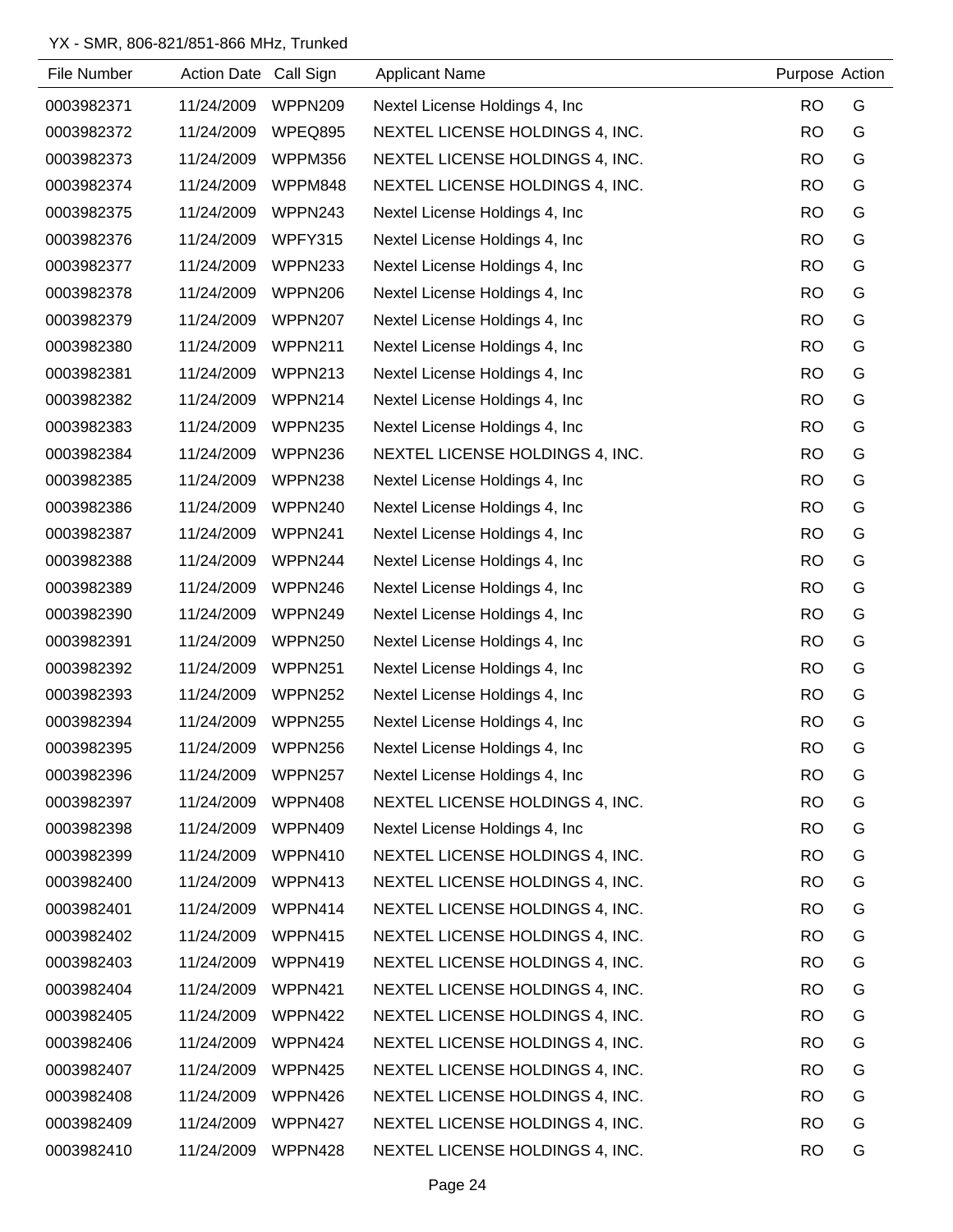YX - SMR, 806-821/851-866 MHz, Trunked

| File Number | Action Date | Call Sign | Applicant Name | Purpose | Action |
|---|---|---|---|---|---|
| 0003982371 | 11/24/2009 | WPPN209 | Nextel License Holdings 4, Inc | RO | G |
| 0003982372 | 11/24/2009 | WPEQ895 | NEXTEL LICENSE HOLDINGS 4, INC. | RO | G |
| 0003982373 | 11/24/2009 | WPPM356 | NEXTEL LICENSE HOLDINGS 4, INC. | RO | G |
| 0003982374 | 11/24/2009 | WPPM848 | NEXTEL LICENSE HOLDINGS 4, INC. | RO | G |
| 0003982375 | 11/24/2009 | WPPN243 | Nextel License Holdings 4, Inc | RO | G |
| 0003982376 | 11/24/2009 | WPFY315 | Nextel License Holdings 4, Inc | RO | G |
| 0003982377 | 11/24/2009 | WPPN233 | Nextel License Holdings 4, Inc | RO | G |
| 0003982378 | 11/24/2009 | WPPN206 | Nextel License Holdings 4, Inc | RO | G |
| 0003982379 | 11/24/2009 | WPPN207 | Nextel License Holdings 4, Inc | RO | G |
| 0003982380 | 11/24/2009 | WPPN211 | Nextel License Holdings 4, Inc | RO | G |
| 0003982381 | 11/24/2009 | WPPN213 | Nextel License Holdings 4, Inc | RO | G |
| 0003982382 | 11/24/2009 | WPPN214 | Nextel License Holdings 4, Inc | RO | G |
| 0003982383 | 11/24/2009 | WPPN235 | Nextel License Holdings 4, Inc | RO | G |
| 0003982384 | 11/24/2009 | WPPN236 | NEXTEL LICENSE HOLDINGS 4, INC. | RO | G |
| 0003982385 | 11/24/2009 | WPPN238 | Nextel License Holdings 4, Inc | RO | G |
| 0003982386 | 11/24/2009 | WPPN240 | Nextel License Holdings 4, Inc | RO | G |
| 0003982387 | 11/24/2009 | WPPN241 | Nextel License Holdings 4, Inc | RO | G |
| 0003982388 | 11/24/2009 | WPPN244 | Nextel License Holdings 4, Inc | RO | G |
| 0003982389 | 11/24/2009 | WPPN246 | Nextel License Holdings 4, Inc | RO | G |
| 0003982390 | 11/24/2009 | WPPN249 | Nextel License Holdings 4, Inc | RO | G |
| 0003982391 | 11/24/2009 | WPPN250 | Nextel License Holdings 4, Inc | RO | G |
| 0003982392 | 11/24/2009 | WPPN251 | Nextel License Holdings 4, Inc | RO | G |
| 0003982393 | 11/24/2009 | WPPN252 | Nextel License Holdings 4, Inc | RO | G |
| 0003982394 | 11/24/2009 | WPPN255 | Nextel License Holdings 4, Inc | RO | G |
| 0003982395 | 11/24/2009 | WPPN256 | Nextel License Holdings 4, Inc | RO | G |
| 0003982396 | 11/24/2009 | WPPN257 | Nextel License Holdings 4, Inc | RO | G |
| 0003982397 | 11/24/2009 | WPPN408 | NEXTEL LICENSE HOLDINGS 4, INC. | RO | G |
| 0003982398 | 11/24/2009 | WPPN409 | Nextel License Holdings 4, Inc | RO | G |
| 0003982399 | 11/24/2009 | WPPN410 | NEXTEL LICENSE HOLDINGS 4, INC. | RO | G |
| 0003982400 | 11/24/2009 | WPPN413 | NEXTEL LICENSE HOLDINGS 4, INC. | RO | G |
| 0003982401 | 11/24/2009 | WPPN414 | NEXTEL LICENSE HOLDINGS 4, INC. | RO | G |
| 0003982402 | 11/24/2009 | WPPN415 | NEXTEL LICENSE HOLDINGS 4, INC. | RO | G |
| 0003982403 | 11/24/2009 | WPPN419 | NEXTEL LICENSE HOLDINGS 4, INC. | RO | G |
| 0003982404 | 11/24/2009 | WPPN421 | NEXTEL LICENSE HOLDINGS 4, INC. | RO | G |
| 0003982405 | 11/24/2009 | WPPN422 | NEXTEL LICENSE HOLDINGS 4, INC. | RO | G |
| 0003982406 | 11/24/2009 | WPPN424 | NEXTEL LICENSE HOLDINGS 4, INC. | RO | G |
| 0003982407 | 11/24/2009 | WPPN425 | NEXTEL LICENSE HOLDINGS 4, INC. | RO | G |
| 0003982408 | 11/24/2009 | WPPN426 | NEXTEL LICENSE HOLDINGS 4, INC. | RO | G |
| 0003982409 | 11/24/2009 | WPPN427 | NEXTEL LICENSE HOLDINGS 4, INC. | RO | G |
| 0003982410 | 11/24/2009 | WPPN428 | NEXTEL LICENSE HOLDINGS 4, INC. | RO | G |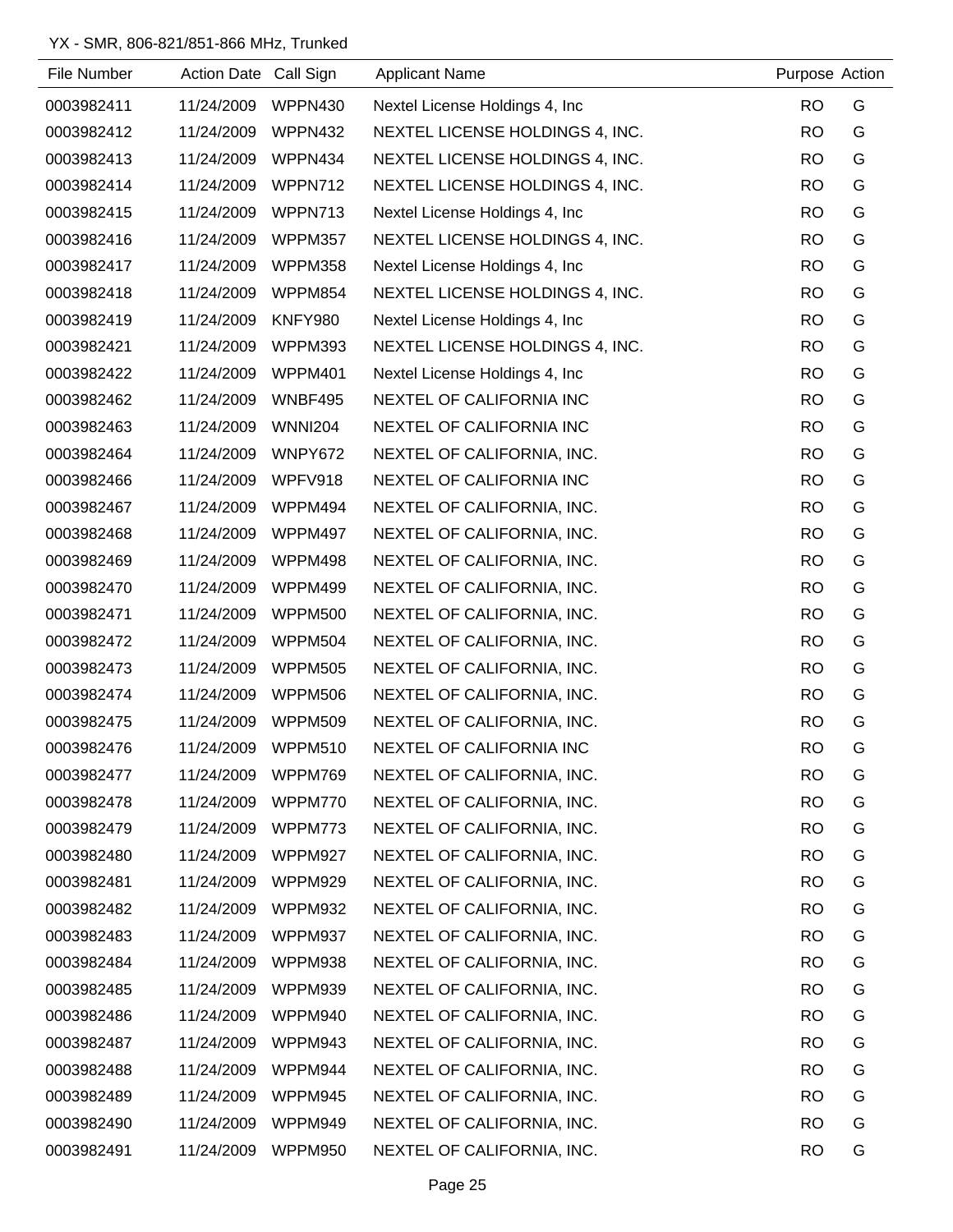YX - SMR, 806-821/851-866 MHz, Trunked

| File Number | Action Date | Call Sign | Applicant Name | Purpose | Action |
|---|---|---|---|---|---|
| 0003982411 | 11/24/2009 | WPPN430 | Nextel License Holdings 4, Inc | RO | G |
| 0003982412 | 11/24/2009 | WPPN432 | NEXTEL LICENSE HOLDINGS 4, INC. | RO | G |
| 0003982413 | 11/24/2009 | WPPN434 | NEXTEL LICENSE HOLDINGS 4, INC. | RO | G |
| 0003982414 | 11/24/2009 | WPPN712 | NEXTEL LICENSE HOLDINGS 4, INC. | RO | G |
| 0003982415 | 11/24/2009 | WPPN713 | Nextel License Holdings 4, Inc | RO | G |
| 0003982416 | 11/24/2009 | WPPM357 | NEXTEL LICENSE HOLDINGS 4, INC. | RO | G |
| 0003982417 | 11/24/2009 | WPPM358 | Nextel License Holdings 4, Inc | RO | G |
| 0003982418 | 11/24/2009 | WPPM854 | NEXTEL LICENSE HOLDINGS 4, INC. | RO | G |
| 0003982419 | 11/24/2009 | KNFY980 | Nextel License Holdings 4, Inc | RO | G |
| 0003982421 | 11/24/2009 | WPPM393 | NEXTEL LICENSE HOLDINGS 4, INC. | RO | G |
| 0003982422 | 11/24/2009 | WPPM401 | Nextel License Holdings 4, Inc | RO | G |
| 0003982462 | 11/24/2009 | WNBF495 | NEXTEL OF CALIFORNIA INC | RO | G |
| 0003982463 | 11/24/2009 | WNNI204 | NEXTEL OF CALIFORNIA INC | RO | G |
| 0003982464 | 11/24/2009 | WNPY672 | NEXTEL OF CALIFORNIA, INC. | RO | G |
| 0003982466 | 11/24/2009 | WPFV918 | NEXTEL OF CALIFORNIA INC | RO | G |
| 0003982467 | 11/24/2009 | WPPM494 | NEXTEL OF CALIFORNIA, INC. | RO | G |
| 0003982468 | 11/24/2009 | WPPM497 | NEXTEL OF CALIFORNIA, INC. | RO | G |
| 0003982469 | 11/24/2009 | WPPM498 | NEXTEL OF CALIFORNIA, INC. | RO | G |
| 0003982470 | 11/24/2009 | WPPM499 | NEXTEL OF CALIFORNIA, INC. | RO | G |
| 0003982471 | 11/24/2009 | WPPM500 | NEXTEL OF CALIFORNIA, INC. | RO | G |
| 0003982472 | 11/24/2009 | WPPM504 | NEXTEL OF CALIFORNIA, INC. | RO | G |
| 0003982473 | 11/24/2009 | WPPM505 | NEXTEL OF CALIFORNIA, INC. | RO | G |
| 0003982474 | 11/24/2009 | WPPM506 | NEXTEL OF CALIFORNIA, INC. | RO | G |
| 0003982475 | 11/24/2009 | WPPM509 | NEXTEL OF CALIFORNIA, INC. | RO | G |
| 0003982476 | 11/24/2009 | WPPM510 | NEXTEL OF CALIFORNIA INC | RO | G |
| 0003982477 | 11/24/2009 | WPPM769 | NEXTEL OF CALIFORNIA, INC. | RO | G |
| 0003982478 | 11/24/2009 | WPPM770 | NEXTEL OF CALIFORNIA, INC. | RO | G |
| 0003982479 | 11/24/2009 | WPPM773 | NEXTEL OF CALIFORNIA, INC. | RO | G |
| 0003982480 | 11/24/2009 | WPPM927 | NEXTEL OF CALIFORNIA, INC. | RO | G |
| 0003982481 | 11/24/2009 | WPPM929 | NEXTEL OF CALIFORNIA, INC. | RO | G |
| 0003982482 | 11/24/2009 | WPPM932 | NEXTEL OF CALIFORNIA, INC. | RO | G |
| 0003982483 | 11/24/2009 | WPPM937 | NEXTEL OF CALIFORNIA, INC. | RO | G |
| 0003982484 | 11/24/2009 | WPPM938 | NEXTEL OF CALIFORNIA, INC. | RO | G |
| 0003982485 | 11/24/2009 | WPPM939 | NEXTEL OF CALIFORNIA, INC. | RO | G |
| 0003982486 | 11/24/2009 | WPPM940 | NEXTEL OF CALIFORNIA, INC. | RO | G |
| 0003982487 | 11/24/2009 | WPPM943 | NEXTEL OF CALIFORNIA, INC. | RO | G |
| 0003982488 | 11/24/2009 | WPPM944 | NEXTEL OF CALIFORNIA, INC. | RO | G |
| 0003982489 | 11/24/2009 | WPPM945 | NEXTEL OF CALIFORNIA, INC. | RO | G |
| 0003982490 | 11/24/2009 | WPPM949 | NEXTEL OF CALIFORNIA, INC. | RO | G |
| 0003982491 | 11/24/2009 | WPPM950 | NEXTEL OF CALIFORNIA, INC. | RO | G |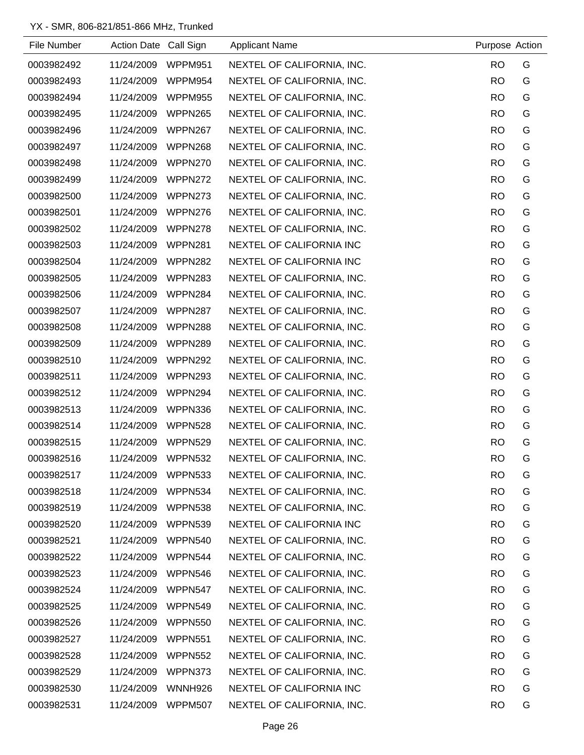YX - SMR, 806-821/851-866 MHz, Trunked

| File Number | Action Date | Call Sign | Applicant Name | Purpose | Action |
|---|---|---|---|---|---|
| 0003982492 | 11/24/2009 | WPPM951 | NEXTEL OF CALIFORNIA, INC. | RO | G |
| 0003982493 | 11/24/2009 | WPPM954 | NEXTEL OF CALIFORNIA, INC. | RO | G |
| 0003982494 | 11/24/2009 | WPPM955 | NEXTEL OF CALIFORNIA, INC. | RO | G |
| 0003982495 | 11/24/2009 | WPPN265 | NEXTEL OF CALIFORNIA, INC. | RO | G |
| 0003982496 | 11/24/2009 | WPPN267 | NEXTEL OF CALIFORNIA, INC. | RO | G |
| 0003982497 | 11/24/2009 | WPPN268 | NEXTEL OF CALIFORNIA, INC. | RO | G |
| 0003982498 | 11/24/2009 | WPPN270 | NEXTEL OF CALIFORNIA, INC. | RO | G |
| 0003982499 | 11/24/2009 | WPPN272 | NEXTEL OF CALIFORNIA, INC. | RO | G |
| 0003982500 | 11/24/2009 | WPPN273 | NEXTEL OF CALIFORNIA, INC. | RO | G |
| 0003982501 | 11/24/2009 | WPPN276 | NEXTEL OF CALIFORNIA, INC. | RO | G |
| 0003982502 | 11/24/2009 | WPPN278 | NEXTEL OF CALIFORNIA, INC. | RO | G |
| 0003982503 | 11/24/2009 | WPPN281 | NEXTEL OF CALIFORNIA INC | RO | G |
| 0003982504 | 11/24/2009 | WPPN282 | NEXTEL OF CALIFORNIA INC | RO | G |
| 0003982505 | 11/24/2009 | WPPN283 | NEXTEL OF CALIFORNIA, INC. | RO | G |
| 0003982506 | 11/24/2009 | WPPN284 | NEXTEL OF CALIFORNIA, INC. | RO | G |
| 0003982507 | 11/24/2009 | WPPN287 | NEXTEL OF CALIFORNIA, INC. | RO | G |
| 0003982508 | 11/24/2009 | WPPN288 | NEXTEL OF CALIFORNIA, INC. | RO | G |
| 0003982509 | 11/24/2009 | WPPN289 | NEXTEL OF CALIFORNIA, INC. | RO | G |
| 0003982510 | 11/24/2009 | WPPN292 | NEXTEL OF CALIFORNIA, INC. | RO | G |
| 0003982511 | 11/24/2009 | WPPN293 | NEXTEL OF CALIFORNIA, INC. | RO | G |
| 0003982512 | 11/24/2009 | WPPN294 | NEXTEL OF CALIFORNIA, INC. | RO | G |
| 0003982513 | 11/24/2009 | WPPN336 | NEXTEL OF CALIFORNIA, INC. | RO | G |
| 0003982514 | 11/24/2009 | WPPN528 | NEXTEL OF CALIFORNIA, INC. | RO | G |
| 0003982515 | 11/24/2009 | WPPN529 | NEXTEL OF CALIFORNIA, INC. | RO | G |
| 0003982516 | 11/24/2009 | WPPN532 | NEXTEL OF CALIFORNIA, INC. | RO | G |
| 0003982517 | 11/24/2009 | WPPN533 | NEXTEL OF CALIFORNIA, INC. | RO | G |
| 0003982518 | 11/24/2009 | WPPN534 | NEXTEL OF CALIFORNIA, INC. | RO | G |
| 0003982519 | 11/24/2009 | WPPN538 | NEXTEL OF CALIFORNIA, INC. | RO | G |
| 0003982520 | 11/24/2009 | WPPN539 | NEXTEL OF CALIFORNIA INC | RO | G |
| 0003982521 | 11/24/2009 | WPPN540 | NEXTEL OF CALIFORNIA, INC. | RO | G |
| 0003982522 | 11/24/2009 | WPPN544 | NEXTEL OF CALIFORNIA, INC. | RO | G |
| 0003982523 | 11/24/2009 | WPPN546 | NEXTEL OF CALIFORNIA, INC. | RO | G |
| 0003982524 | 11/24/2009 | WPPN547 | NEXTEL OF CALIFORNIA, INC. | RO | G |
| 0003982525 | 11/24/2009 | WPPN549 | NEXTEL OF CALIFORNIA, INC. | RO | G |
| 0003982526 | 11/24/2009 | WPPN550 | NEXTEL OF CALIFORNIA, INC. | RO | G |
| 0003982527 | 11/24/2009 | WPPN551 | NEXTEL OF CALIFORNIA, INC. | RO | G |
| 0003982528 | 11/24/2009 | WPPN552 | NEXTEL OF CALIFORNIA, INC. | RO | G |
| 0003982529 | 11/24/2009 | WPPN373 | NEXTEL OF CALIFORNIA, INC. | RO | G |
| 0003982530 | 11/24/2009 | WNNH926 | NEXTEL OF CALIFORNIA INC | RO | G |
| 0003982531 | 11/24/2009 | WPPM507 | NEXTEL OF CALIFORNIA, INC. | RO | G |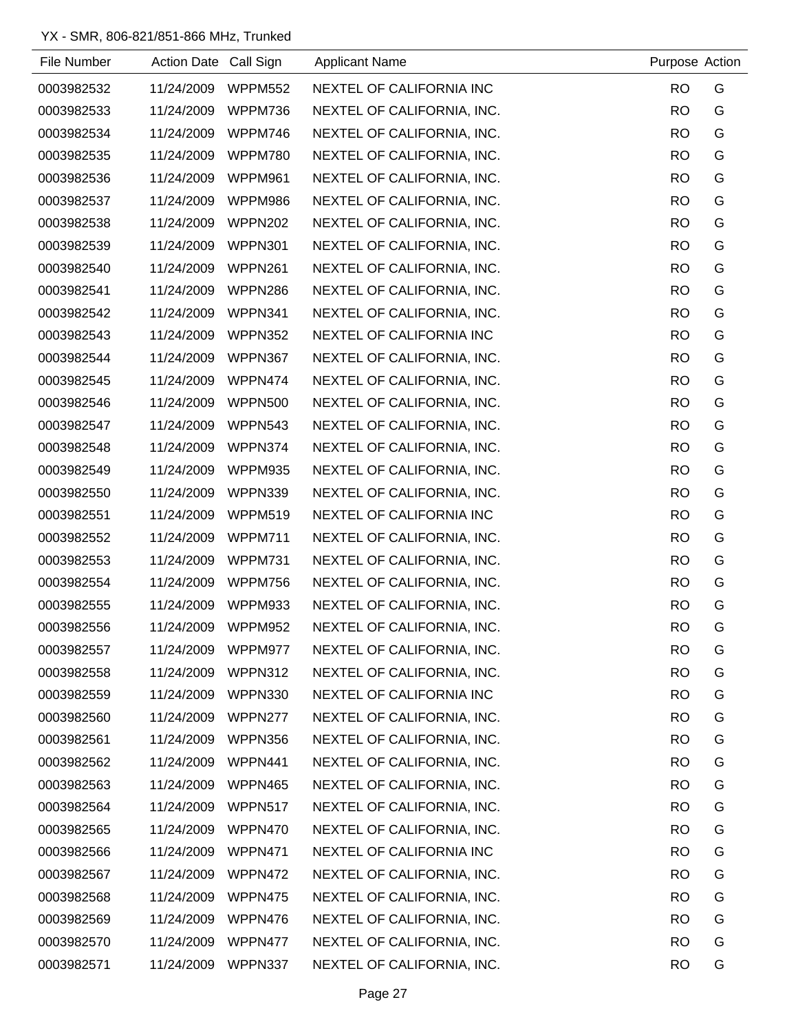YX - SMR, 806-821/851-866 MHz, Trunked

| File Number | Action Date | Call Sign | Applicant Name | Purpose | Action |
|---|---|---|---|---|---|
| 0003982532 | 11/24/2009 | WPPM552 | NEXTEL OF CALIFORNIA INC | RO | G |
| 0003982533 | 11/24/2009 | WPPM736 | NEXTEL OF CALIFORNIA, INC. | RO | G |
| 0003982534 | 11/24/2009 | WPPM746 | NEXTEL OF CALIFORNIA, INC. | RO | G |
| 0003982535 | 11/24/2009 | WPPM780 | NEXTEL OF CALIFORNIA, INC. | RO | G |
| 0003982536 | 11/24/2009 | WPPM961 | NEXTEL OF CALIFORNIA, INC. | RO | G |
| 0003982537 | 11/24/2009 | WPPM986 | NEXTEL OF CALIFORNIA, INC. | RO | G |
| 0003982538 | 11/24/2009 | WPPN202 | NEXTEL OF CALIFORNIA, INC. | RO | G |
| 0003982539 | 11/24/2009 | WPPN301 | NEXTEL OF CALIFORNIA, INC. | RO | G |
| 0003982540 | 11/24/2009 | WPPN261 | NEXTEL OF CALIFORNIA, INC. | RO | G |
| 0003982541 | 11/24/2009 | WPPN286 | NEXTEL OF CALIFORNIA, INC. | RO | G |
| 0003982542 | 11/24/2009 | WPPN341 | NEXTEL OF CALIFORNIA, INC. | RO | G |
| 0003982543 | 11/24/2009 | WPPN352 | NEXTEL OF CALIFORNIA INC | RO | G |
| 0003982544 | 11/24/2009 | WPPN367 | NEXTEL OF CALIFORNIA, INC. | RO | G |
| 0003982545 | 11/24/2009 | WPPN474 | NEXTEL OF CALIFORNIA, INC. | RO | G |
| 0003982546 | 11/24/2009 | WPPN500 | NEXTEL OF CALIFORNIA, INC. | RO | G |
| 0003982547 | 11/24/2009 | WPPN543 | NEXTEL OF CALIFORNIA, INC. | RO | G |
| 0003982548 | 11/24/2009 | WPPN374 | NEXTEL OF CALIFORNIA, INC. | RO | G |
| 0003982549 | 11/24/2009 | WPPM935 | NEXTEL OF CALIFORNIA, INC. | RO | G |
| 0003982550 | 11/24/2009 | WPPN339 | NEXTEL OF CALIFORNIA, INC. | RO | G |
| 0003982551 | 11/24/2009 | WPPM519 | NEXTEL OF CALIFORNIA INC | RO | G |
| 0003982552 | 11/24/2009 | WPPM711 | NEXTEL OF CALIFORNIA, INC. | RO | G |
| 0003982553 | 11/24/2009 | WPPM731 | NEXTEL OF CALIFORNIA, INC. | RO | G |
| 0003982554 | 11/24/2009 | WPPM756 | NEXTEL OF CALIFORNIA, INC. | RO | G |
| 0003982555 | 11/24/2009 | WPPM933 | NEXTEL OF CALIFORNIA, INC. | RO | G |
| 0003982556 | 11/24/2009 | WPPM952 | NEXTEL OF CALIFORNIA, INC. | RO | G |
| 0003982557 | 11/24/2009 | WPPM977 | NEXTEL OF CALIFORNIA, INC. | RO | G |
| 0003982558 | 11/24/2009 | WPPN312 | NEXTEL OF CALIFORNIA, INC. | RO | G |
| 0003982559 | 11/24/2009 | WPPN330 | NEXTEL OF CALIFORNIA INC | RO | G |
| 0003982560 | 11/24/2009 | WPPN277 | NEXTEL OF CALIFORNIA, INC. | RO | G |
| 0003982561 | 11/24/2009 | WPPN356 | NEXTEL OF CALIFORNIA, INC. | RO | G |
| 0003982562 | 11/24/2009 | WPPN441 | NEXTEL OF CALIFORNIA, INC. | RO | G |
| 0003982563 | 11/24/2009 | WPPN465 | NEXTEL OF CALIFORNIA, INC. | RO | G |
| 0003982564 | 11/24/2009 | WPPN517 | NEXTEL OF CALIFORNIA, INC. | RO | G |
| 0003982565 | 11/24/2009 | WPPN470 | NEXTEL OF CALIFORNIA, INC. | RO | G |
| 0003982566 | 11/24/2009 | WPPN471 | NEXTEL OF CALIFORNIA INC | RO | G |
| 0003982567 | 11/24/2009 | WPPN472 | NEXTEL OF CALIFORNIA, INC. | RO | G |
| 0003982568 | 11/24/2009 | WPPN475 | NEXTEL OF CALIFORNIA, INC. | RO | G |
| 0003982569 | 11/24/2009 | WPPN476 | NEXTEL OF CALIFORNIA, INC. | RO | G |
| 0003982570 | 11/24/2009 | WPPN477 | NEXTEL OF CALIFORNIA, INC. | RO | G |
| 0003982571 | 11/24/2009 | WPPN337 | NEXTEL OF CALIFORNIA, INC. | RO | G |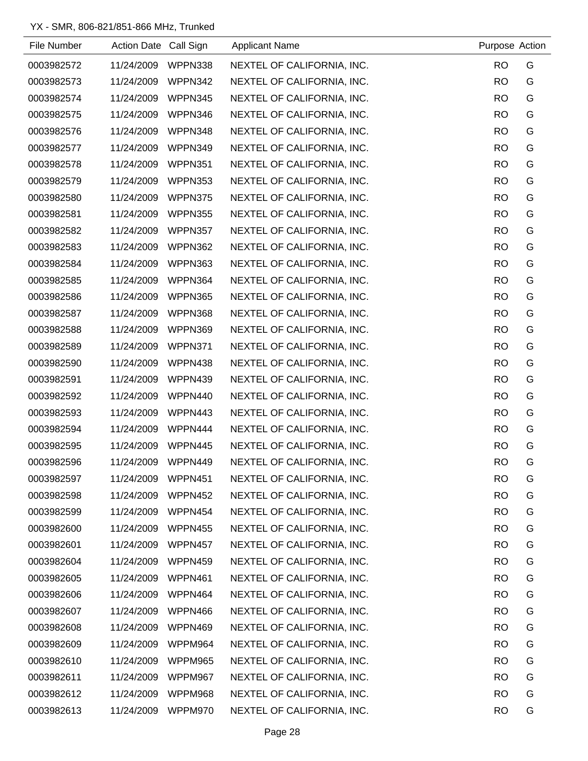YX - SMR, 806-821/851-866 MHz, Trunked

| File Number | Action Date | Call Sign | Applicant Name | Purpose | Action |
|---|---|---|---|---|---|
| 0003982572 | 11/24/2009 | WPPN338 | NEXTEL OF CALIFORNIA, INC. | RO | G |
| 0003982573 | 11/24/2009 | WPPN342 | NEXTEL OF CALIFORNIA, INC. | RO | G |
| 0003982574 | 11/24/2009 | WPPN345 | NEXTEL OF CALIFORNIA, INC. | RO | G |
| 0003982575 | 11/24/2009 | WPPN346 | NEXTEL OF CALIFORNIA, INC. | RO | G |
| 0003982576 | 11/24/2009 | WPPN348 | NEXTEL OF CALIFORNIA, INC. | RO | G |
| 0003982577 | 11/24/2009 | WPPN349 | NEXTEL OF CALIFORNIA, INC. | RO | G |
| 0003982578 | 11/24/2009 | WPPN351 | NEXTEL OF CALIFORNIA, INC. | RO | G |
| 0003982579 | 11/24/2009 | WPPN353 | NEXTEL OF CALIFORNIA, INC. | RO | G |
| 0003982580 | 11/24/2009 | WPPN375 | NEXTEL OF CALIFORNIA, INC. | RO | G |
| 0003982581 | 11/24/2009 | WPPN355 | NEXTEL OF CALIFORNIA, INC. | RO | G |
| 0003982582 | 11/24/2009 | WPPN357 | NEXTEL OF CALIFORNIA, INC. | RO | G |
| 0003982583 | 11/24/2009 | WPPN362 | NEXTEL OF CALIFORNIA, INC. | RO | G |
| 0003982584 | 11/24/2009 | WPPN363 | NEXTEL OF CALIFORNIA, INC. | RO | G |
| 0003982585 | 11/24/2009 | WPPN364 | NEXTEL OF CALIFORNIA, INC. | RO | G |
| 0003982586 | 11/24/2009 | WPPN365 | NEXTEL OF CALIFORNIA, INC. | RO | G |
| 0003982587 | 11/24/2009 | WPPN368 | NEXTEL OF CALIFORNIA, INC. | RO | G |
| 0003982588 | 11/24/2009 | WPPN369 | NEXTEL OF CALIFORNIA, INC. | RO | G |
| 0003982589 | 11/24/2009 | WPPN371 | NEXTEL OF CALIFORNIA, INC. | RO | G |
| 0003982590 | 11/24/2009 | WPPN438 | NEXTEL OF CALIFORNIA, INC. | RO | G |
| 0003982591 | 11/24/2009 | WPPN439 | NEXTEL OF CALIFORNIA, INC. | RO | G |
| 0003982592 | 11/24/2009 | WPPN440 | NEXTEL OF CALIFORNIA, INC. | RO | G |
| 0003982593 | 11/24/2009 | WPPN443 | NEXTEL OF CALIFORNIA, INC. | RO | G |
| 0003982594 | 11/24/2009 | WPPN444 | NEXTEL OF CALIFORNIA, INC. | RO | G |
| 0003982595 | 11/24/2009 | WPPN445 | NEXTEL OF CALIFORNIA, INC. | RO | G |
| 0003982596 | 11/24/2009 | WPPN449 | NEXTEL OF CALIFORNIA, INC. | RO | G |
| 0003982597 | 11/24/2009 | WPPN451 | NEXTEL OF CALIFORNIA, INC. | RO | G |
| 0003982598 | 11/24/2009 | WPPN452 | NEXTEL OF CALIFORNIA, INC. | RO | G |
| 0003982599 | 11/24/2009 | WPPN454 | NEXTEL OF CALIFORNIA, INC. | RO | G |
| 0003982600 | 11/24/2009 | WPPN455 | NEXTEL OF CALIFORNIA, INC. | RO | G |
| 0003982601 | 11/24/2009 | WPPN457 | NEXTEL OF CALIFORNIA, INC. | RO | G |
| 0003982604 | 11/24/2009 | WPPN459 | NEXTEL OF CALIFORNIA, INC. | RO | G |
| 0003982605 | 11/24/2009 | WPPN461 | NEXTEL OF CALIFORNIA, INC. | RO | G |
| 0003982606 | 11/24/2009 | WPPN464 | NEXTEL OF CALIFORNIA, INC. | RO | G |
| 0003982607 | 11/24/2009 | WPPN466 | NEXTEL OF CALIFORNIA, INC. | RO | G |
| 0003982608 | 11/24/2009 | WPPN469 | NEXTEL OF CALIFORNIA, INC. | RO | G |
| 0003982609 | 11/24/2009 | WPPM964 | NEXTEL OF CALIFORNIA, INC. | RO | G |
| 0003982610 | 11/24/2009 | WPPM965 | NEXTEL OF CALIFORNIA, INC. | RO | G |
| 0003982611 | 11/24/2009 | WPPM967 | NEXTEL OF CALIFORNIA, INC. | RO | G |
| 0003982612 | 11/24/2009 | WPPM968 | NEXTEL OF CALIFORNIA, INC. | RO | G |
| 0003982613 | 11/24/2009 | WPPM970 | NEXTEL OF CALIFORNIA, INC. | RO | G |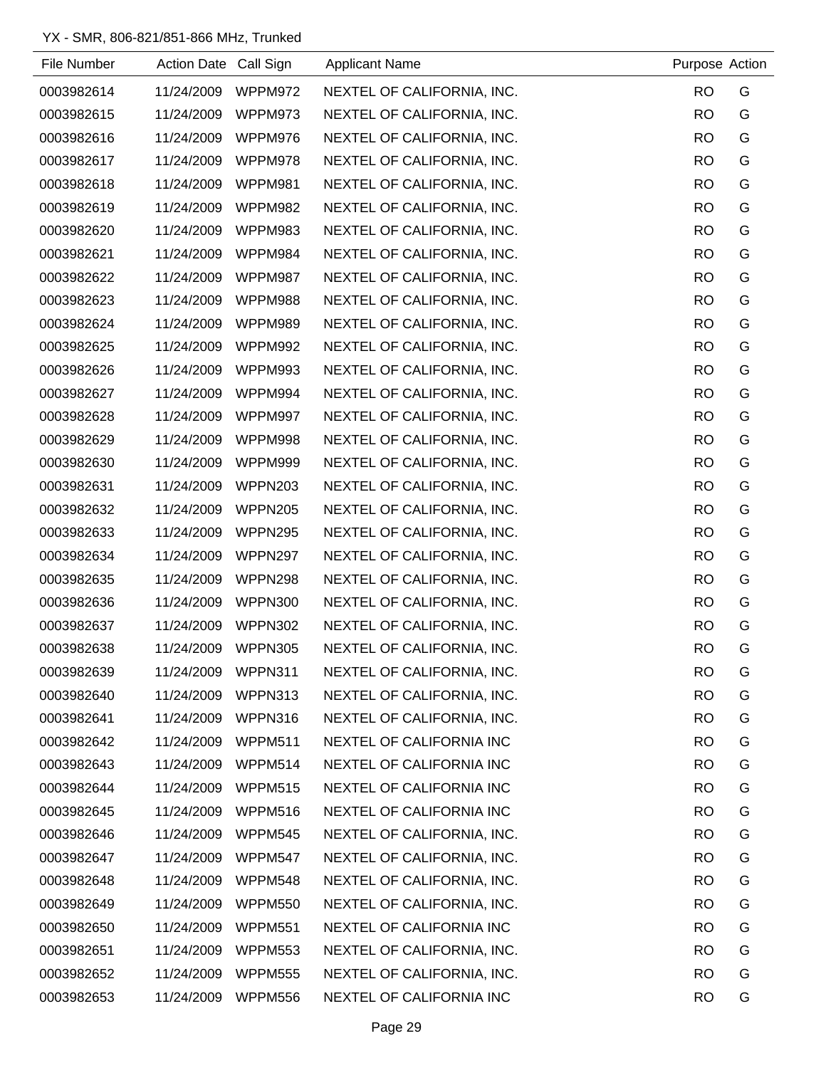YX - SMR, 806-821/851-866 MHz, Trunked

| File Number | Action Date | Call Sign | Applicant Name | Purpose | Action |
|---|---|---|---|---|---|
| 0003982614 | 11/24/2009 | WPPM972 | NEXTEL OF CALIFORNIA, INC. | RO | G |
| 0003982615 | 11/24/2009 | WPPM973 | NEXTEL OF CALIFORNIA, INC. | RO | G |
| 0003982616 | 11/24/2009 | WPPM976 | NEXTEL OF CALIFORNIA, INC. | RO | G |
| 0003982617 | 11/24/2009 | WPPM978 | NEXTEL OF CALIFORNIA, INC. | RO | G |
| 0003982618 | 11/24/2009 | WPPM981 | NEXTEL OF CALIFORNIA, INC. | RO | G |
| 0003982619 | 11/24/2009 | WPPM982 | NEXTEL OF CALIFORNIA, INC. | RO | G |
| 0003982620 | 11/24/2009 | WPPM983 | NEXTEL OF CALIFORNIA, INC. | RO | G |
| 0003982621 | 11/24/2009 | WPPM984 | NEXTEL OF CALIFORNIA, INC. | RO | G |
| 0003982622 | 11/24/2009 | WPPM987 | NEXTEL OF CALIFORNIA, INC. | RO | G |
| 0003982623 | 11/24/2009 | WPPM988 | NEXTEL OF CALIFORNIA, INC. | RO | G |
| 0003982624 | 11/24/2009 | WPPM989 | NEXTEL OF CALIFORNIA, INC. | RO | G |
| 0003982625 | 11/24/2009 | WPPM992 | NEXTEL OF CALIFORNIA, INC. | RO | G |
| 0003982626 | 11/24/2009 | WPPM993 | NEXTEL OF CALIFORNIA, INC. | RO | G |
| 0003982627 | 11/24/2009 | WPPM994 | NEXTEL OF CALIFORNIA, INC. | RO | G |
| 0003982628 | 11/24/2009 | WPPM997 | NEXTEL OF CALIFORNIA, INC. | RO | G |
| 0003982629 | 11/24/2009 | WPPM998 | NEXTEL OF CALIFORNIA, INC. | RO | G |
| 0003982630 | 11/24/2009 | WPPM999 | NEXTEL OF CALIFORNIA, INC. | RO | G |
| 0003982631 | 11/24/2009 | WPPN203 | NEXTEL OF CALIFORNIA, INC. | RO | G |
| 0003982632 | 11/24/2009 | WPPN205 | NEXTEL OF CALIFORNIA, INC. | RO | G |
| 0003982633 | 11/24/2009 | WPPN295 | NEXTEL OF CALIFORNIA, INC. | RO | G |
| 0003982634 | 11/24/2009 | WPPN297 | NEXTEL OF CALIFORNIA, INC. | RO | G |
| 0003982635 | 11/24/2009 | WPPN298 | NEXTEL OF CALIFORNIA, INC. | RO | G |
| 0003982636 | 11/24/2009 | WPPN300 | NEXTEL OF CALIFORNIA, INC. | RO | G |
| 0003982637 | 11/24/2009 | WPPN302 | NEXTEL OF CALIFORNIA, INC. | RO | G |
| 0003982638 | 11/24/2009 | WPPN305 | NEXTEL OF CALIFORNIA, INC. | RO | G |
| 0003982639 | 11/24/2009 | WPPN311 | NEXTEL OF CALIFORNIA, INC. | RO | G |
| 0003982640 | 11/24/2009 | WPPN313 | NEXTEL OF CALIFORNIA, INC. | RO | G |
| 0003982641 | 11/24/2009 | WPPN316 | NEXTEL OF CALIFORNIA, INC. | RO | G |
| 0003982642 | 11/24/2009 | WPPM511 | NEXTEL OF CALIFORNIA INC | RO | G |
| 0003982643 | 11/24/2009 | WPPM514 | NEXTEL OF CALIFORNIA INC | RO | G |
| 0003982644 | 11/24/2009 | WPPM515 | NEXTEL OF CALIFORNIA INC | RO | G |
| 0003982645 | 11/24/2009 | WPPM516 | NEXTEL OF CALIFORNIA INC | RO | G |
| 0003982646 | 11/24/2009 | WPPM545 | NEXTEL OF CALIFORNIA, INC. | RO | G |
| 0003982647 | 11/24/2009 | WPPM547 | NEXTEL OF CALIFORNIA, INC. | RO | G |
| 0003982648 | 11/24/2009 | WPPM548 | NEXTEL OF CALIFORNIA, INC. | RO | G |
| 0003982649 | 11/24/2009 | WPPM550 | NEXTEL OF CALIFORNIA, INC. | RO | G |
| 0003982650 | 11/24/2009 | WPPM551 | NEXTEL OF CALIFORNIA INC | RO | G |
| 0003982651 | 11/24/2009 | WPPM553 | NEXTEL OF CALIFORNIA, INC. | RO | G |
| 0003982652 | 11/24/2009 | WPPM555 | NEXTEL OF CALIFORNIA, INC. | RO | G |
| 0003982653 | 11/24/2009 | WPPM556 | NEXTEL OF CALIFORNIA INC | RO | G |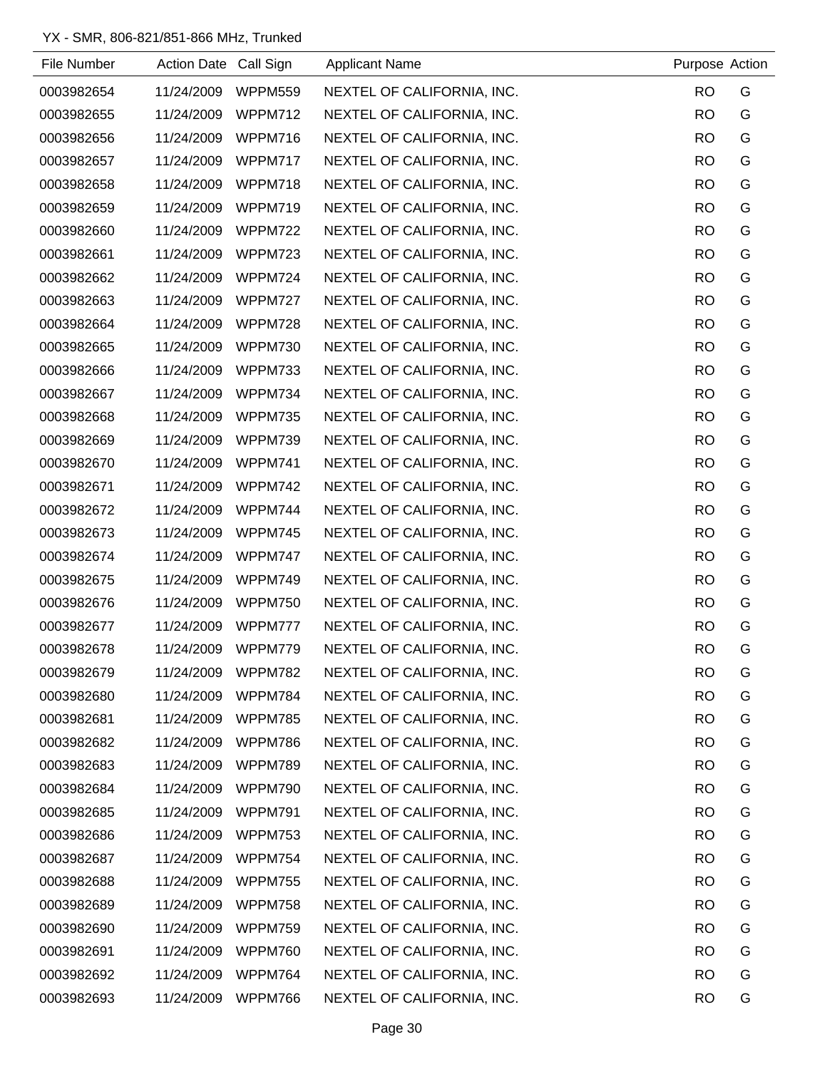YX - SMR, 806-821/851-866 MHz, Trunked

| File Number | Action Date | Call Sign | Applicant Name | Purpose | Action |
|---|---|---|---|---|---|
| 0003982654 | 11/24/2009 | WPPM559 | NEXTEL OF CALIFORNIA, INC. | RO | G |
| 0003982655 | 11/24/2009 | WPPM712 | NEXTEL OF CALIFORNIA, INC. | RO | G |
| 0003982656 | 11/24/2009 | WPPM716 | NEXTEL OF CALIFORNIA, INC. | RO | G |
| 0003982657 | 11/24/2009 | WPPM717 | NEXTEL OF CALIFORNIA, INC. | RO | G |
| 0003982658 | 11/24/2009 | WPPM718 | NEXTEL OF CALIFORNIA, INC. | RO | G |
| 0003982659 | 11/24/2009 | WPPM719 | NEXTEL OF CALIFORNIA, INC. | RO | G |
| 0003982660 | 11/24/2009 | WPPM722 | NEXTEL OF CALIFORNIA, INC. | RO | G |
| 0003982661 | 11/24/2009 | WPPM723 | NEXTEL OF CALIFORNIA, INC. | RO | G |
| 0003982662 | 11/24/2009 | WPPM724 | NEXTEL OF CALIFORNIA, INC. | RO | G |
| 0003982663 | 11/24/2009 | WPPM727 | NEXTEL OF CALIFORNIA, INC. | RO | G |
| 0003982664 | 11/24/2009 | WPPM728 | NEXTEL OF CALIFORNIA, INC. | RO | G |
| 0003982665 | 11/24/2009 | WPPM730 | NEXTEL OF CALIFORNIA, INC. | RO | G |
| 0003982666 | 11/24/2009 | WPPM733 | NEXTEL OF CALIFORNIA, INC. | RO | G |
| 0003982667 | 11/24/2009 | WPPM734 | NEXTEL OF CALIFORNIA, INC. | RO | G |
| 0003982668 | 11/24/2009 | WPPM735 | NEXTEL OF CALIFORNIA, INC. | RO | G |
| 0003982669 | 11/24/2009 | WPPM739 | NEXTEL OF CALIFORNIA, INC. | RO | G |
| 0003982670 | 11/24/2009 | WPPM741 | NEXTEL OF CALIFORNIA, INC. | RO | G |
| 0003982671 | 11/24/2009 | WPPM742 | NEXTEL OF CALIFORNIA, INC. | RO | G |
| 0003982672 | 11/24/2009 | WPPM744 | NEXTEL OF CALIFORNIA, INC. | RO | G |
| 0003982673 | 11/24/2009 | WPPM745 | NEXTEL OF CALIFORNIA, INC. | RO | G |
| 0003982674 | 11/24/2009 | WPPM747 | NEXTEL OF CALIFORNIA, INC. | RO | G |
| 0003982675 | 11/24/2009 | WPPM749 | NEXTEL OF CALIFORNIA, INC. | RO | G |
| 0003982676 | 11/24/2009 | WPPM750 | NEXTEL OF CALIFORNIA, INC. | RO | G |
| 0003982677 | 11/24/2009 | WPPM777 | NEXTEL OF CALIFORNIA, INC. | RO | G |
| 0003982678 | 11/24/2009 | WPPM779 | NEXTEL OF CALIFORNIA, INC. | RO | G |
| 0003982679 | 11/24/2009 | WPPM782 | NEXTEL OF CALIFORNIA, INC. | RO | G |
| 0003982680 | 11/24/2009 | WPPM784 | NEXTEL OF CALIFORNIA, INC. | RO | G |
| 0003982681 | 11/24/2009 | WPPM785 | NEXTEL OF CALIFORNIA, INC. | RO | G |
| 0003982682 | 11/24/2009 | WPPM786 | NEXTEL OF CALIFORNIA, INC. | RO | G |
| 0003982683 | 11/24/2009 | WPPM789 | NEXTEL OF CALIFORNIA, INC. | RO | G |
| 0003982684 | 11/24/2009 | WPPM790 | NEXTEL OF CALIFORNIA, INC. | RO | G |
| 0003982685 | 11/24/2009 | WPPM791 | NEXTEL OF CALIFORNIA, INC. | RO | G |
| 0003982686 | 11/24/2009 | WPPM753 | NEXTEL OF CALIFORNIA, INC. | RO | G |
| 0003982687 | 11/24/2009 | WPPM754 | NEXTEL OF CALIFORNIA, INC. | RO | G |
| 0003982688 | 11/24/2009 | WPPM755 | NEXTEL OF CALIFORNIA, INC. | RO | G |
| 0003982689 | 11/24/2009 | WPPM758 | NEXTEL OF CALIFORNIA, INC. | RO | G |
| 0003982690 | 11/24/2009 | WPPM759 | NEXTEL OF CALIFORNIA, INC. | RO | G |
| 0003982691 | 11/24/2009 | WPPM760 | NEXTEL OF CALIFORNIA, INC. | RO | G |
| 0003982692 | 11/24/2009 | WPPM764 | NEXTEL OF CALIFORNIA, INC. | RO | G |
| 0003982693 | 11/24/2009 | WPPM766 | NEXTEL OF CALIFORNIA, INC. | RO | G |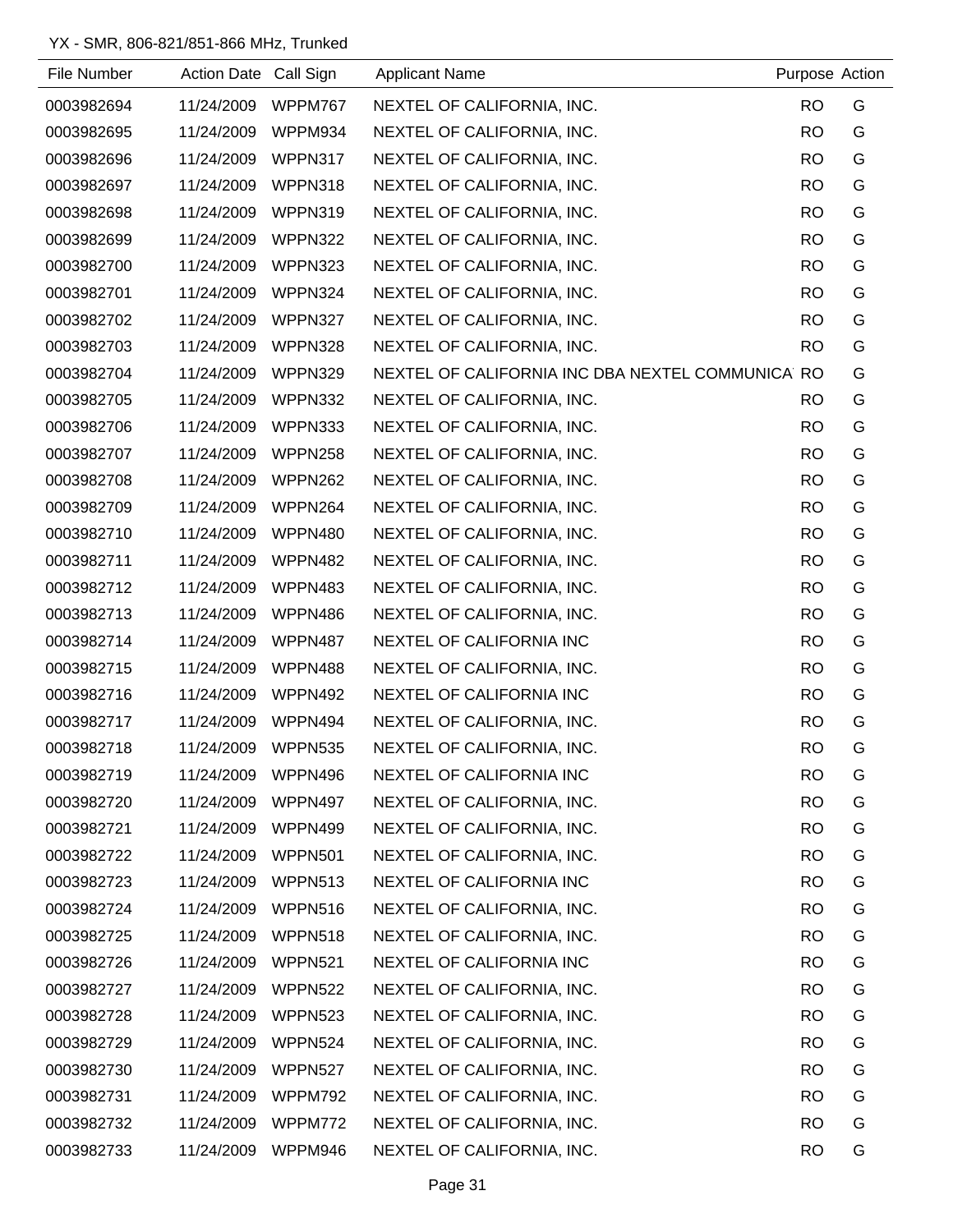YX - SMR, 806-821/851-866 MHz, Trunked

| File Number | Action Date | Call Sign | Applicant Name | Purpose | Action |
|---|---|---|---|---|---|
| 0003982694 | 11/24/2009 | WPPM767 | NEXTEL OF CALIFORNIA, INC. | RO | G |
| 0003982695 | 11/24/2009 | WPPM934 | NEXTEL OF CALIFORNIA, INC. | RO | G |
| 0003982696 | 11/24/2009 | WPPN317 | NEXTEL OF CALIFORNIA, INC. | RO | G |
| 0003982697 | 11/24/2009 | WPPN318 | NEXTEL OF CALIFORNIA, INC. | RO | G |
| 0003982698 | 11/24/2009 | WPPN319 | NEXTEL OF CALIFORNIA, INC. | RO | G |
| 0003982699 | 11/24/2009 | WPPN322 | NEXTEL OF CALIFORNIA, INC. | RO | G |
| 0003982700 | 11/24/2009 | WPPN323 | NEXTEL OF CALIFORNIA, INC. | RO | G |
| 0003982701 | 11/24/2009 | WPPN324 | NEXTEL OF CALIFORNIA, INC. | RO | G |
| 0003982702 | 11/24/2009 | WPPN327 | NEXTEL OF CALIFORNIA, INC. | RO | G |
| 0003982703 | 11/24/2009 | WPPN328 | NEXTEL OF CALIFORNIA, INC. | RO | G |
| 0003982704 | 11/24/2009 | WPPN329 | NEXTEL OF CALIFORNIA INC DBA NEXTEL COMMUNICA | RO | G |
| 0003982705 | 11/24/2009 | WPPN332 | NEXTEL OF CALIFORNIA, INC. | RO | G |
| 0003982706 | 11/24/2009 | WPPN333 | NEXTEL OF CALIFORNIA, INC. | RO | G |
| 0003982707 | 11/24/2009 | WPPN258 | NEXTEL OF CALIFORNIA, INC. | RO | G |
| 0003982708 | 11/24/2009 | WPPN262 | NEXTEL OF CALIFORNIA, INC. | RO | G |
| 0003982709 | 11/24/2009 | WPPN264 | NEXTEL OF CALIFORNIA, INC. | RO | G |
| 0003982710 | 11/24/2009 | WPPN480 | NEXTEL OF CALIFORNIA, INC. | RO | G |
| 0003982711 | 11/24/2009 | WPPN482 | NEXTEL OF CALIFORNIA, INC. | RO | G |
| 0003982712 | 11/24/2009 | WPPN483 | NEXTEL OF CALIFORNIA, INC. | RO | G |
| 0003982713 | 11/24/2009 | WPPN486 | NEXTEL OF CALIFORNIA, INC. | RO | G |
| 0003982714 | 11/24/2009 | WPPN487 | NEXTEL OF CALIFORNIA INC | RO | G |
| 0003982715 | 11/24/2009 | WPPN488 | NEXTEL OF CALIFORNIA, INC. | RO | G |
| 0003982716 | 11/24/2009 | WPPN492 | NEXTEL OF CALIFORNIA INC | RO | G |
| 0003982717 | 11/24/2009 | WPPN494 | NEXTEL OF CALIFORNIA, INC. | RO | G |
| 0003982718 | 11/24/2009 | WPPN535 | NEXTEL OF CALIFORNIA, INC. | RO | G |
| 0003982719 | 11/24/2009 | WPPN496 | NEXTEL OF CALIFORNIA INC | RO | G |
| 0003982720 | 11/24/2009 | WPPN497 | NEXTEL OF CALIFORNIA, INC. | RO | G |
| 0003982721 | 11/24/2009 | WPPN499 | NEXTEL OF CALIFORNIA, INC. | RO | G |
| 0003982722 | 11/24/2009 | WPPN501 | NEXTEL OF CALIFORNIA, INC. | RO | G |
| 0003982723 | 11/24/2009 | WPPN513 | NEXTEL OF CALIFORNIA INC | RO | G |
| 0003982724 | 11/24/2009 | WPPN516 | NEXTEL OF CALIFORNIA, INC. | RO | G |
| 0003982725 | 11/24/2009 | WPPN518 | NEXTEL OF CALIFORNIA, INC. | RO | G |
| 0003982726 | 11/24/2009 | WPPN521 | NEXTEL OF CALIFORNIA INC | RO | G |
| 0003982727 | 11/24/2009 | WPPN522 | NEXTEL OF CALIFORNIA, INC. | RO | G |
| 0003982728 | 11/24/2009 | WPPN523 | NEXTEL OF CALIFORNIA, INC. | RO | G |
| 0003982729 | 11/24/2009 | WPPN524 | NEXTEL OF CALIFORNIA, INC. | RO | G |
| 0003982730 | 11/24/2009 | WPPN527 | NEXTEL OF CALIFORNIA, INC. | RO | G |
| 0003982731 | 11/24/2009 | WPPM792 | NEXTEL OF CALIFORNIA, INC. | RO | G |
| 0003982732 | 11/24/2009 | WPPM772 | NEXTEL OF CALIFORNIA, INC. | RO | G |
| 0003982733 | 11/24/2009 | WPPM946 | NEXTEL OF CALIFORNIA, INC. | RO | G |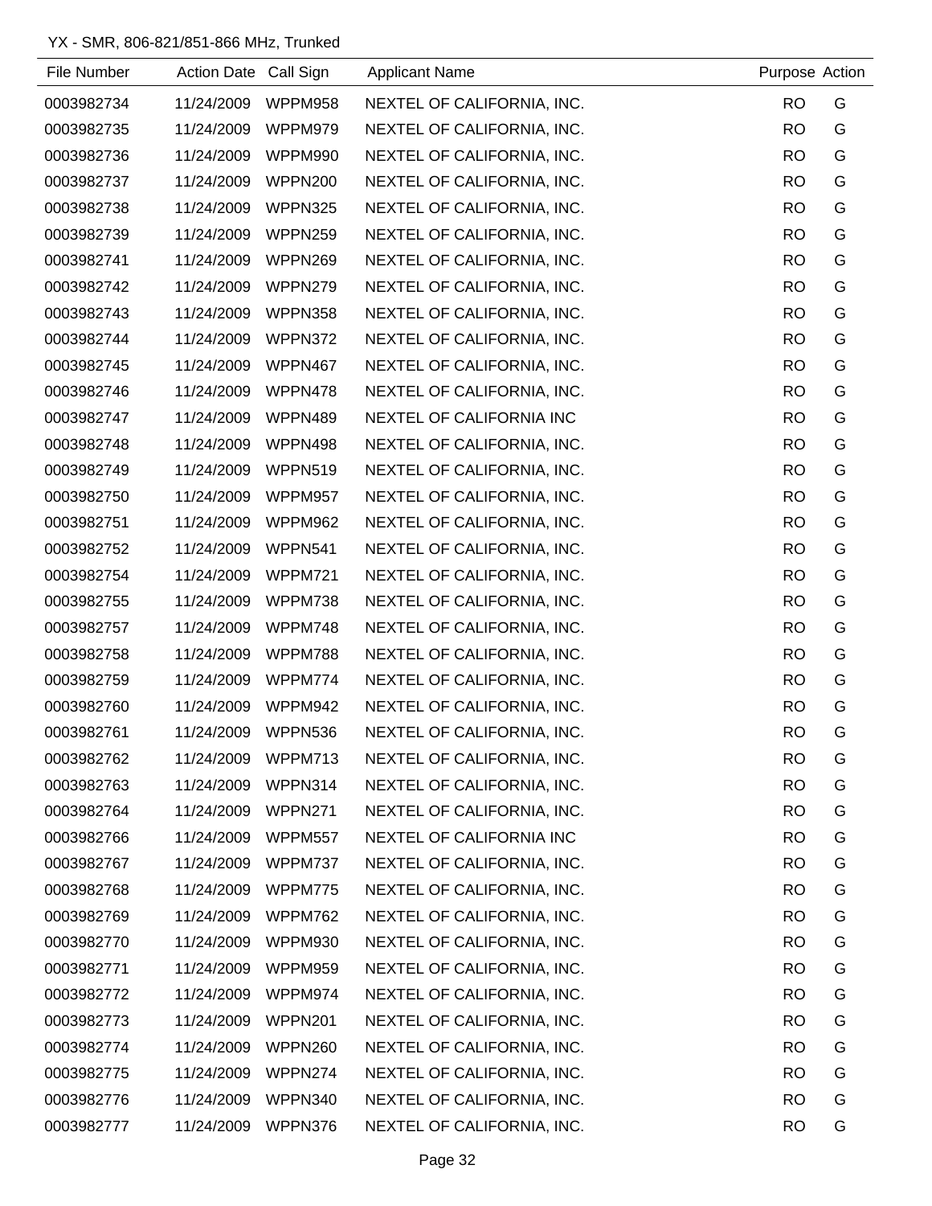YX - SMR, 806-821/851-866 MHz, Trunked

| File Number | Action Date | Call Sign | Applicant Name | Purpose | Action |
|---|---|---|---|---|---|
| 0003982734 | 11/24/2009 | WPPM958 | NEXTEL OF CALIFORNIA, INC. | RO | G |
| 0003982735 | 11/24/2009 | WPPM979 | NEXTEL OF CALIFORNIA, INC. | RO | G |
| 0003982736 | 11/24/2009 | WPPM990 | NEXTEL OF CALIFORNIA, INC. | RO | G |
| 0003982737 | 11/24/2009 | WPPN200 | NEXTEL OF CALIFORNIA, INC. | RO | G |
| 0003982738 | 11/24/2009 | WPPN325 | NEXTEL OF CALIFORNIA, INC. | RO | G |
| 0003982739 | 11/24/2009 | WPPN259 | NEXTEL OF CALIFORNIA, INC. | RO | G |
| 0003982741 | 11/24/2009 | WPPN269 | NEXTEL OF CALIFORNIA, INC. | RO | G |
| 0003982742 | 11/24/2009 | WPPN279 | NEXTEL OF CALIFORNIA, INC. | RO | G |
| 0003982743 | 11/24/2009 | WPPN358 | NEXTEL OF CALIFORNIA, INC. | RO | G |
| 0003982744 | 11/24/2009 | WPPN372 | NEXTEL OF CALIFORNIA, INC. | RO | G |
| 0003982745 | 11/24/2009 | WPPN467 | NEXTEL OF CALIFORNIA, INC. | RO | G |
| 0003982746 | 11/24/2009 | WPPN478 | NEXTEL OF CALIFORNIA, INC. | RO | G |
| 0003982747 | 11/24/2009 | WPPN489 | NEXTEL OF CALIFORNIA INC | RO | G |
| 0003982748 | 11/24/2009 | WPPN498 | NEXTEL OF CALIFORNIA, INC. | RO | G |
| 0003982749 | 11/24/2009 | WPPN519 | NEXTEL OF CALIFORNIA, INC. | RO | G |
| 0003982750 | 11/24/2009 | WPPM957 | NEXTEL OF CALIFORNIA, INC. | RO | G |
| 0003982751 | 11/24/2009 | WPPM962 | NEXTEL OF CALIFORNIA, INC. | RO | G |
| 0003982752 | 11/24/2009 | WPPN541 | NEXTEL OF CALIFORNIA, INC. | RO | G |
| 0003982754 | 11/24/2009 | WPPM721 | NEXTEL OF CALIFORNIA, INC. | RO | G |
| 0003982755 | 11/24/2009 | WPPM738 | NEXTEL OF CALIFORNIA, INC. | RO | G |
| 0003982757 | 11/24/2009 | WPPM748 | NEXTEL OF CALIFORNIA, INC. | RO | G |
| 0003982758 | 11/24/2009 | WPPM788 | NEXTEL OF CALIFORNIA, INC. | RO | G |
| 0003982759 | 11/24/2009 | WPPM774 | NEXTEL OF CALIFORNIA, INC. | RO | G |
| 0003982760 | 11/24/2009 | WPPM942 | NEXTEL OF CALIFORNIA, INC. | RO | G |
| 0003982761 | 11/24/2009 | WPPN536 | NEXTEL OF CALIFORNIA, INC. | RO | G |
| 0003982762 | 11/24/2009 | WPPM713 | NEXTEL OF CALIFORNIA, INC. | RO | G |
| 0003982763 | 11/24/2009 | WPPN314 | NEXTEL OF CALIFORNIA, INC. | RO | G |
| 0003982764 | 11/24/2009 | WPPN271 | NEXTEL OF CALIFORNIA, INC. | RO | G |
| 0003982766 | 11/24/2009 | WPPM557 | NEXTEL OF CALIFORNIA INC | RO | G |
| 0003982767 | 11/24/2009 | WPPM737 | NEXTEL OF CALIFORNIA, INC. | RO | G |
| 0003982768 | 11/24/2009 | WPPM775 | NEXTEL OF CALIFORNIA, INC. | RO | G |
| 0003982769 | 11/24/2009 | WPPM762 | NEXTEL OF CALIFORNIA, INC. | RO | G |
| 0003982770 | 11/24/2009 | WPPM930 | NEXTEL OF CALIFORNIA, INC. | RO | G |
| 0003982771 | 11/24/2009 | WPPM959 | NEXTEL OF CALIFORNIA, INC. | RO | G |
| 0003982772 | 11/24/2009 | WPPM974 | NEXTEL OF CALIFORNIA, INC. | RO | G |
| 0003982773 | 11/24/2009 | WPPN201 | NEXTEL OF CALIFORNIA, INC. | RO | G |
| 0003982774 | 11/24/2009 | WPPN260 | NEXTEL OF CALIFORNIA, INC. | RO | G |
| 0003982775 | 11/24/2009 | WPPN274 | NEXTEL OF CALIFORNIA, INC. | RO | G |
| 0003982776 | 11/24/2009 | WPPN340 | NEXTEL OF CALIFORNIA, INC. | RO | G |
| 0003982777 | 11/24/2009 | WPPN376 | NEXTEL OF CALIFORNIA, INC. | RO | G |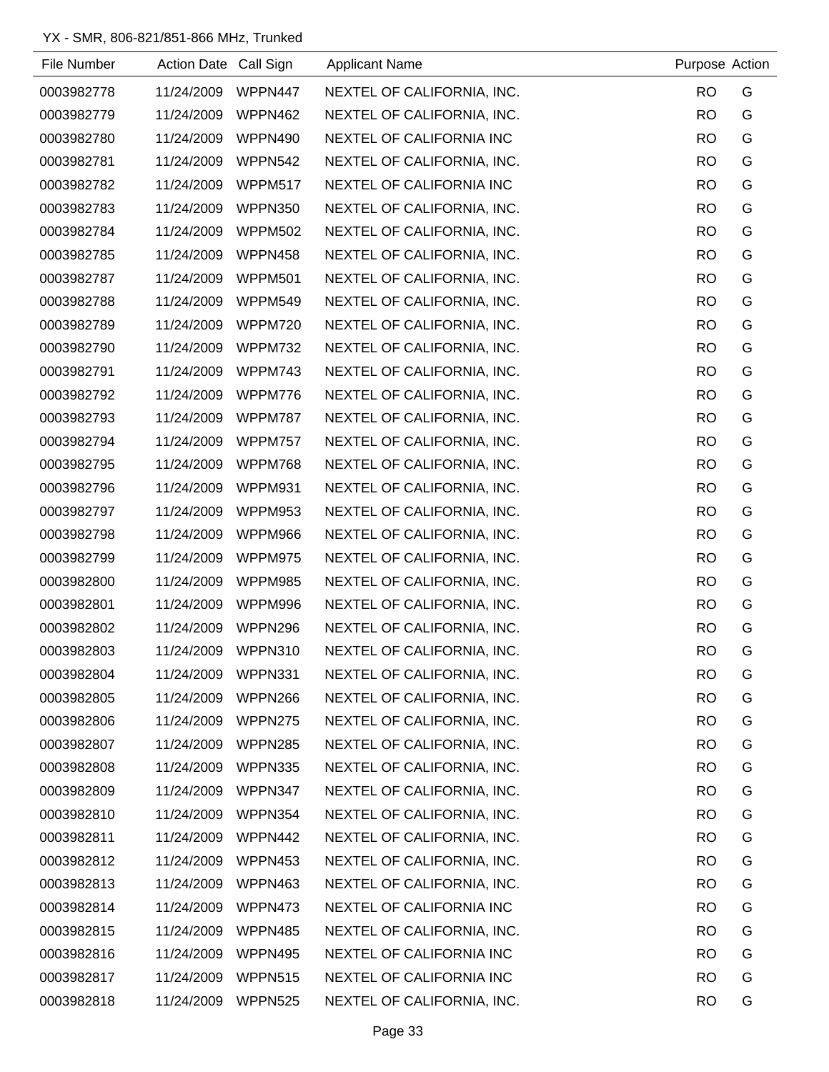YX - SMR, 806-821/851-866 MHz, Trunked

| File Number | Action Date | Call Sign | Applicant Name | Purpose | Action |
|---|---|---|---|---|---|
| 0003982778 | 11/24/2009 | WPPN447 | NEXTEL OF CALIFORNIA, INC. | RO | G |
| 0003982779 | 11/24/2009 | WPPN462 | NEXTEL OF CALIFORNIA, INC. | RO | G |
| 0003982780 | 11/24/2009 | WPPN490 | NEXTEL OF CALIFORNIA INC | RO | G |
| 0003982781 | 11/24/2009 | WPPN542 | NEXTEL OF CALIFORNIA, INC. | RO | G |
| 0003982782 | 11/24/2009 | WPPM517 | NEXTEL OF CALIFORNIA INC | RO | G |
| 0003982783 | 11/24/2009 | WPPN350 | NEXTEL OF CALIFORNIA, INC. | RO | G |
| 0003982784 | 11/24/2009 | WPPM502 | NEXTEL OF CALIFORNIA, INC. | RO | G |
| 0003982785 | 11/24/2009 | WPPN458 | NEXTEL OF CALIFORNIA, INC. | RO | G |
| 0003982787 | 11/24/2009 | WPPM501 | NEXTEL OF CALIFORNIA, INC. | RO | G |
| 0003982788 | 11/24/2009 | WPPM549 | NEXTEL OF CALIFORNIA, INC. | RO | G |
| 0003982789 | 11/24/2009 | WPPM720 | NEXTEL OF CALIFORNIA, INC. | RO | G |
| 0003982790 | 11/24/2009 | WPPM732 | NEXTEL OF CALIFORNIA, INC. | RO | G |
| 0003982791 | 11/24/2009 | WPPM743 | NEXTEL OF CALIFORNIA, INC. | RO | G |
| 0003982792 | 11/24/2009 | WPPM776 | NEXTEL OF CALIFORNIA, INC. | RO | G |
| 0003982793 | 11/24/2009 | WPPM787 | NEXTEL OF CALIFORNIA, INC. | RO | G |
| 0003982794 | 11/24/2009 | WPPM757 | NEXTEL OF CALIFORNIA, INC. | RO | G |
| 0003982795 | 11/24/2009 | WPPM768 | NEXTEL OF CALIFORNIA, INC. | RO | G |
| 0003982796 | 11/24/2009 | WPPM931 | NEXTEL OF CALIFORNIA, INC. | RO | G |
| 0003982797 | 11/24/2009 | WPPM953 | NEXTEL OF CALIFORNIA, INC. | RO | G |
| 0003982798 | 11/24/2009 | WPPM966 | NEXTEL OF CALIFORNIA, INC. | RO | G |
| 0003982799 | 11/24/2009 | WPPM975 | NEXTEL OF CALIFORNIA, INC. | RO | G |
| 0003982800 | 11/24/2009 | WPPM985 | NEXTEL OF CALIFORNIA, INC. | RO | G |
| 0003982801 | 11/24/2009 | WPPM996 | NEXTEL OF CALIFORNIA, INC. | RO | G |
| 0003982802 | 11/24/2009 | WPPN296 | NEXTEL OF CALIFORNIA, INC. | RO | G |
| 0003982803 | 11/24/2009 | WPPN310 | NEXTEL OF CALIFORNIA, INC. | RO | G |
| 0003982804 | 11/24/2009 | WPPN331 | NEXTEL OF CALIFORNIA, INC. | RO | G |
| 0003982805 | 11/24/2009 | WPPN266 | NEXTEL OF CALIFORNIA, INC. | RO | G |
| 0003982806 | 11/24/2009 | WPPN275 | NEXTEL OF CALIFORNIA, INC. | RO | G |
| 0003982807 | 11/24/2009 | WPPN285 | NEXTEL OF CALIFORNIA, INC. | RO | G |
| 0003982808 | 11/24/2009 | WPPN335 | NEXTEL OF CALIFORNIA, INC. | RO | G |
| 0003982809 | 11/24/2009 | WPPN347 | NEXTEL OF CALIFORNIA, INC. | RO | G |
| 0003982810 | 11/24/2009 | WPPN354 | NEXTEL OF CALIFORNIA, INC. | RO | G |
| 0003982811 | 11/24/2009 | WPPN442 | NEXTEL OF CALIFORNIA, INC. | RO | G |
| 0003982812 | 11/24/2009 | WPPN453 | NEXTEL OF CALIFORNIA, INC. | RO | G |
| 0003982813 | 11/24/2009 | WPPN463 | NEXTEL OF CALIFORNIA, INC. | RO | G |
| 0003982814 | 11/24/2009 | WPPN473 | NEXTEL OF CALIFORNIA INC | RO | G |
| 0003982815 | 11/24/2009 | WPPN485 | NEXTEL OF CALIFORNIA, INC. | RO | G |
| 0003982816 | 11/24/2009 | WPPN495 | NEXTEL OF CALIFORNIA INC | RO | G |
| 0003982817 | 11/24/2009 | WPPN515 | NEXTEL OF CALIFORNIA INC | RO | G |
| 0003982818 | 11/24/2009 | WPPN525 | NEXTEL OF CALIFORNIA, INC. | RO | G |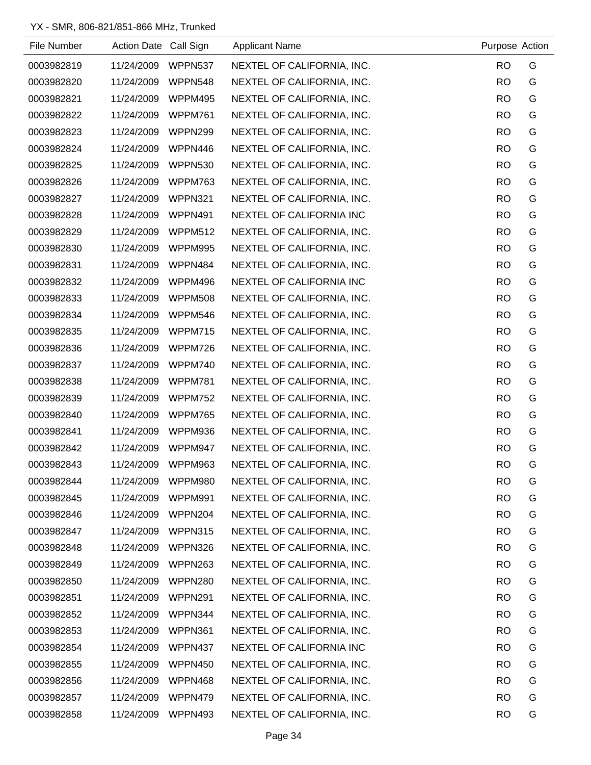YX - SMR, 806-821/851-866 MHz, Trunked

| File Number | Action Date | Call Sign | Applicant Name | Purpose | Action |
|---|---|---|---|---|---|
| 0003982819 | 11/24/2009 | WPPN537 | NEXTEL OF CALIFORNIA, INC. | RO | G |
| 0003982820 | 11/24/2009 | WPPN548 | NEXTEL OF CALIFORNIA, INC. | RO | G |
| 0003982821 | 11/24/2009 | WPPM495 | NEXTEL OF CALIFORNIA, INC. | RO | G |
| 0003982822 | 11/24/2009 | WPPM761 | NEXTEL OF CALIFORNIA, INC. | RO | G |
| 0003982823 | 11/24/2009 | WPPN299 | NEXTEL OF CALIFORNIA, INC. | RO | G |
| 0003982824 | 11/24/2009 | WPPN446 | NEXTEL OF CALIFORNIA, INC. | RO | G |
| 0003982825 | 11/24/2009 | WPPN530 | NEXTEL OF CALIFORNIA, INC. | RO | G |
| 0003982826 | 11/24/2009 | WPPM763 | NEXTEL OF CALIFORNIA, INC. | RO | G |
| 0003982827 | 11/24/2009 | WPPN321 | NEXTEL OF CALIFORNIA, INC. | RO | G |
| 0003982828 | 11/24/2009 | WPPN491 | NEXTEL OF CALIFORNIA INC | RO | G |
| 0003982829 | 11/24/2009 | WPPM512 | NEXTEL OF CALIFORNIA, INC. | RO | G |
| 0003982830 | 11/24/2009 | WPPM995 | NEXTEL OF CALIFORNIA, INC. | RO | G |
| 0003982831 | 11/24/2009 | WPPN484 | NEXTEL OF CALIFORNIA, INC. | RO | G |
| 0003982832 | 11/24/2009 | WPPM496 | NEXTEL OF CALIFORNIA INC | RO | G |
| 0003982833 | 11/24/2009 | WPPM508 | NEXTEL OF CALIFORNIA, INC. | RO | G |
| 0003982834 | 11/24/2009 | WPPM546 | NEXTEL OF CALIFORNIA, INC. | RO | G |
| 0003982835 | 11/24/2009 | WPPM715 | NEXTEL OF CALIFORNIA, INC. | RO | G |
| 0003982836 | 11/24/2009 | WPPM726 | NEXTEL OF CALIFORNIA, INC. | RO | G |
| 0003982837 | 11/24/2009 | WPPM740 | NEXTEL OF CALIFORNIA, INC. | RO | G |
| 0003982838 | 11/24/2009 | WPPM781 | NEXTEL OF CALIFORNIA, INC. | RO | G |
| 0003982839 | 11/24/2009 | WPPM752 | NEXTEL OF CALIFORNIA, INC. | RO | G |
| 0003982840 | 11/24/2009 | WPPM765 | NEXTEL OF CALIFORNIA, INC. | RO | G |
| 0003982841 | 11/24/2009 | WPPM936 | NEXTEL OF CALIFORNIA, INC. | RO | G |
| 0003982842 | 11/24/2009 | WPPM947 | NEXTEL OF CALIFORNIA, INC. | RO | G |
| 0003982843 | 11/24/2009 | WPPM963 | NEXTEL OF CALIFORNIA, INC. | RO | G |
| 0003982844 | 11/24/2009 | WPPM980 | NEXTEL OF CALIFORNIA, INC. | RO | G |
| 0003982845 | 11/24/2009 | WPPM991 | NEXTEL OF CALIFORNIA, INC. | RO | G |
| 0003982846 | 11/24/2009 | WPPN204 | NEXTEL OF CALIFORNIA, INC. | RO | G |
| 0003982847 | 11/24/2009 | WPPN315 | NEXTEL OF CALIFORNIA, INC. | RO | G |
| 0003982848 | 11/24/2009 | WPPN326 | NEXTEL OF CALIFORNIA, INC. | RO | G |
| 0003982849 | 11/24/2009 | WPPN263 | NEXTEL OF CALIFORNIA, INC. | RO | G |
| 0003982850 | 11/24/2009 | WPPN280 | NEXTEL OF CALIFORNIA, INC. | RO | G |
| 0003982851 | 11/24/2009 | WPPN291 | NEXTEL OF CALIFORNIA, INC. | RO | G |
| 0003982852 | 11/24/2009 | WPPN344 | NEXTEL OF CALIFORNIA, INC. | RO | G |
| 0003982853 | 11/24/2009 | WPPN361 | NEXTEL OF CALIFORNIA, INC. | RO | G |
| 0003982854 | 11/24/2009 | WPPN437 | NEXTEL OF CALIFORNIA INC | RO | G |
| 0003982855 | 11/24/2009 | WPPN450 | NEXTEL OF CALIFORNIA, INC. | RO | G |
| 0003982856 | 11/24/2009 | WPPN468 | NEXTEL OF CALIFORNIA, INC. | RO | G |
| 0003982857 | 11/24/2009 | WPPN479 | NEXTEL OF CALIFORNIA, INC. | RO | G |
| 0003982858 | 11/24/2009 | WPPN493 | NEXTEL OF CALIFORNIA, INC. | RO | G |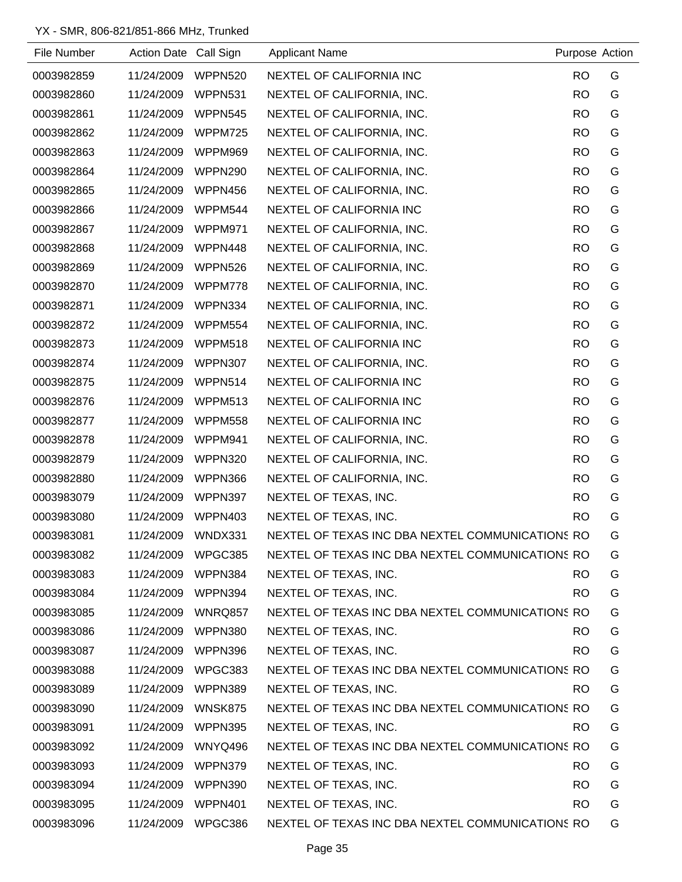YX - SMR, 806-821/851-866 MHz, Trunked

| File Number | Action Date | Call Sign | Applicant Name | Purpose | Action |
|---|---|---|---|---|---|
| 0003982859 | 11/24/2009 | WPPN520 | NEXTEL OF CALIFORNIA INC | RO | G |
| 0003982860 | 11/24/2009 | WPPN531 | NEXTEL OF CALIFORNIA, INC. | RO | G |
| 0003982861 | 11/24/2009 | WPPN545 | NEXTEL OF CALIFORNIA, INC. | RO | G |
| 0003982862 | 11/24/2009 | WPPM725 | NEXTEL OF CALIFORNIA, INC. | RO | G |
| 0003982863 | 11/24/2009 | WPPM969 | NEXTEL OF CALIFORNIA, INC. | RO | G |
| 0003982864 | 11/24/2009 | WPPN290 | NEXTEL OF CALIFORNIA, INC. | RO | G |
| 0003982865 | 11/24/2009 | WPPN456 | NEXTEL OF CALIFORNIA, INC. | RO | G |
| 0003982866 | 11/24/2009 | WPPM544 | NEXTEL OF CALIFORNIA INC | RO | G |
| 0003982867 | 11/24/2009 | WPPM971 | NEXTEL OF CALIFORNIA, INC. | RO | G |
| 0003982868 | 11/24/2009 | WPPN448 | NEXTEL OF CALIFORNIA, INC. | RO | G |
| 0003982869 | 11/24/2009 | WPPN526 | NEXTEL OF CALIFORNIA, INC. | RO | G |
| 0003982870 | 11/24/2009 | WPPM778 | NEXTEL OF CALIFORNIA, INC. | RO | G |
| 0003982871 | 11/24/2009 | WPPN334 | NEXTEL OF CALIFORNIA, INC. | RO | G |
| 0003982872 | 11/24/2009 | WPPM554 | NEXTEL OF CALIFORNIA, INC. | RO | G |
| 0003982873 | 11/24/2009 | WPPM518 | NEXTEL OF CALIFORNIA INC | RO | G |
| 0003982874 | 11/24/2009 | WPPN307 | NEXTEL OF CALIFORNIA, INC. | RO | G |
| 0003982875 | 11/24/2009 | WPPN514 | NEXTEL OF CALIFORNIA INC | RO | G |
| 0003982876 | 11/24/2009 | WPPM513 | NEXTEL OF CALIFORNIA INC | RO | G |
| 0003982877 | 11/24/2009 | WPPM558 | NEXTEL OF CALIFORNIA INC | RO | G |
| 0003982878 | 11/24/2009 | WPPM941 | NEXTEL OF CALIFORNIA, INC. | RO | G |
| 0003982879 | 11/24/2009 | WPPN320 | NEXTEL OF CALIFORNIA, INC. | RO | G |
| 0003982880 | 11/24/2009 | WPPN366 | NEXTEL OF CALIFORNIA, INC. | RO | G |
| 0003983079 | 11/24/2009 | WPPN397 | NEXTEL OF TEXAS, INC. | RO | G |
| 0003983080 | 11/24/2009 | WPPN403 | NEXTEL OF TEXAS, INC. | RO | G |
| 0003983081 | 11/24/2009 | WNDX331 | NEXTEL OF TEXAS INC DBA NEXTEL COMMUNICATIONS | RO | G |
| 0003983082 | 11/24/2009 | WPGC385 | NEXTEL OF TEXAS INC DBA NEXTEL COMMUNICATIONS | RO | G |
| 0003983083 | 11/24/2009 | WPPN384 | NEXTEL OF TEXAS, INC. | RO | G |
| 0003983084 | 11/24/2009 | WPPN394 | NEXTEL OF TEXAS, INC. | RO | G |
| 0003983085 | 11/24/2009 | WNRQ857 | NEXTEL OF TEXAS INC DBA NEXTEL COMMUNICATIONS | RO | G |
| 0003983086 | 11/24/2009 | WPPN380 | NEXTEL OF TEXAS, INC. | RO | G |
| 0003983087 | 11/24/2009 | WPPN396 | NEXTEL OF TEXAS, INC. | RO | G |
| 0003983088 | 11/24/2009 | WPGC383 | NEXTEL OF TEXAS INC DBA NEXTEL COMMUNICATIONS | RO | G |
| 0003983089 | 11/24/2009 | WPPN389 | NEXTEL OF TEXAS, INC. | RO | G |
| 0003983090 | 11/24/2009 | WNSK875 | NEXTEL OF TEXAS INC DBA NEXTEL COMMUNICATIONS | RO | G |
| 0003983091 | 11/24/2009 | WPPN395 | NEXTEL OF TEXAS, INC. | RO | G |
| 0003983092 | 11/24/2009 | WNYQ496 | NEXTEL OF TEXAS INC DBA NEXTEL COMMUNICATIONS | RO | G |
| 0003983093 | 11/24/2009 | WPPN379 | NEXTEL OF TEXAS, INC. | RO | G |
| 0003983094 | 11/24/2009 | WPPN390 | NEXTEL OF TEXAS, INC. | RO | G |
| 0003983095 | 11/24/2009 | WPPN401 | NEXTEL OF TEXAS, INC. | RO | G |
| 0003983096 | 11/24/2009 | WPGC386 | NEXTEL OF TEXAS INC DBA NEXTEL COMMUNICATIONS | RO | G |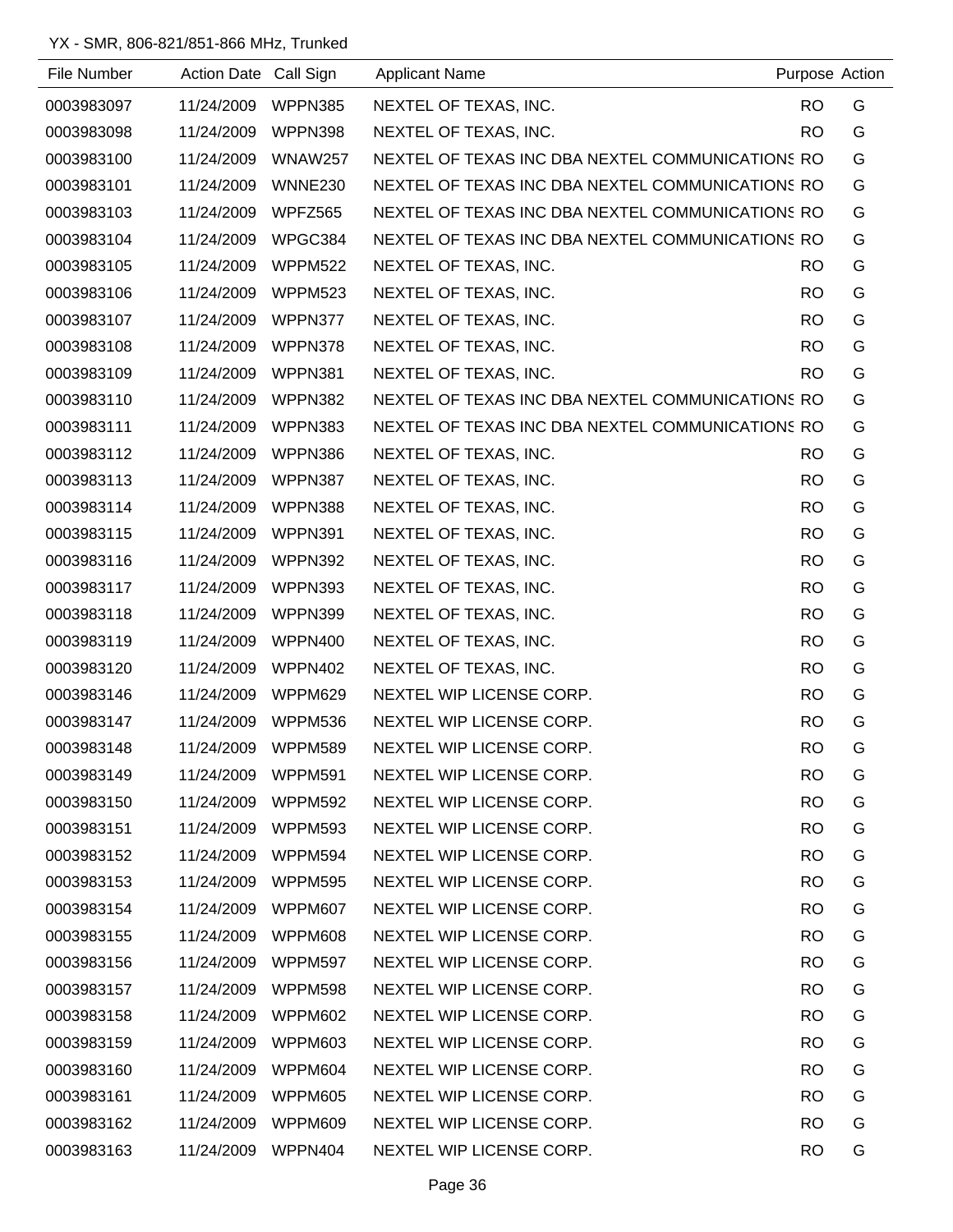YX - SMR, 806-821/851-866 MHz, Trunked

| File Number | Action Date | Call Sign | Applicant Name | Purpose | Action |
|---|---|---|---|---|---|
| 0003983097 | 11/24/2009 | WPPN385 | NEXTEL OF TEXAS, INC. | RO | G |
| 0003983098 | 11/24/2009 | WPPN398 | NEXTEL OF TEXAS, INC. | RO | G |
| 0003983100 | 11/24/2009 | WNAW257 | NEXTEL OF TEXAS INC DBA NEXTEL COMMUNICATIONS | RO | G |
| 0003983101 | 11/24/2009 | WNNE230 | NEXTEL OF TEXAS INC DBA NEXTEL COMMUNICATIONS | RO | G |
| 0003983103 | 11/24/2009 | WPFZ565 | NEXTEL OF TEXAS INC DBA NEXTEL COMMUNICATIONS | RO | G |
| 0003983104 | 11/24/2009 | WPGC384 | NEXTEL OF TEXAS INC DBA NEXTEL COMMUNICATIONS | RO | G |
| 0003983105 | 11/24/2009 | WPPM522 | NEXTEL OF TEXAS, INC. | RO | G |
| 0003983106 | 11/24/2009 | WPPM523 | NEXTEL OF TEXAS, INC. | RO | G |
| 0003983107 | 11/24/2009 | WPPN377 | NEXTEL OF TEXAS, INC. | RO | G |
| 0003983108 | 11/24/2009 | WPPN378 | NEXTEL OF TEXAS, INC. | RO | G |
| 0003983109 | 11/24/2009 | WPPN381 | NEXTEL OF TEXAS, INC. | RO | G |
| 0003983110 | 11/24/2009 | WPPN382 | NEXTEL OF TEXAS INC DBA NEXTEL COMMUNICATIONS | RO | G |
| 0003983111 | 11/24/2009 | WPPN383 | NEXTEL OF TEXAS INC DBA NEXTEL COMMUNICATIONS | RO | G |
| 0003983112 | 11/24/2009 | WPPN386 | NEXTEL OF TEXAS, INC. | RO | G |
| 0003983113 | 11/24/2009 | WPPN387 | NEXTEL OF TEXAS, INC. | RO | G |
| 0003983114 | 11/24/2009 | WPPN388 | NEXTEL OF TEXAS, INC. | RO | G |
| 0003983115 | 11/24/2009 | WPPN391 | NEXTEL OF TEXAS, INC. | RO | G |
| 0003983116 | 11/24/2009 | WPPN392 | NEXTEL OF TEXAS, INC. | RO | G |
| 0003983117 | 11/24/2009 | WPPN393 | NEXTEL OF TEXAS, INC. | RO | G |
| 0003983118 | 11/24/2009 | WPPN399 | NEXTEL OF TEXAS, INC. | RO | G |
| 0003983119 | 11/24/2009 | WPPN400 | NEXTEL OF TEXAS, INC. | RO | G |
| 0003983120 | 11/24/2009 | WPPN402 | NEXTEL OF TEXAS, INC. | RO | G |
| 0003983146 | 11/24/2009 | WPPM629 | NEXTEL WIP LICENSE CORP. | RO | G |
| 0003983147 | 11/24/2009 | WPPM536 | NEXTEL WIP LICENSE CORP. | RO | G |
| 0003983148 | 11/24/2009 | WPPM589 | NEXTEL WIP LICENSE CORP. | RO | G |
| 0003983149 | 11/24/2009 | WPPM591 | NEXTEL WIP LICENSE CORP. | RO | G |
| 0003983150 | 11/24/2009 | WPPM592 | NEXTEL WIP LICENSE CORP. | RO | G |
| 0003983151 | 11/24/2009 | WPPM593 | NEXTEL WIP LICENSE CORP. | RO | G |
| 0003983152 | 11/24/2009 | WPPM594 | NEXTEL WIP LICENSE CORP. | RO | G |
| 0003983153 | 11/24/2009 | WPPM595 | NEXTEL WIP LICENSE CORP. | RO | G |
| 0003983154 | 11/24/2009 | WPPM607 | NEXTEL WIP LICENSE CORP. | RO | G |
| 0003983155 | 11/24/2009 | WPPM608 | NEXTEL WIP LICENSE CORP. | RO | G |
| 0003983156 | 11/24/2009 | WPPM597 | NEXTEL WIP LICENSE CORP. | RO | G |
| 0003983157 | 11/24/2009 | WPPM598 | NEXTEL WIP LICENSE CORP. | RO | G |
| 0003983158 | 11/24/2009 | WPPM602 | NEXTEL WIP LICENSE CORP. | RO | G |
| 0003983159 | 11/24/2009 | WPPM603 | NEXTEL WIP LICENSE CORP. | RO | G |
| 0003983160 | 11/24/2009 | WPPM604 | NEXTEL WIP LICENSE CORP. | RO | G |
| 0003983161 | 11/24/2009 | WPPM605 | NEXTEL WIP LICENSE CORP. | RO | G |
| 0003983162 | 11/24/2009 | WPPM609 | NEXTEL WIP LICENSE CORP. | RO | G |
| 0003983163 | 11/24/2009 | WPPN404 | NEXTEL WIP LICENSE CORP. | RO | G |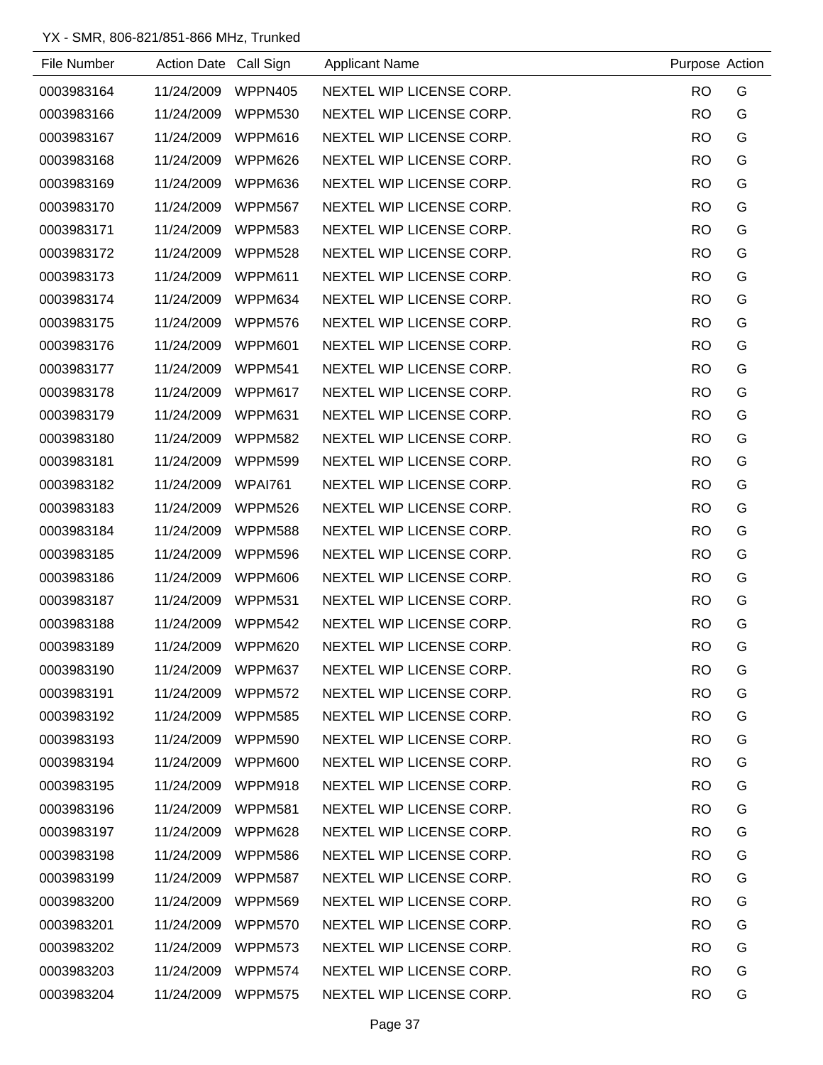YX - SMR, 806-821/851-866 MHz, Trunked

| File Number | Action Date | Call Sign | Applicant Name | Purpose | Action |
|---|---|---|---|---|---|
| 0003983164 | 11/24/2009 | WPPN405 | NEXTEL WIP LICENSE CORP. | RO | G |
| 0003983166 | 11/24/2009 | WPPM530 | NEXTEL WIP LICENSE CORP. | RO | G |
| 0003983167 | 11/24/2009 | WPPM616 | NEXTEL WIP LICENSE CORP. | RO | G |
| 0003983168 | 11/24/2009 | WPPM626 | NEXTEL WIP LICENSE CORP. | RO | G |
| 0003983169 | 11/24/2009 | WPPM636 | NEXTEL WIP LICENSE CORP. | RO | G |
| 0003983170 | 11/24/2009 | WPPM567 | NEXTEL WIP LICENSE CORP. | RO | G |
| 0003983171 | 11/24/2009 | WPPM583 | NEXTEL WIP LICENSE CORP. | RO | G |
| 0003983172 | 11/24/2009 | WPPM528 | NEXTEL WIP LICENSE CORP. | RO | G |
| 0003983173 | 11/24/2009 | WPPM611 | NEXTEL WIP LICENSE CORP. | RO | G |
| 0003983174 | 11/24/2009 | WPPM634 | NEXTEL WIP LICENSE CORP. | RO | G |
| 0003983175 | 11/24/2009 | WPPM576 | NEXTEL WIP LICENSE CORP. | RO | G |
| 0003983176 | 11/24/2009 | WPPM601 | NEXTEL WIP LICENSE CORP. | RO | G |
| 0003983177 | 11/24/2009 | WPPM541 | NEXTEL WIP LICENSE CORP. | RO | G |
| 0003983178 | 11/24/2009 | WPPM617 | NEXTEL WIP LICENSE CORP. | RO | G |
| 0003983179 | 11/24/2009 | WPPM631 | NEXTEL WIP LICENSE CORP. | RO | G |
| 0003983180 | 11/24/2009 | WPPM582 | NEXTEL WIP LICENSE CORP. | RO | G |
| 0003983181 | 11/24/2009 | WPPM599 | NEXTEL WIP LICENSE CORP. | RO | G |
| 0003983182 | 11/24/2009 | WPAI761 | NEXTEL WIP LICENSE CORP. | RO | G |
| 0003983183 | 11/24/2009 | WPPM526 | NEXTEL WIP LICENSE CORP. | RO | G |
| 0003983184 | 11/24/2009 | WPPM588 | NEXTEL WIP LICENSE CORP. | RO | G |
| 0003983185 | 11/24/2009 | WPPM596 | NEXTEL WIP LICENSE CORP. | RO | G |
| 0003983186 | 11/24/2009 | WPPM606 | NEXTEL WIP LICENSE CORP. | RO | G |
| 0003983187 | 11/24/2009 | WPPM531 | NEXTEL WIP LICENSE CORP. | RO | G |
| 0003983188 | 11/24/2009 | WPPM542 | NEXTEL WIP LICENSE CORP. | RO | G |
| 0003983189 | 11/24/2009 | WPPM620 | NEXTEL WIP LICENSE CORP. | RO | G |
| 0003983190 | 11/24/2009 | WPPM637 | NEXTEL WIP LICENSE CORP. | RO | G |
| 0003983191 | 11/24/2009 | WPPM572 | NEXTEL WIP LICENSE CORP. | RO | G |
| 0003983192 | 11/24/2009 | WPPM585 | NEXTEL WIP LICENSE CORP. | RO | G |
| 0003983193 | 11/24/2009 | WPPM590 | NEXTEL WIP LICENSE CORP. | RO | G |
| 0003983194 | 11/24/2009 | WPPM600 | NEXTEL WIP LICENSE CORP. | RO | G |
| 0003983195 | 11/24/2009 | WPPM918 | NEXTEL WIP LICENSE CORP. | RO | G |
| 0003983196 | 11/24/2009 | WPPM581 | NEXTEL WIP LICENSE CORP. | RO | G |
| 0003983197 | 11/24/2009 | WPPM628 | NEXTEL WIP LICENSE CORP. | RO | G |
| 0003983198 | 11/24/2009 | WPPM586 | NEXTEL WIP LICENSE CORP. | RO | G |
| 0003983199 | 11/24/2009 | WPPM587 | NEXTEL WIP LICENSE CORP. | RO | G |
| 0003983200 | 11/24/2009 | WPPM569 | NEXTEL WIP LICENSE CORP. | RO | G |
| 0003983201 | 11/24/2009 | WPPM570 | NEXTEL WIP LICENSE CORP. | RO | G |
| 0003983202 | 11/24/2009 | WPPM573 | NEXTEL WIP LICENSE CORP. | RO | G |
| 0003983203 | 11/24/2009 | WPPM574 | NEXTEL WIP LICENSE CORP. | RO | G |
| 0003983204 | 11/24/2009 | WPPM575 | NEXTEL WIP LICENSE CORP. | RO | G |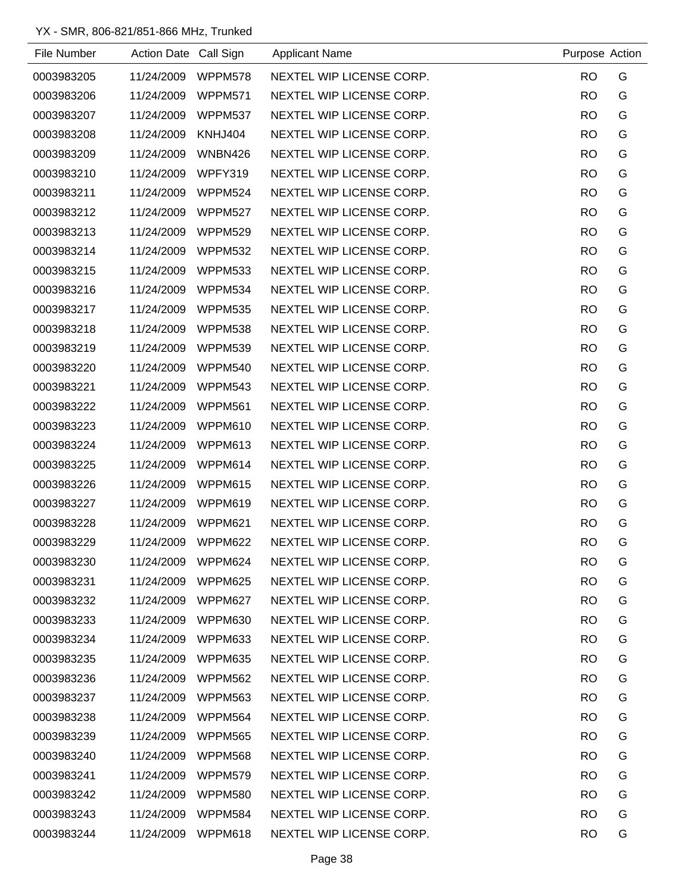YX - SMR, 806-821/851-866 MHz, Trunked

| File Number | Action Date | Call Sign | Applicant Name | Purpose | Action |
|---|---|---|---|---|---|
| 0003983205 | 11/24/2009 | WPPM578 | NEXTEL WIP LICENSE CORP. | RO | G |
| 0003983206 | 11/24/2009 | WPPM571 | NEXTEL WIP LICENSE CORP. | RO | G |
| 0003983207 | 11/24/2009 | WPPM537 | NEXTEL WIP LICENSE CORP. | RO | G |
| 0003983208 | 11/24/2009 | KNHJ404 | NEXTEL WIP LICENSE CORP. | RO | G |
| 0003983209 | 11/24/2009 | WNBN426 | NEXTEL WIP LICENSE CORP. | RO | G |
| 0003983210 | 11/24/2009 | WPFY319 | NEXTEL WIP LICENSE CORP. | RO | G |
| 0003983211 | 11/24/2009 | WPPM524 | NEXTEL WIP LICENSE CORP. | RO | G |
| 0003983212 | 11/24/2009 | WPPM527 | NEXTEL WIP LICENSE CORP. | RO | G |
| 0003983213 | 11/24/2009 | WPPM529 | NEXTEL WIP LICENSE CORP. | RO | G |
| 0003983214 | 11/24/2009 | WPPM532 | NEXTEL WIP LICENSE CORP. | RO | G |
| 0003983215 | 11/24/2009 | WPPM533 | NEXTEL WIP LICENSE CORP. | RO | G |
| 0003983216 | 11/24/2009 | WPPM534 | NEXTEL WIP LICENSE CORP. | RO | G |
| 0003983217 | 11/24/2009 | WPPM535 | NEXTEL WIP LICENSE CORP. | RO | G |
| 0003983218 | 11/24/2009 | WPPM538 | NEXTEL WIP LICENSE CORP. | RO | G |
| 0003983219 | 11/24/2009 | WPPM539 | NEXTEL WIP LICENSE CORP. | RO | G |
| 0003983220 | 11/24/2009 | WPPM540 | NEXTEL WIP LICENSE CORP. | RO | G |
| 0003983221 | 11/24/2009 | WPPM543 | NEXTEL WIP LICENSE CORP. | RO | G |
| 0003983222 | 11/24/2009 | WPPM561 | NEXTEL WIP LICENSE CORP. | RO | G |
| 0003983223 | 11/24/2009 | WPPM610 | NEXTEL WIP LICENSE CORP. | RO | G |
| 0003983224 | 11/24/2009 | WPPM613 | NEXTEL WIP LICENSE CORP. | RO | G |
| 0003983225 | 11/24/2009 | WPPM614 | NEXTEL WIP LICENSE CORP. | RO | G |
| 0003983226 | 11/24/2009 | WPPM615 | NEXTEL WIP LICENSE CORP. | RO | G |
| 0003983227 | 11/24/2009 | WPPM619 | NEXTEL WIP LICENSE CORP. | RO | G |
| 0003983228 | 11/24/2009 | WPPM621 | NEXTEL WIP LICENSE CORP. | RO | G |
| 0003983229 | 11/24/2009 | WPPM622 | NEXTEL WIP LICENSE CORP. | RO | G |
| 0003983230 | 11/24/2009 | WPPM624 | NEXTEL WIP LICENSE CORP. | RO | G |
| 0003983231 | 11/24/2009 | WPPM625 | NEXTEL WIP LICENSE CORP. | RO | G |
| 0003983232 | 11/24/2009 | WPPM627 | NEXTEL WIP LICENSE CORP. | RO | G |
| 0003983233 | 11/24/2009 | WPPM630 | NEXTEL WIP LICENSE CORP. | RO | G |
| 0003983234 | 11/24/2009 | WPPM633 | NEXTEL WIP LICENSE CORP. | RO | G |
| 0003983235 | 11/24/2009 | WPPM635 | NEXTEL WIP LICENSE CORP. | RO | G |
| 0003983236 | 11/24/2009 | WPPM562 | NEXTEL WIP LICENSE CORP. | RO | G |
| 0003983237 | 11/24/2009 | WPPM563 | NEXTEL WIP LICENSE CORP. | RO | G |
| 0003983238 | 11/24/2009 | WPPM564 | NEXTEL WIP LICENSE CORP. | RO | G |
| 0003983239 | 11/24/2009 | WPPM565 | NEXTEL WIP LICENSE CORP. | RO | G |
| 0003983240 | 11/24/2009 | WPPM568 | NEXTEL WIP LICENSE CORP. | RO | G |
| 0003983241 | 11/24/2009 | WPPM579 | NEXTEL WIP LICENSE CORP. | RO | G |
| 0003983242 | 11/24/2009 | WPPM580 | NEXTEL WIP LICENSE CORP. | RO | G |
| 0003983243 | 11/24/2009 | WPPM584 | NEXTEL WIP LICENSE CORP. | RO | G |
| 0003983244 | 11/24/2009 | WPPM618 | NEXTEL WIP LICENSE CORP. | RO | G |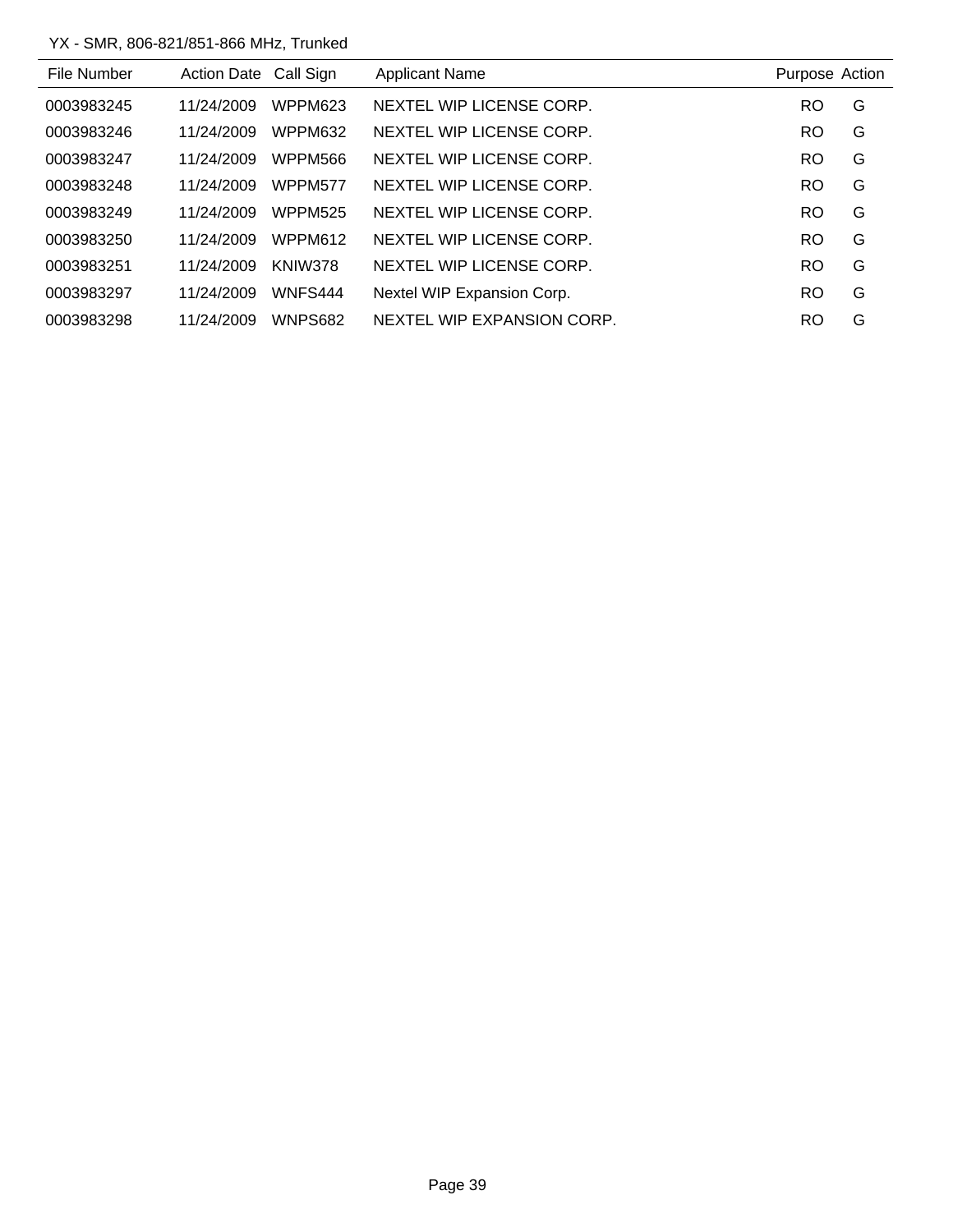YX - SMR, 806-821/851-866 MHz, Trunked

| File Number | Action Date | Call Sign | Applicant Name | Purpose | Action |
|---|---|---|---|---|---|
| 0003983245 | 11/24/2009 | WPPM623 | NEXTEL WIP LICENSE CORP. | RO | G |
| 0003983246 | 11/24/2009 | WPPM632 | NEXTEL WIP LICENSE CORP. | RO | G |
| 0003983247 | 11/24/2009 | WPPM566 | NEXTEL WIP LICENSE CORP. | RO | G |
| 0003983248 | 11/24/2009 | WPPM577 | NEXTEL WIP LICENSE CORP. | RO | G |
| 0003983249 | 11/24/2009 | WPPM525 | NEXTEL WIP LICENSE CORP. | RO | G |
| 0003983250 | 11/24/2009 | WPPM612 | NEXTEL WIP LICENSE CORP. | RO | G |
| 0003983251 | 11/24/2009 | KNIW378 | NEXTEL WIP LICENSE CORP. | RO | G |
| 0003983297 | 11/24/2009 | WNFS444 | Nextel WIP Expansion Corp. | RO | G |
| 0003983298 | 11/24/2009 | WNPS682 | NEXTEL WIP EXPANSION CORP. | RO | G |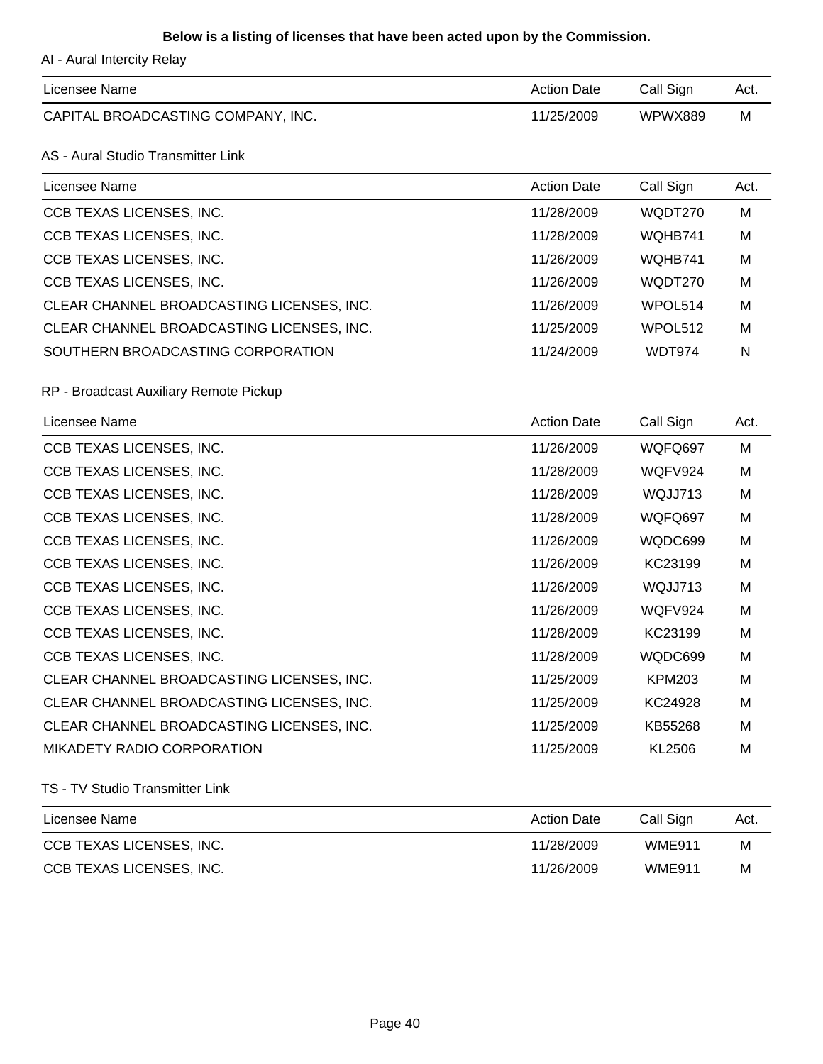**Below is a listing of licenses that have been acted upon by the Commission.**

AI - Aural Intercity Relay

| Licensee Name | Action Date | Call Sign | Act. |
| --- | --- | --- | --- |
| CAPITAL BROADCASTING COMPANY, INC. | 11/25/2009 | WPWX889 | M |

AS - Aural Studio Transmitter Link

| Licensee Name | Action Date | Call Sign | Act. |
| --- | --- | --- | --- |
| CCB TEXAS LICENSES, INC. | 11/28/2009 | WQDT270 | M |
| CCB TEXAS LICENSES, INC. | 11/28/2009 | WQHB741 | M |
| CCB TEXAS LICENSES, INC. | 11/26/2009 | WQHB741 | M |
| CCB TEXAS LICENSES, INC. | 11/26/2009 | WQDT270 | M |
| CLEAR CHANNEL BROADCASTING LICENSES, INC. | 11/26/2009 | WPOL514 | M |
| CLEAR CHANNEL BROADCASTING LICENSES, INC. | 11/25/2009 | WPOL512 | M |
| SOUTHERN BROADCASTING CORPORATION | 11/24/2009 | WDT974 | N |

RP - Broadcast Auxiliary Remote Pickup

| Licensee Name | Action Date | Call Sign | Act. |
| --- | --- | --- | --- |
| CCB TEXAS LICENSES, INC. | 11/26/2009 | WQFQ697 | M |
| CCB TEXAS LICENSES, INC. | 11/28/2009 | WQFV924 | M |
| CCB TEXAS LICENSES, INC. | 11/28/2009 | WQJJ713 | M |
| CCB TEXAS LICENSES, INC. | 11/28/2009 | WQFQ697 | M |
| CCB TEXAS LICENSES, INC. | 11/26/2009 | WQDC699 | M |
| CCB TEXAS LICENSES, INC. | 11/26/2009 | KC23199 | M |
| CCB TEXAS LICENSES, INC. | 11/26/2009 | WQJJ713 | M |
| CCB TEXAS LICENSES, INC. | 11/26/2009 | WQFV924 | M |
| CCB TEXAS LICENSES, INC. | 11/28/2009 | KC23199 | M |
| CCB TEXAS LICENSES, INC. | 11/28/2009 | WQDC699 | M |
| CLEAR CHANNEL BROADCASTING LICENSES, INC. | 11/25/2009 | KPM203 | M |
| CLEAR CHANNEL BROADCASTING LICENSES, INC. | 11/25/2009 | KC24928 | M |
| CLEAR CHANNEL BROADCASTING LICENSES, INC. | 11/25/2009 | KB55268 | M |
| MIKADETY RADIO CORPORATION | 11/25/2009 | KL2506 | M |

TS - TV Studio Transmitter Link

| Licensee Name | Action Date | Call Sign | Act. |
| --- | --- | --- | --- |
| CCB TEXAS LICENSES, INC. | 11/28/2009 | WME911 | M |
| CCB TEXAS LICENSES, INC. | 11/26/2009 | WME911 | M |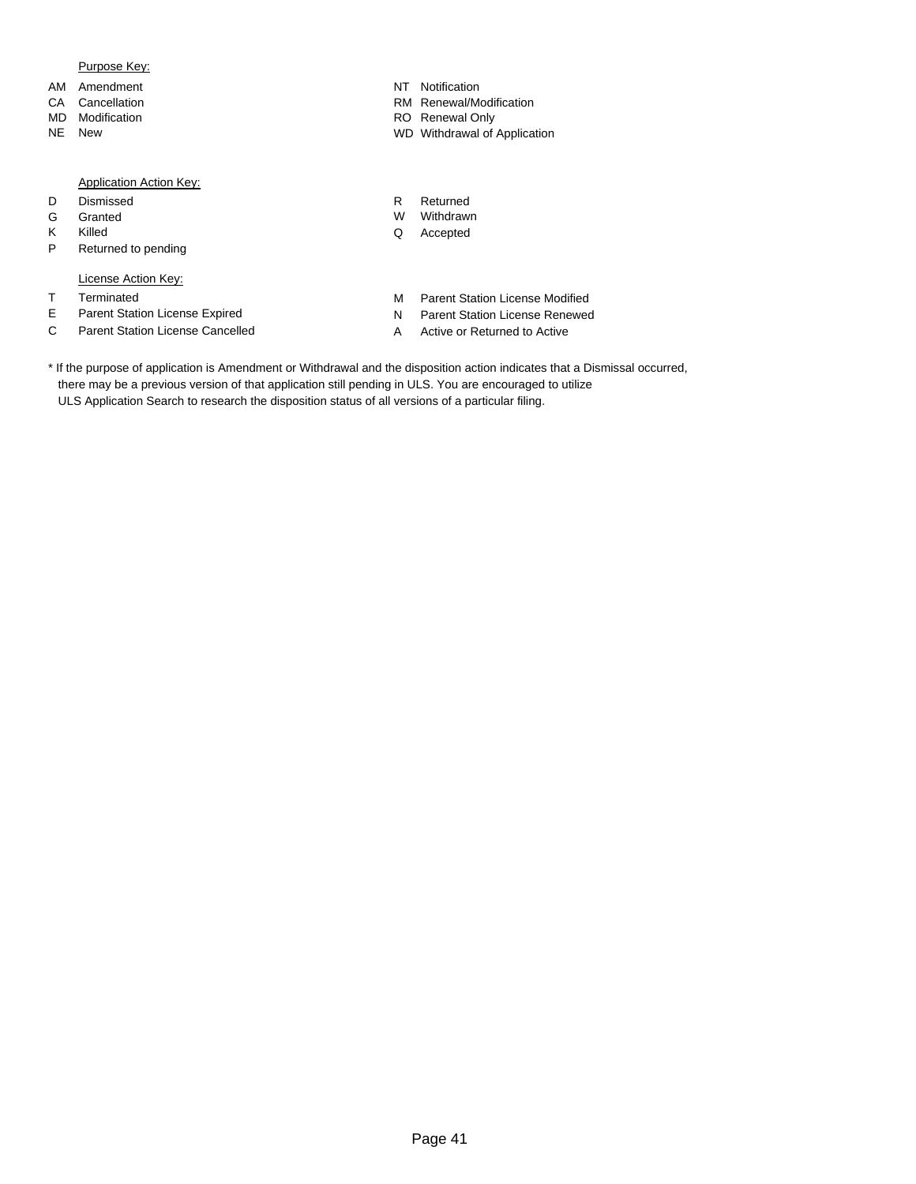Purpose Key:

| | | | |
|---|---|---|---|
| AM | Amendment | NT | Notification |
| CA | Cancellation | RM | Renewal/Modification |
| MD | Modification | RO | Renewal Only |
| NE | New | WD | Withdrawal of Application |

Application Action Key:

| | | | |
|---|---|---|---|
| D | Dismissed | R | Returned |
| G | Granted | W | Withdrawn |
| K | Killed | Q | Accepted |
| P | Returned to pending | | |

License Action Key:

| | | | |
|---|---|---|---|
| T | Terminated | M | Parent Station License Modified |
| E | Parent Station License Expired | N | Parent Station License Renewed |
| C | Parent Station License Cancelled | A | Active or Returned to Active |

* If the purpose of application is Amendment or Withdrawal and the disposition action indicates that a Dismissal occurred, there may be a previous version of that application still pending in ULS. You are encouraged to utilize ULS Application Search to research the disposition status of all versions of a particular filing.